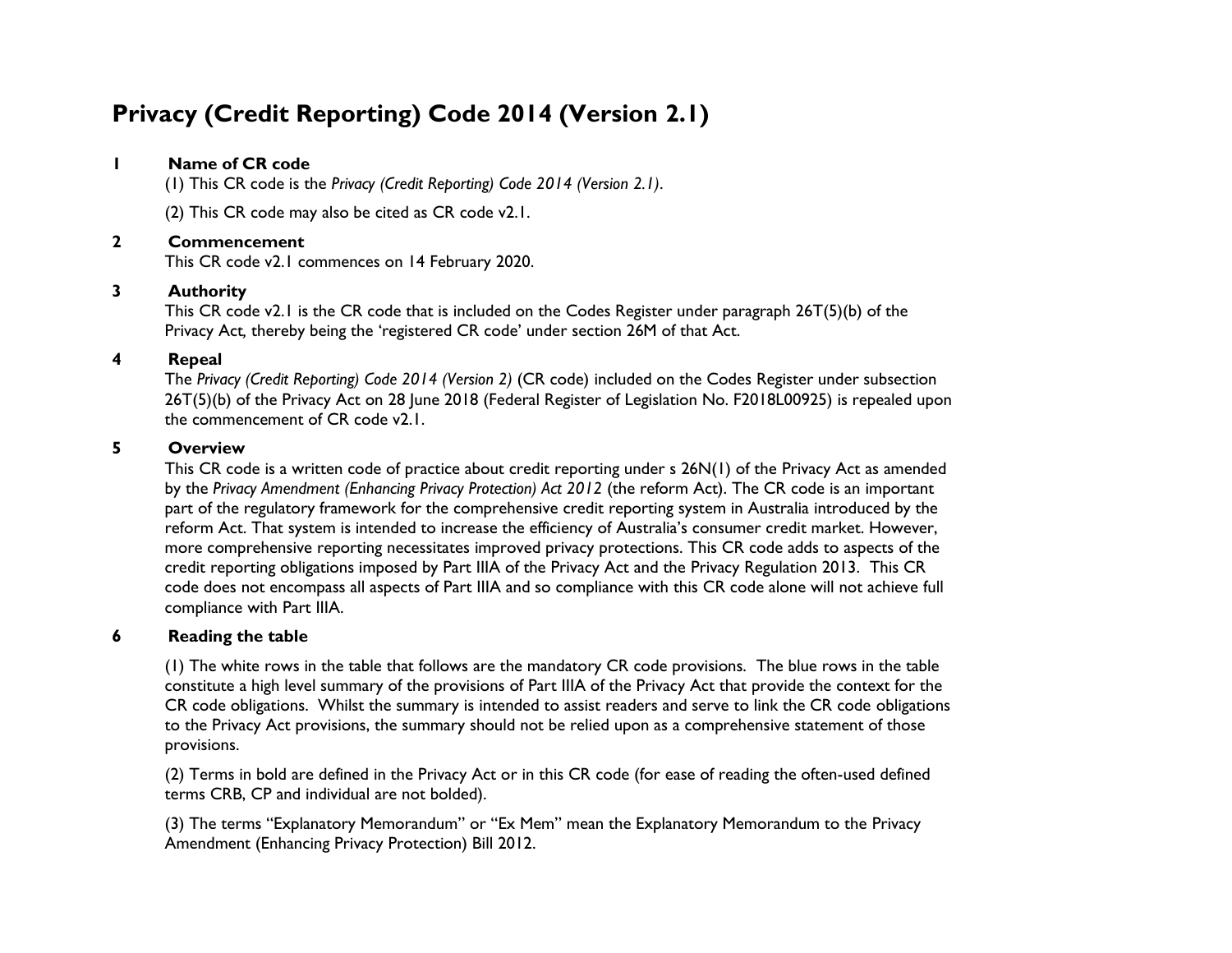# Privacy (Credit Reporting) Code 2014 (Version 2.1)

## 1 Name of CR code

(1) This CR code is the *Privacy (Credit Reporting) Code 2014 (Version 2.1)*.

(2) This CR code may also be cited as CR code v2.1.

## 2 Commencement

This CR code v2.1 commences on 14 February 2020.

## 3 Authority

This CR code v2.1 is the CR code that is included on the Codes Register under paragraph 26T(5)(b) of the Privacy Act, thereby being the 'registered CR code' under section 26M of that Act.

## 4 Repeal

The *Privacy (Credit Reporting) Code 2014 (Version 2)* (CR code) included on the Codes Register under subsection 26T(5)(b) of the Privacy Act on 28 June 2018 (Federal Register of Legislation No. F2018L00925) is repealed upon the commencement of CR code v2.1.

## 5 Overview

This CR code is a written code of practice about credit reporting under s 26N(1) of the Privacy Act as amended by the *Privacy Amendment (Enhancing Privacy Protection) Act 2012* (the reform Act). The CR code is an important part of the regulatory framework for the comprehensive credit reporting system in Australia introduced by the reform Act. That system is intended to increase the efficiency of Australia's consumer credit market. However, more comprehensive reporting necessitates improved privacy protections. This CR code adds to aspects of the credit reporting obligations imposed by Part IIIA of the Privacy Act and the Privacy Regulation 2013. This CR code does not encompass all aspects of Part IIIA and so compliance with this CR code alone will not achieve full compliance with Part IIIA.

## 6 Reading the table

(1) The white rows in the table that follows are the mandatory CR code provisions. The blue rows in the table constitute a high level summary of the provisions of Part IIIA of the Privacy Act that provide the context for the CR code obligations. Whilst the summary is intended to assist readers and serve to link the CR code obligations to the Privacy Act provisions, the summary should not be relied upon as a comprehensive statement of those provisions.

(2) Terms in bold are defined in the Privacy Act or in this CR code (for ease of reading the often-used defined terms CRB, CP and individual are not bolded).

(3) The terms "Explanatory Memorandum" or "Ex Mem" mean the Explanatory Memorandum to the Privacy Amendment (Enhancing Privacy Protection) Bill 2012.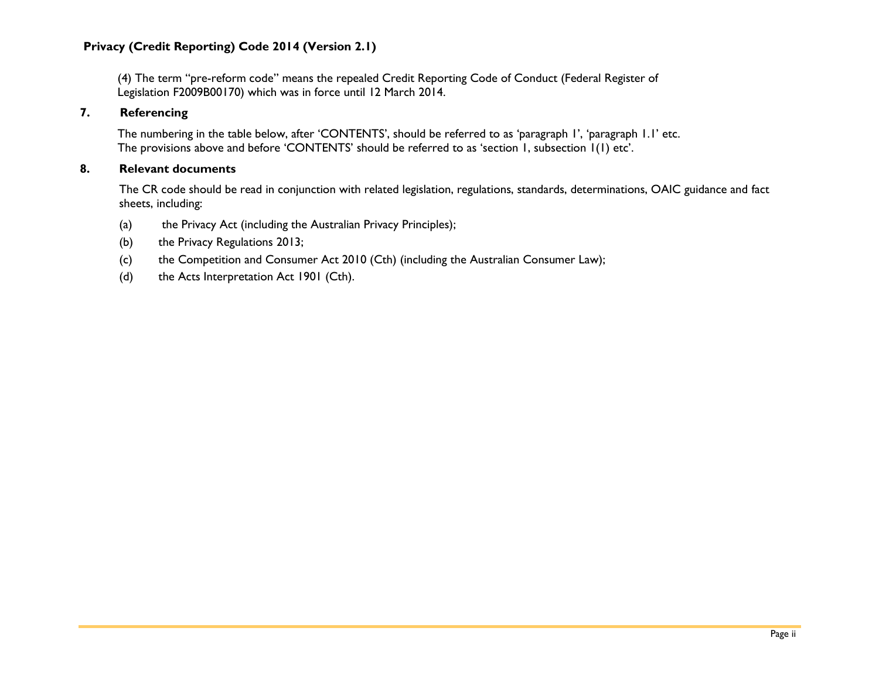(4) The term "pre-reform code" means the repealed Credit Reporting Code of Conduct (Federal Register of Legislation F2009B00170) which was in force until 12 March 2014.

## 7. Referencing

The numbering in the table below, after 'CONTENTS', should be referred to as 'paragraph 1', 'paragraph 1.1' etc. The provisions above and before 'CONTENTS' should be referred to as 'section 1, subsection 1(1) etc'.

## 8. Relevant documents

The CR code should be read in conjunction with related legislation, regulations, standards, determinations, OAIC guidance and fact sheets, including:

(a) the Privacy Act (including the Australian Privacy Principles);

(b) the Privacy Regulations 2013;

(c) the Competition and Consumer Act 2010 (Cth) (including the Australian Consumer Law);

(d) the Acts Interpretation Act 1901 (Cth).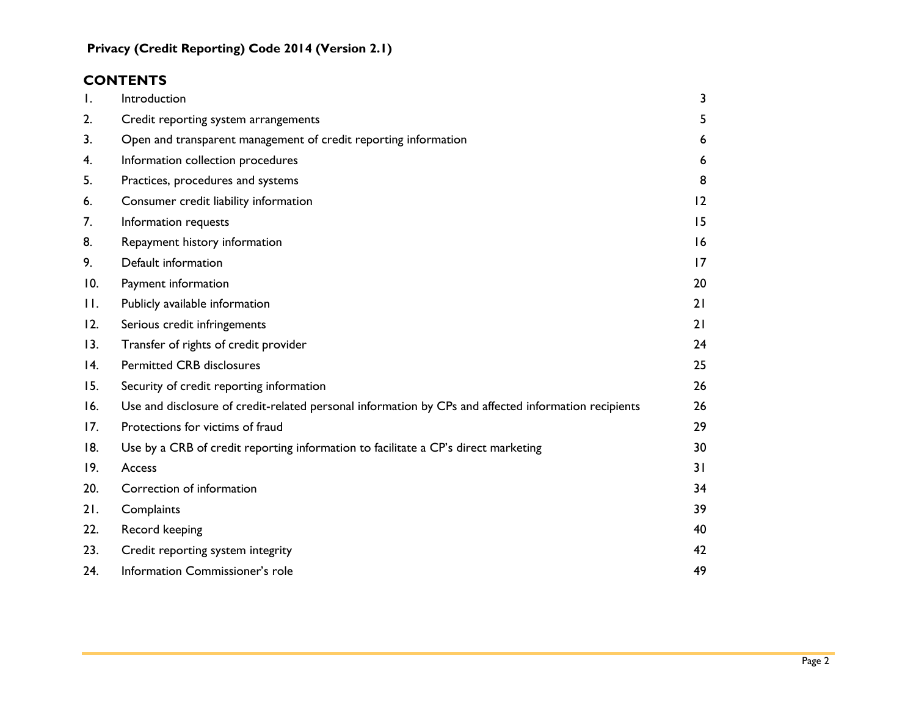**Privacy (Credit Reporting) Code 2014 (Version 2.1)**

## CONTENTS

| | | |
|---|---|---|
| 1. | Introduction | 3 |
| 2. | Credit reporting system arrangements | 5 |
| 3. | Open and transparent management of credit reporting information | 6 |
| 4. | Information collection procedures | 6 |
| 5. | Practices, procedures and systems | 8 |
| 6. | Consumer credit liability information | 12 |
| 7. | Information requests | 15 |
| 8. | Repayment history information | 16 |
| 9. | Default information | 17 |
| 10. | Payment information | 20 |
| 11. | Publicly available information | 21 |
| 12. | Serious credit infringements | 21 |
| 13. | Transfer of rights of credit provider | 24 |
| 14. | Permitted CRB disclosures | 25 |
| 15. | Security of credit reporting information | 26 |
| 16. | Use and disclosure of credit-related personal information by CPs and affected information recipients | 26 |
| 17. | Protections for victims of fraud | 29 |
| 18. | Use by a CRB of credit reporting information to facilitate a CP's direct marketing | 30 |
| 19. | Access | 31 |
| 20. | Correction of information | 34 |
| 21. | Complaints | 39 |
| 22. | Record keeping | 40 |
| 23. | Credit reporting system integrity | 42 |
| 24. | Information Commissioner's role | 49 |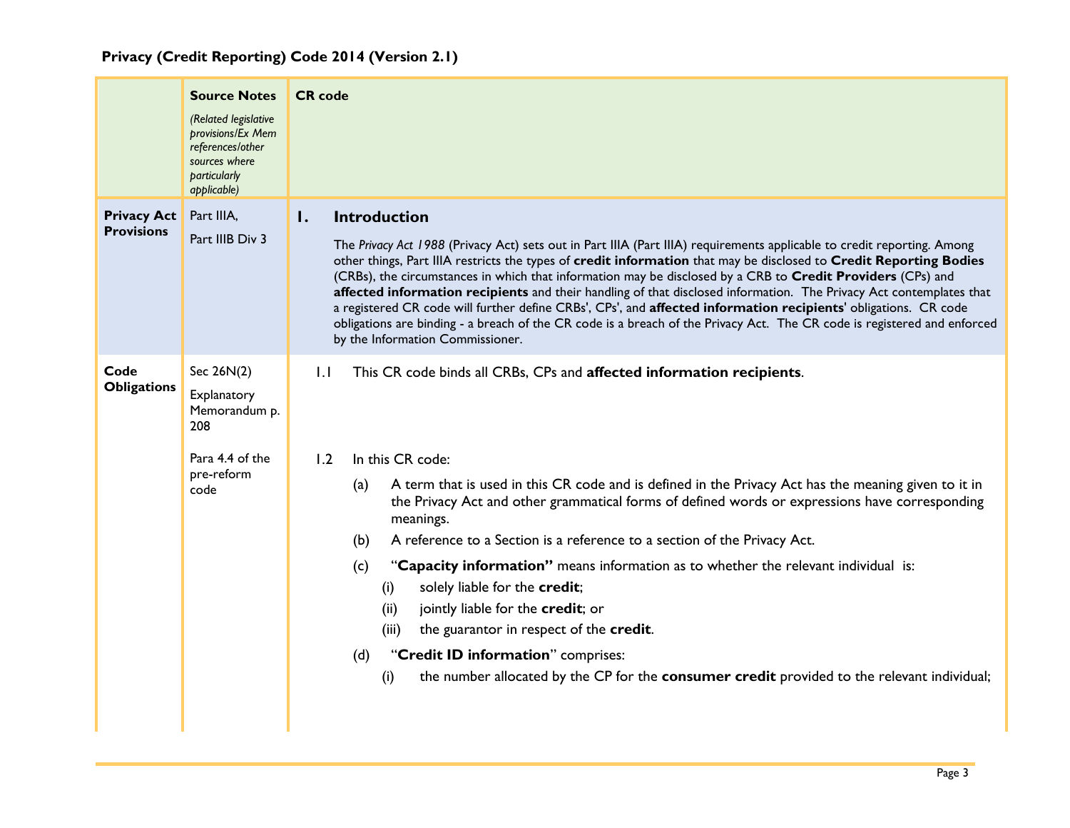**Privacy (Credit Reporting) Code 2014 (Version 2.1)**

| | **Source Notes** *(Related legislative provisions/Ex Mem references/other sources where particularly applicable)* | **CR code** |
|---|---|---|
| **Privacy Act Provisions** | Part IIIA, Part IIIB Div 3 | **1. Introduction** The *Privacy Act 1988* (Privacy Act) sets out in Part IIIA (Part IIIA) requirements applicable to credit reporting. Among other things, Part IIIA restricts the types of **credit information** that may be disclosed to **Credit Reporting Bodies** (CRBs), the circumstances in which that information may be disclosed by a CRB to **Credit Providers** (CPs) and **affected information recipients** and their handling of that disclosed information. The Privacy Act contemplates that a registered CR code will further define CRBs', CPs', and **affected information recipients**' obligations. CR code obligations are binding - a breach of the CR code is a breach of the Privacy Act. The CR code is registered and enforced by the Information Commissioner. |
| **Code Obligations** | Sec 26N(2) Explanatory Memorandum p. 208 | 1.1 This CR code binds all CRBs, CPs and **affected information recipients**. |
| | Para 4.4 of the pre-reform code | 1.2 In this CR code: (a) A term that is used in this CR code and is defined in the Privacy Act has the meaning given to it in the Privacy Act and other grammatical forms of defined words or expressions have corresponding meanings. (b) A reference to a Section is a reference to a section of the Privacy Act. (c) "**Capacity information**" means information as to whether the relevant individual is: (i) solely liable for the **credit**; (ii) jointly liable for the **credit**; or (iii) the guarantor in respect of the **credit**. (d) "**Credit ID information**" comprises: (i) the number allocated by the CP for the **consumer credit** provided to the relevant individual; |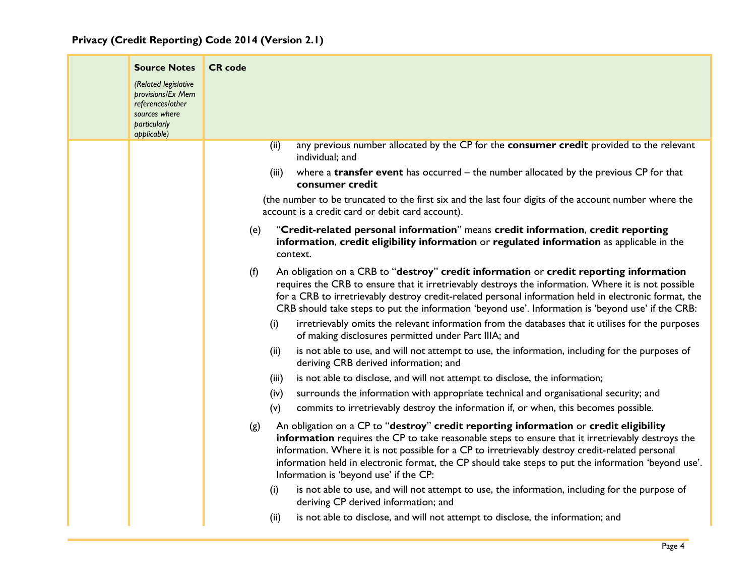## Privacy (Credit Reporting) Code 2014 (Version 2.1)

| | Source Notes *(Related legislative provisions/Ex Mem references/other sources where particularly applicable)* | CR code |
|---|---|---|
| | | (ii) any previous number allocated by the CP for the **consumer credit** provided to the relevant individual; and<br><br>(iii) where a **transfer event** has occurred – the number allocated by the previous CP for that **consumer credit**<br><br>(the number to be truncated to the first six and the last four digits of the account number where the account is a credit card or debit card account).<br><br>(e) "**Credit-related personal information**" means **credit information**, **credit reporting information**, **credit eligibility information** or **regulated information** as applicable in the context.<br><br>(f) An obligation on a CRB to "**destroy**" **credit information** or **credit reporting information** requires the CRB to ensure that it irretrievably destroys the information. Where it is not possible for a CRB to irretrievably destroy credit-related personal information held in electronic format, the CRB should take steps to put the information 'beyond use'. Information is 'beyond use' if the CRB:<br><br>(i) irretrievably omits the relevant information from the databases that it utilises for the purposes of making disclosures permitted under Part IIIA; and<br><br>(ii) is not able to use, and will not attempt to use, the information, including for the purposes of deriving CRB derived information; and<br><br>(iii) is not able to disclose, and will not attempt to disclose, the information;<br><br>(iv) surrounds the information with appropriate technical and organisational security; and<br><br>(v) commits to irretrievably destroy the information if, or when, this becomes possible.<br><br>(g) An obligation on a CP to "**destroy**" **credit reporting information** or **credit eligibility information** requires the CP to take reasonable steps to ensure that it irretrievably destroys the information. Where it is not possible for a CP to irretrievably destroy credit-related personal information held in electronic format, the CP should take steps to put the information 'beyond use'. Information is 'beyond use' if the CP:<br><br>(i) is not able to use, and will not attempt to use, the information, including for the purpose of deriving CP derived information; and<br><br>(ii) is not able to disclose, and will not attempt to disclose, the information; and |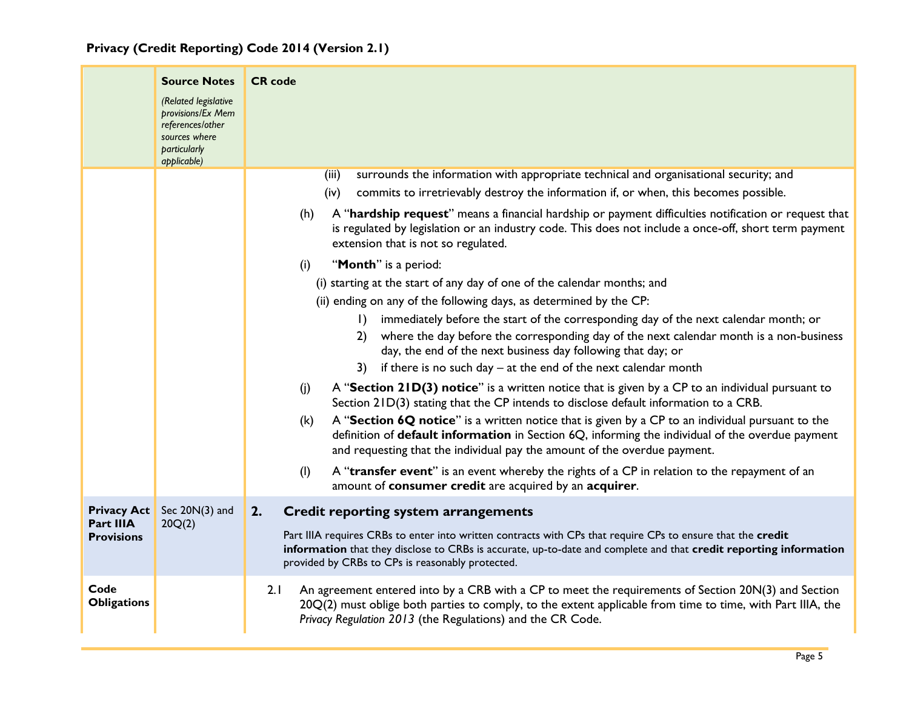**Privacy (Credit Reporting) Code 2014 (Version 2.1)**

| | Source Notes *(Related legislative provisions/Ex Mem references/other sources where particularly applicable)* | CR code |
|---|---|---|
| | | (iii) surrounds the information with appropriate technical and organisational security; and<br>(iv) commits to irretrievably destroy the information if, or when, this becomes possible.<br>(h) A "**hardship request**" means a financial hardship or payment difficulties notification or request that is regulated by legislation or an industry code. This does not include a once-off, short term payment extension that is not so regulated.<br>(i) "**Month**" is a period:<br>(i) starting at the start of any day of one of the calendar months; and<br>(ii) ending on any of the following days, as determined by the CP:<br>1) immediately before the start of the corresponding day of the next calendar month; or<br>2) where the day before the corresponding day of the next calendar month is a non-business day, the end of the next business day following that day; or<br>3) if there is no such day – at the end of the next calendar month<br>(j) A "**Section 21D(3) notice**" is a written notice that is given by a CP to an individual pursuant to Section 21D(3) stating that the CP intends to disclose default information to a CRB.<br>(k) A "**Section 6Q notice**" is a written notice that is given by a CP to an individual pursuant to the definition of **default information** in Section 6Q, informing the individual of the overdue payment and requesting that the individual pay the amount of the overdue payment.<br>(l) A "**transfer event**" is an event whereby the rights of a CP in relation to the repayment of an amount of **consumer credit** are acquired by an **acquirer**. |
| **Privacy Act Part IIIA Provisions** | Sec 20N(3) and 20Q(2) | **2. Credit reporting system arrangements**<br>Part IIIA requires CRBs to enter into written contracts with CPs that require CPs to ensure that the **credit information** that they disclose to CRBs is accurate, up-to-date and complete and that **credit reporting information** provided by CRBs to CPs is reasonably protected. |
| **Code Obligations** | | 2.1 An agreement entered into by a CRB with a CP to meet the requirements of Section 20N(3) and Section 20Q(2) must oblige both parties to comply, to the extent applicable from time to time, with Part IIIA, the *Privacy Regulation 2013* (the Regulations) and the CR Code. |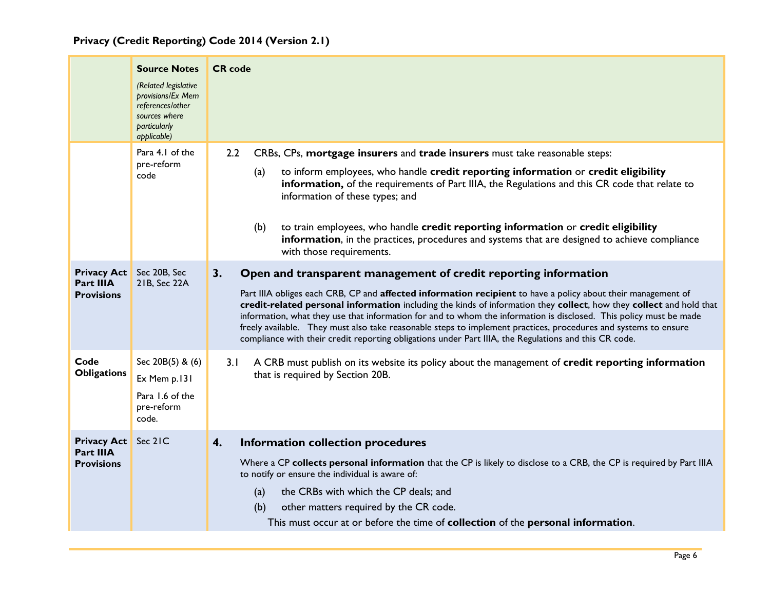**Privacy (Credit Reporting) Code 2014 (Version 2.1)**

| | **Source Notes** *(Related legislative provisions/Ex Mem references/other sources where particularly applicable)* | **CR code** |
|---|---|---|
| | Para 4.1 of the pre-reform code | 2.2 CRBs, CPs, **mortgage insurers** and **trade insurers** must take reasonable steps:<br><br>(a) to inform employees, who handle **credit reporting information** or **credit eligibility information,** of the requirements of Part IIIA, the Regulations and this CR code that relate to information of these types; and<br><br>(b) to train employees, who handle **credit reporting information** or **credit eligibility information**, in the practices, procedures and systems that are designed to achieve compliance with those requirements. |
| **Privacy Act Part IIIA Provisions** | Sec 20B, Sec 21B, Sec 22A | **3. Open and transparent management of credit reporting information**<br><br>Part IIIA obliges each CRB, CP and **affected information recipient** to have a policy about their management of **credit-related personal information** including the kinds of information they **collect**, how they **collect** and hold that information, what they use that information for and to whom the information is disclosed. This policy must be made freely available. They must also take reasonable steps to implement practices, procedures and systems to ensure compliance with their credit reporting obligations under Part IIIA, the Regulations and this CR code. |
| **Code Obligations** | Sec 20B(5) & (6)<br><br>Ex Mem p.131<br><br>Para 1.6 of the pre-reform code. | 3.1 A CRB must publish on its website its policy about the management of **credit reporting information** that is required by Section 20B. |
| **Privacy Act Part IIIA Provisions** | Sec 21C | **4. Information collection procedures**<br><br>Where a CP **collects personal information** that the CP is likely to disclose to a CRB, the CP is required by Part IIIA to notify or ensure the individual is aware of:<br><br>(a) the CRBs with which the CP deals; and<br><br>(b) other matters required by the CR code.<br><br>This must occur at or before the time of **collection** of the **personal information**. |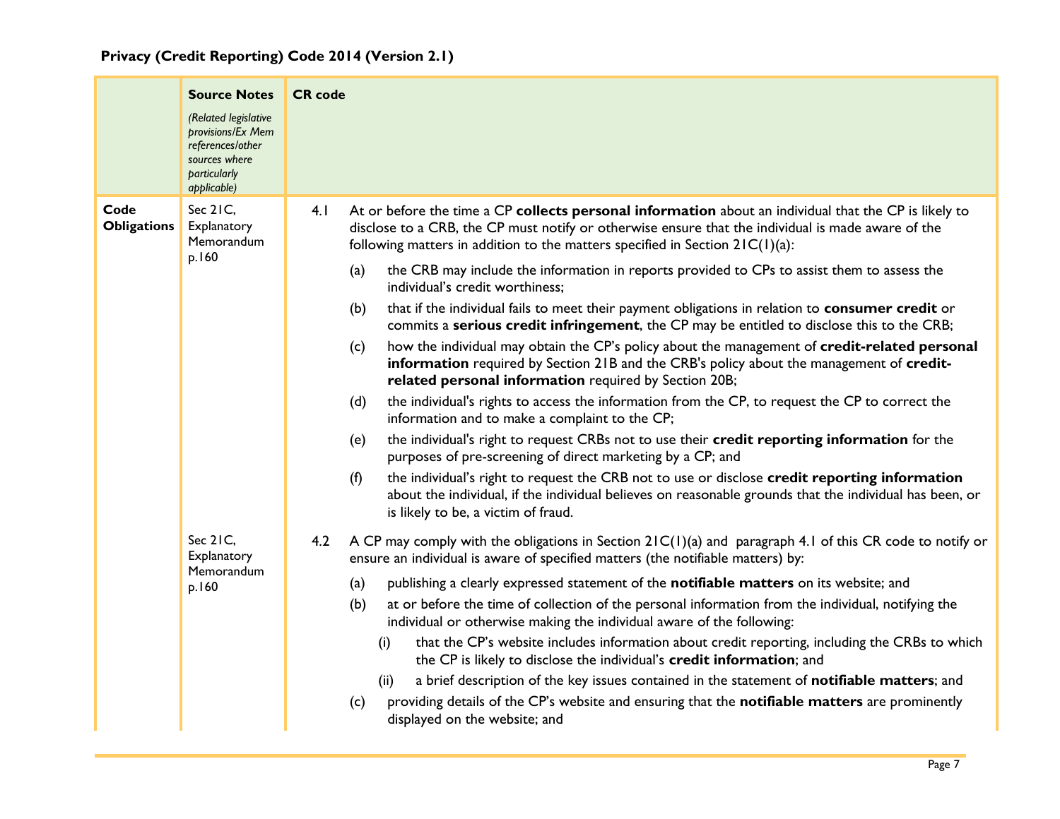**Privacy (Credit Reporting) Code 2014 (Version 2.1)**

| | **Source Notes** *(Related legislative provisions/Ex Mem references/other sources where particularly applicable)* | **CR code** |
|---|---|---|
| **Code Obligations** | Sec 21C, Explanatory Memorandum p.160 | 4.1 At or before the time a CP **collects personal information** about an individual that the CP is likely to disclose to a CRB, the CP must notify or otherwise ensure that the individual is made aware of the following matters in addition to the matters specified in Section 21C(1)(a):<br>(a) the CRB may include the information in reports provided to CPs to assist them to assess the individual's credit worthiness;<br>(b) that if the individual fails to meet their payment obligations in relation to **consumer credit** or commits a **serious credit infringement**, the CP may be entitled to disclose this to the CRB;<br>(c) how the individual may obtain the CP's policy about the management of **credit-related personal information** required by Section 21B and the CRB's policy about the management of **credit-related personal information** required by Section 20B;<br>(d) the individual's rights to access the information from the CP, to request the CP to correct the information and to make a complaint to the CP;<br>(e) the individual's right to request CRBs not to use their **credit reporting information** for the purposes of pre-screening of direct marketing by a CP; and<br>(f) the individual's right to request the CRB not to use or disclose **credit reporting information** about the individual, if the individual believes on reasonable grounds that the individual has been, or is likely to be, a victim of fraud. |
| | Sec 21C, Explanatory Memorandum p.160 | 4.2 A CP may comply with the obligations in Section 21C(1)(a) and paragraph 4.1 of this CR code to notify or ensure an individual is aware of specified matters (the notifiable matters) by:<br>(a) publishing a clearly expressed statement of the **notifiable matters** on its website; and<br>(b) at or before the time of collection of the personal information from the individual, notifying the individual or otherwise making the individual aware of the following:<br>(i) that the CP's website includes information about credit reporting, including the CRBs to which the CP is likely to disclose the individual's **credit information**; and<br>(ii) a brief description of the key issues contained in the statement of **notifiable matters**; and<br>(c) providing details of the CP's website and ensuring that the **notifiable matters** are prominently displayed on the website; and |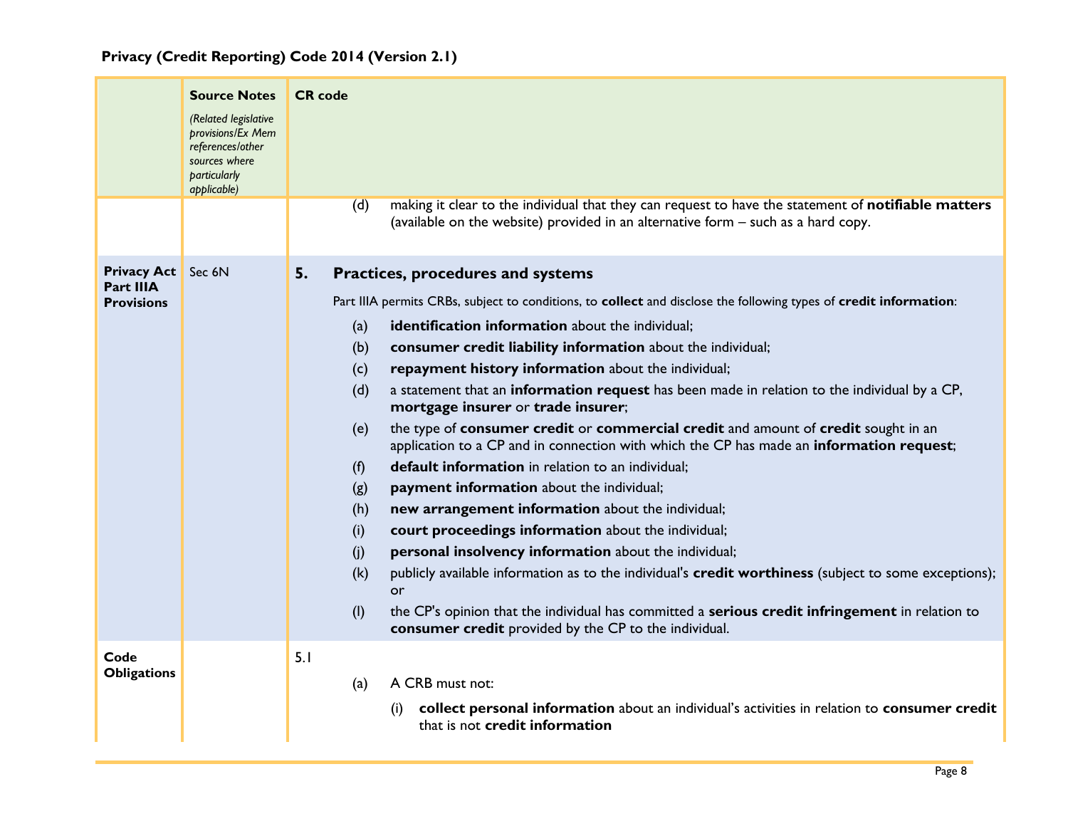**Privacy (Credit Reporting) Code 2014 (Version 2.1)**

| | **Source Notes** *(Related legislative provisions/Ex Mem references/other sources where particularly applicable)* | **CR code** |
|---|---|---|
| | | (d) making it clear to the individual that they can request to have the statement of **notifiable matters** (available on the website) provided in an alternative form – such as a hard copy. |
| **Privacy Act Part IIIA Provisions** | Sec 6N | **5. Practices, procedures and systems**<br><br>Part IIIA permits CRBs, subject to conditions, to **collect** and disclose the following types of **credit information**:<br><br>(a) **identification information** about the individual;<br>(b) **consumer credit liability information** about the individual;<br>(c) **repayment history information** about the individual;<br>(d) a statement that an **information request** has been made in relation to the individual by a CP, **mortgage insurer** or **trade insurer**;<br>(e) the type of **consumer credit** or **commercial credit** and amount of **credit** sought in an application to a CP and in connection with which the CP has made an **information request**;<br>(f) **default information** in relation to an individual;<br>(g) **payment information** about the individual;<br>(h) **new arrangement information** about the individual;<br>(i) **court proceedings information** about the individual;<br>(j) **personal insolvency information** about the individual;<br>(k) publicly available information as to the individual's **credit worthiness** (subject to some exceptions); or<br>(l) the CP's opinion that the individual has committed a **serious credit infringement** in relation to **consumer credit** provided by the CP to the individual. |
| **Code Obligations** | | 5.1<br><br>(a) A CRB must not:<br><br>(i) **collect personal information** about an individual's activities in relation to **consumer credit** that is not **credit information** |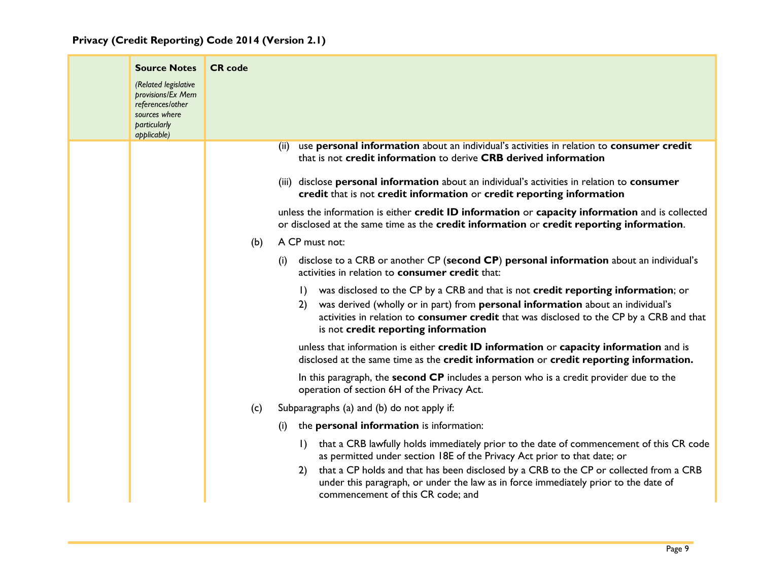| | Source Notes *(Related legislative provisions/Ex Mem references/other sources where particularly applicable)* | CR code |
|---|---|---|
| | | (ii) use **personal information** about an individual's activities in relation to **consumer credit** that is not **credit information** to derive **CRB derived information**<br><br>(iii) disclose **personal information** about an individual's activities in relation to **consumer credit** that is not **credit information** or **credit reporting information**<br><br>unless the information is either **credit ID information** or **capacity information** and is collected or disclosed at the same time as the **credit information** or **credit reporting information**.<br><br>(b) A CP must not:<br><br>(i) disclose to a CRB or another CP (**second CP**) **personal information** about an individual's activities in relation to **consumer credit** that:<br><br>1) was disclosed to the CP by a CRB and that is not **credit reporting information**; or<br>2) was derived (wholly or in part) from **personal information** about an individual's activities in relation to **consumer credit** that was disclosed to the CP by a CRB and that is not **credit reporting information**<br><br>unless that information is either **credit ID information** or **capacity information** and is disclosed at the same time as the **credit information** or **credit reporting information.**<br><br>In this paragraph, the **second CP** includes a person who is a credit provider due to the operation of section 6H of the Privacy Act.<br><br>(c) Subparagraphs (a) and (b) do not apply if:<br><br>(i) the **personal information** is information:<br><br>1) that a CRB lawfully holds immediately prior to the date of commencement of this CR code as permitted under section 18E of the Privacy Act prior to that date; or<br>2) that a CP holds and that has been disclosed by a CRB to the CP or collected from a CRB under this paragraph, or under the law as in force immediately prior to the date of commencement of this CR code; and |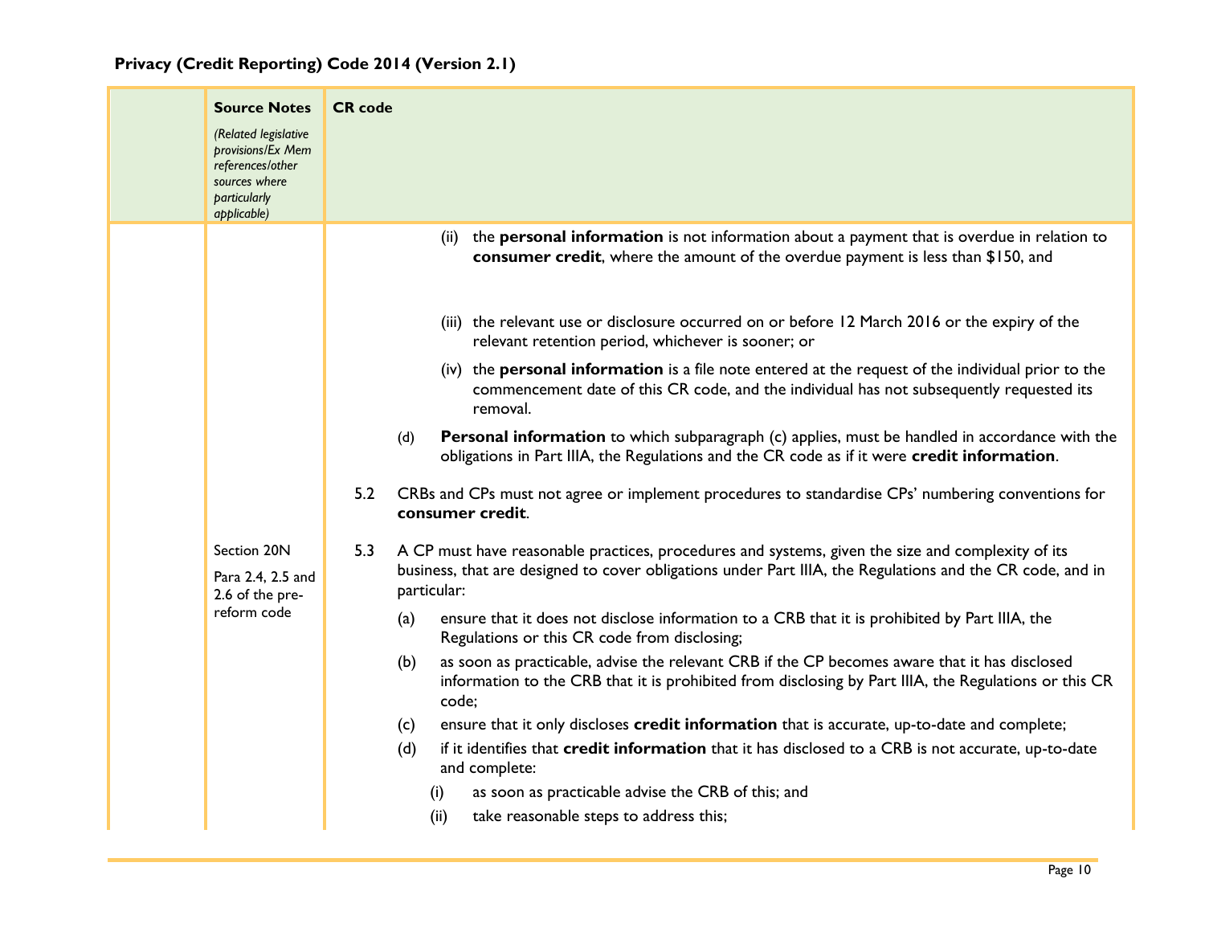| | Source Notes<br>*(Related legislative provisions/Ex Mem references/other sources where particularly applicable)* | CR code |
|---|---|---|
| | | (ii) the **personal information** is not information about a payment that is overdue in relation to **consumer credit**, where the amount of the overdue payment is less than $150, and<br><br>(iii) the relevant use or disclosure occurred on or before 12 March 2016 or the expiry of the relevant retention period, whichever is sooner; or<br><br>(iv) the **personal information** is a file note entered at the request of the individual prior to the commencement date of this CR code, and the individual has not subsequently requested its removal.<br><br>(d) **Personal information** to which subparagraph (c) applies, must be handled in accordance with the obligations in Part IIIA, the Regulations and the CR code as if it were **credit information**. |
| | | 5.2 CRBs and CPs must not agree or implement procedures to standardise CPs' numbering conventions for **consumer credit**. |
| | Section 20N<br><br>Para 2.4, 2.5 and 2.6 of the pre-reform code | 5.3 A CP must have reasonable practices, procedures and systems, given the size and complexity of its business, that are designed to cover obligations under Part IIIA, the Regulations and the CR code, and in particular:<br><br>(a) ensure that it does not disclose information to a CRB that it is prohibited by Part IIIA, the Regulations or this CR code from disclosing;<br><br>(b) as soon as practicable, advise the relevant CRB if the CP becomes aware that it has disclosed information to the CRB that it is prohibited from disclosing by Part IIIA, the Regulations or this CR code;<br><br>(c) ensure that it only discloses **credit information** that is accurate, up-to-date and complete;<br><br>(d) if it identifies that **credit information** that it has disclosed to a CRB is not accurate, up-to-date and complete:<br><br>(i) as soon as practicable advise the CRB of this; and<br><br>(ii) take reasonable steps to address this; |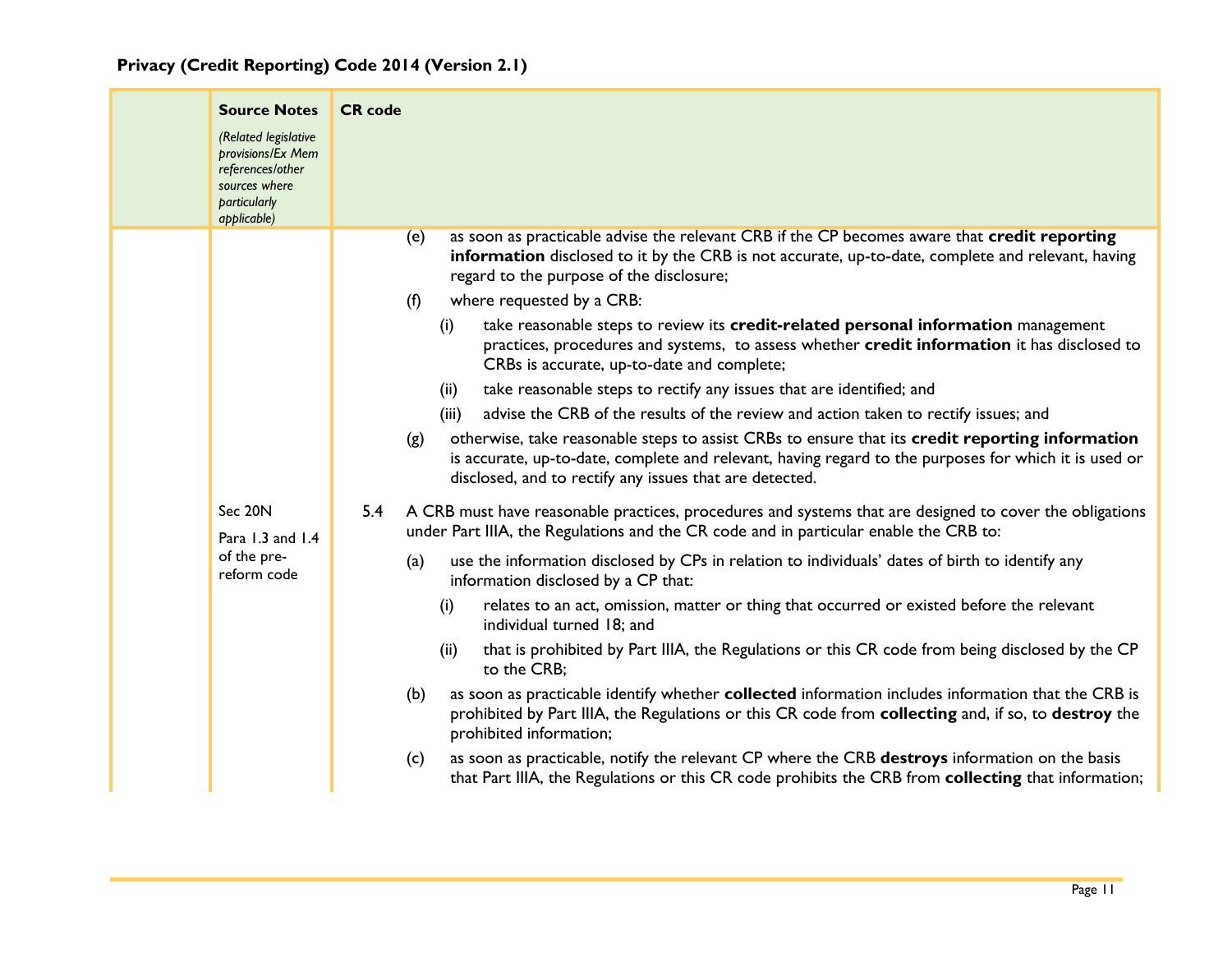| | Source Notes *(Related legislative provisions/Ex Mem references/other sources where particularly applicable)* | CR code |
|---|---|---|
| | | (e) as soon as practicable advise the relevant CRB if the CP becomes aware that **credit reporting information** disclosed to it by the CRB is not accurate, up-to-date, complete and relevant, having regard to the purpose of the disclosure;<br><br>(f) where requested by a CRB:<br><br>(i) take reasonable steps to review its **credit-related personal information** management practices, procedures and systems, to assess whether **credit information** it has disclosed to CRBs is accurate, up-to-date and complete;<br><br>(ii) take reasonable steps to rectify any issues that are identified; and<br><br>(iii) advise the CRB of the results of the review and action taken to rectify issues; and<br><br>(g) otherwise, take reasonable steps to assist CRBs to ensure that its **credit reporting information** is accurate, up-to-date, complete and relevant, having regard to the purposes for which it is used or disclosed, and to rectify any issues that are detected. |
| | Sec 20N<br><br>Para 1.3 and 1.4 of the pre-reform code | 5.4 A CRB must have reasonable practices, procedures and systems that are designed to cover the obligations under Part IIIA, the Regulations and the CR code and in particular enable the CRB to:<br><br>(a) use the information disclosed by CPs in relation to individuals' dates of birth to identify any information disclosed by a CP that:<br><br>(i) relates to an act, omission, matter or thing that occurred or existed before the relevant individual turned 18; and<br><br>(ii) that is prohibited by Part IIIA, the Regulations or this CR code from being disclosed by the CP to the CRB;<br><br>(b) as soon as practicable identify whether **collected** information includes information that the CRB is prohibited by Part IIIA, the Regulations or this CR code from **collecting** and, if so, to **destroy** the prohibited information;<br><br>(c) as soon as practicable, notify the relevant CP where the CRB **destroys** information on the basis that Part IIIA, the Regulations or this CR code prohibits the CRB from **collecting** that information; |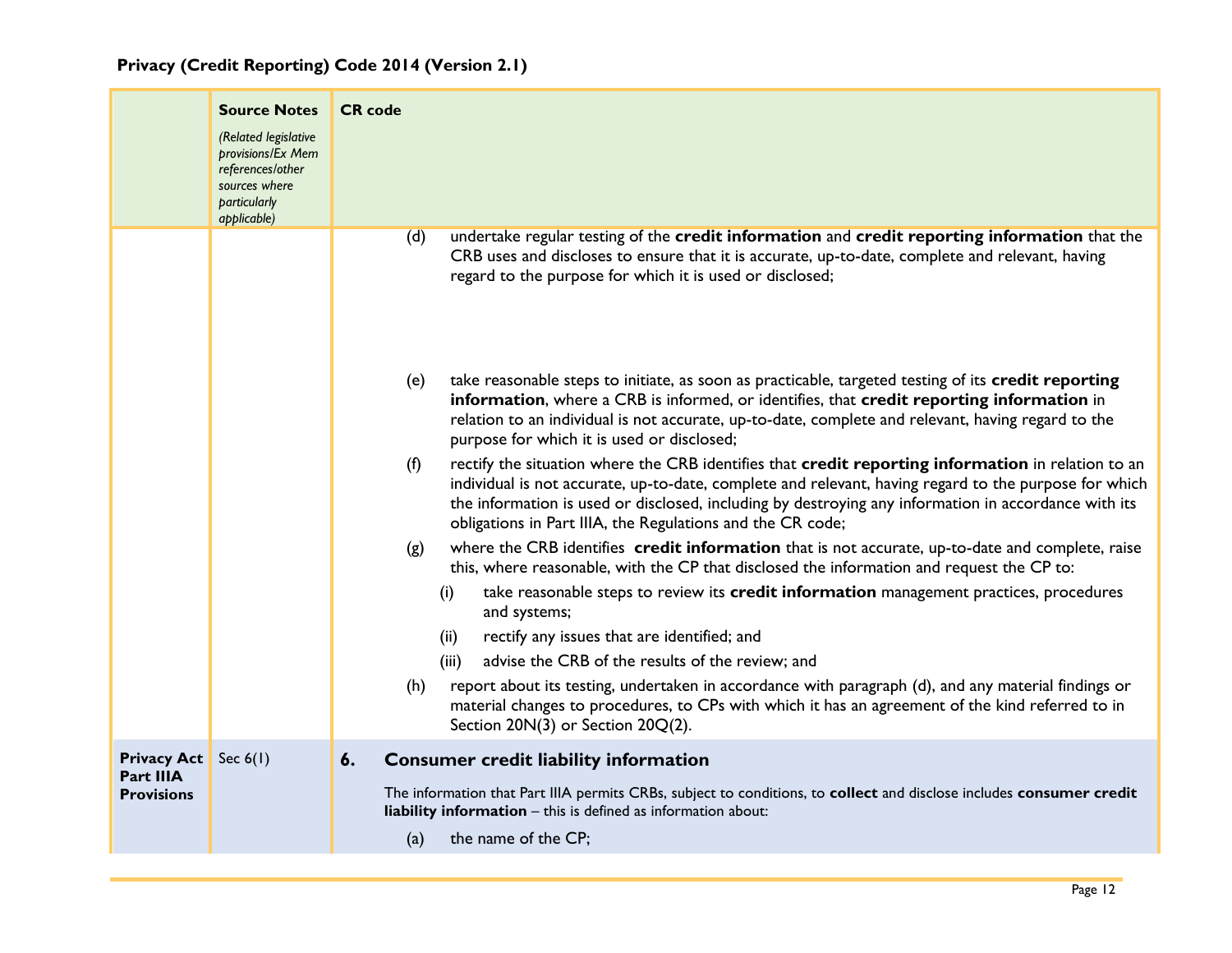**Privacy (Credit Reporting) Code 2014 (Version 2.1)**

| | Source Notes *(Related legislative provisions/Ex Mem references/other sources where particularly applicable)* | CR code |
|---|---|---|
| | | (d) undertake regular testing of the **credit information** and **credit reporting information** that the CRB uses and discloses to ensure that it is accurate, up-to-date, complete and relevant, having regard to the purpose for which it is used or disclosed;<br><br>(e) take reasonable steps to initiate, as soon as practicable, targeted testing of its **credit reporting information**, where a CRB is informed, or identifies, that **credit reporting information** in relation to an individual is not accurate, up-to-date, complete and relevant, having regard to the purpose for which it is used or disclosed;<br><br>(f) rectify the situation where the CRB identifies that **credit reporting information** in relation to an individual is not accurate, up-to-date, complete and relevant, having regard to the purpose for which the information is used or disclosed, including by destroying any information in accordance with its obligations in Part IIIA, the Regulations and the CR code;<br><br>(g) where the CRB identifies **credit information** that is not accurate, up-to-date and complete, raise this, where reasonable, with the CP that disclosed the information and request the CP to:<br><br>(i) take reasonable steps to review its **credit information** management practices, procedures and systems;<br><br>(ii) rectify any issues that are identified; and<br><br>(iii) advise the CRB of the results of the review; and<br><br>(h) report about its testing, undertaken in accordance with paragraph (d), and any material findings or material changes to procedures, to CPs with which it has an agreement of the kind referred to in Section 20N(3) or Section 20Q(2). |
| **Privacy Act Part IIIA Provisions** | Sec 6(1) | **6. Consumer credit liability information**<br><br>The information that Part IIIA permits CRBs, subject to conditions, to **collect** and disclose includes **consumer credit liability information** – this is defined as information about:<br><br>(a) the name of the CP; |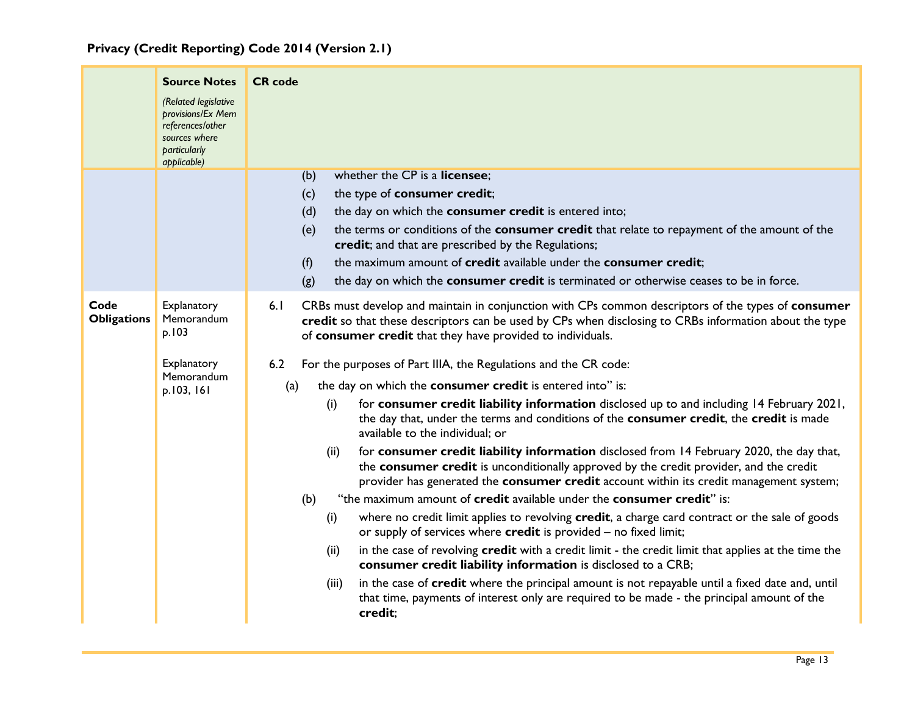**Privacy (Credit Reporting) Code 2014 (Version 2.1)**

| | **Source Notes**<br>*(Related legislative provisions/Ex Mem references/other sources where particularly applicable)* | **CR code** |
|---|---|---|
| | | (b) whether the CP is a **licensee**;<br>(c) the type of **consumer credit**;<br>(d) the day on which the **consumer credit** is entered into;<br>(e) the terms or conditions of the **consumer credit** that relate to repayment of the amount of the **credit**; and that are prescribed by the Regulations;<br>(f) the maximum amount of **credit** available under the **consumer credit**;<br>(g) the day on which the **consumer credit** is terminated or otherwise ceases to be in force. |
| **Code Obligations** | Explanatory Memorandum p.103 | 6.1 CRBs must develop and maintain in conjunction with CPs common descriptors of the types of **consumer credit** so that these descriptors can be used by CPs when disclosing to CRBs information about the type of **consumer credit** that they have provided to individuals. |
| | Explanatory Memorandum p.103, 161 | 6.2 For the purposes of Part IIIA, the Regulations and the CR code:<br>(a) the day on which the **consumer credit** is entered into" is:<br>(i) for **consumer credit liability information** disclosed up to and including 14 February 2021, the day that, under the terms and conditions of the **consumer credit**, the **credit** is made available to the individual; or<br>(ii) for **consumer credit liability information** disclosed from 14 February 2020, the day that, the **consumer credit** is unconditionally approved by the credit provider, and the credit provider has generated the **consumer credit** account within its credit management system;<br>(b) "the maximum amount of **credit** available under the **consumer credit**" is:<br>(i) where no credit limit applies to revolving **credit**, a charge card contract or the sale of goods or supply of services where **credit** is provided – no fixed limit;<br>(ii) in the case of revolving **credit** with a credit limit - the credit limit that applies at the time the **consumer credit liability information** is disclosed to a CRB;<br>(iii) in the case of **credit** where the principal amount is not repayable until a fixed date and, until that time, payments of interest only are required to be made - the principal amount of the **credit**; |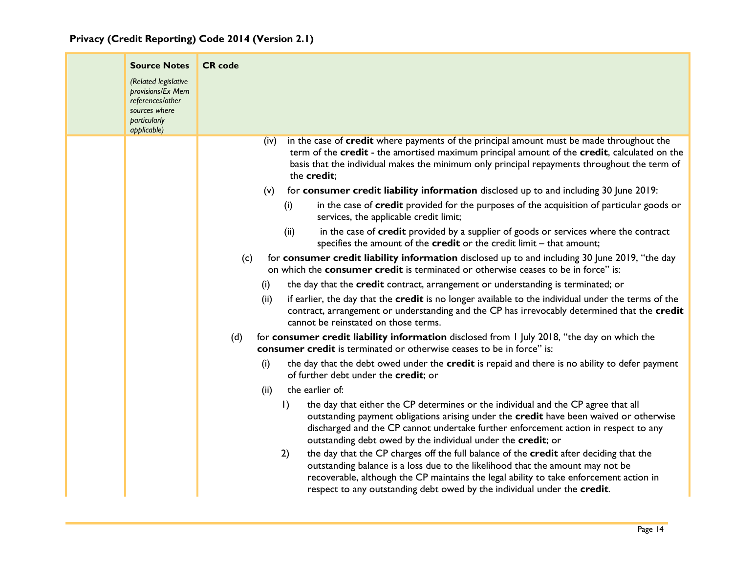| | Source Notes *(Related legislative provisions/Ex Mem references/other sources where particularly applicable)* | CR code |
|---|---|---|
| | | (iv) in the case of **credit** where payments of the principal amount must be made throughout the term of the **credit** - the amortised maximum principal amount of the **credit**, calculated on the basis that the individual makes the minimum only principal repayments throughout the term of the **credit**; <br><br> (v) for **consumer credit liability information** disclosed up to and including 30 June 2019: <br><br> (i) in the case of **credit** provided for the purposes of the acquisition of particular goods or services, the applicable credit limit; <br><br> (ii) in the case of **credit** provided by a supplier of goods or services where the contract specifies the amount of the **credit** or the credit limit – that amount; <br><br> (c) for **consumer credit liability information** disclosed up to and including 30 June 2019, "the day on which the **consumer credit** is terminated or otherwise ceases to be in force" is: <br><br> (i) the day that the **credit** contract, arrangement or understanding is terminated; or <br><br> (ii) if earlier, the day that the **credit** is no longer available to the individual under the terms of the contract, arrangement or understanding and the CP has irrevocably determined that the **credit** cannot be reinstated on those terms. <br><br> (d) for **consumer credit liability information** disclosed from 1 July 2018, "the day on which the **consumer credit** is terminated or otherwise ceases to be in force" is: <br><br> (i) the day that the debt owed under the **credit** is repaid and there is no ability to defer payment of further debt under the **credit**; or <br><br> (ii) the earlier of: <br><br> 1) the day that either the CP determines or the individual and the CP agree that all outstanding payment obligations arising under the **credit** have been waived or otherwise discharged and the CP cannot undertake further enforcement action in respect to any outstanding debt owed by the individual under the **credit**; or <br><br> 2) the day that the CP charges off the full balance of the **credit** after deciding that the outstanding balance is a loss due to the likelihood that the amount may not be recoverable, although the CP maintains the legal ability to take enforcement action in respect to any outstanding debt owed by the individual under the **credit**. |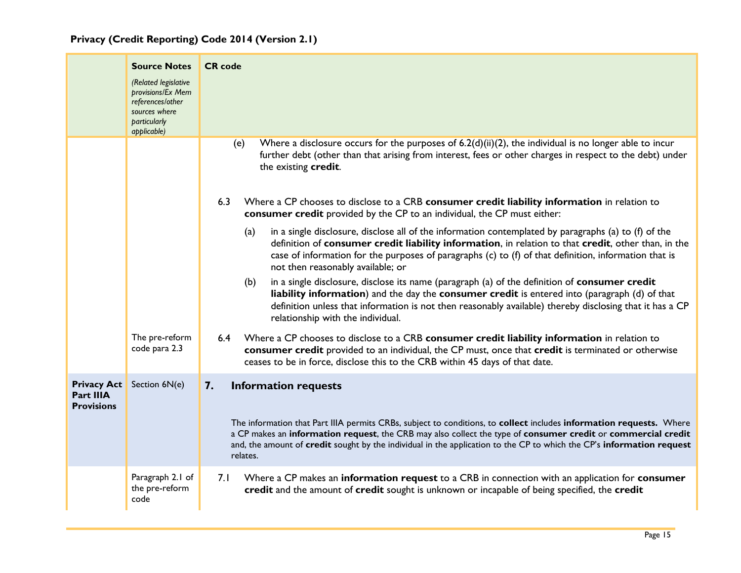| | Source Notes *(Related legislative provisions/Ex Mem references/other sources where particularly applicable)* | CR code |
|---|---|---|
| | | (e) Where a disclosure occurs for the purposes of 6.2(d)(ii)(2), the individual is no longer able to incur further debt (other than that arising from interest, fees or other charges in respect to the debt) under the existing **credit**. |
| | | 6.3 Where a CP chooses to disclose to a CRB **consumer credit liability information** in relation to **consumer credit** provided by the CP to an individual, the CP must either: (a) in a single disclosure, disclose all of the information contemplated by paragraphs (a) to (f) of the definition of **consumer credit liability information**, in relation to that **credit**, other than, in the case of information for the purposes of paragraphs (c) to (f) of that definition, information that is not then reasonably available; or (b) in a single disclosure, disclose its name (paragraph (a) of the definition of **consumer credit liability information**) and the day the **consumer credit** is entered into (paragraph (d) of that definition unless that information is not then reasonably available) thereby disclosing that it has a CP relationship with the individual. |
| | The pre-reform code para 2.3 | 6.4 Where a CP chooses to disclose to a CRB **consumer credit liability information** in relation to **consumer credit** provided to an individual, the CP must, once that **credit** is terminated or otherwise ceases to be in force, disclose this to the CRB within 45 days of that date. |
| **Privacy Act Part IIIA Provisions** | Section 6N(e) | **7. Information requests** The information that Part IIIA permits CRBs, subject to conditions, to **collect** includes **information requests.** Where a CP makes an **information request**, the CRB may also collect the type of **consumer credit** or **commercial credit** and, the amount of **credit** sought by the individual in the application to the CP to which the CP's **information request** relates. |
| | Paragraph 2.1 of the pre-reform code | 7.1 Where a CP makes an **information request** to a CRB in connection with an application for **consumer credit** and the amount of **credit** sought is unknown or incapable of being specified, the **credit** |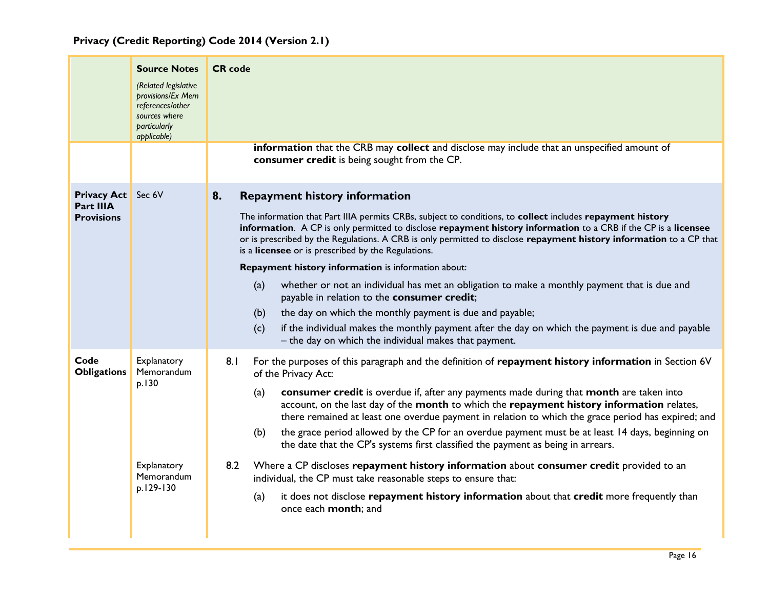**Privacy (Credit Reporting) Code 2014 (Version 2.1)**

| | Source Notes *(Related legislative provisions/Ex Mem references/other sources where particularly applicable)* | CR code |
|---|---|---|
| | | **information** that the CRB may **collect** and disclose may include that an unspecified amount of **consumer credit** is being sought from the CP. |
| **Privacy Act Part IIIA Provisions** | Sec 6V | **8. Repayment history information**<br><br>The information that Part IIIA permits CRBs, subject to conditions, to **collect** includes **repayment history information**. A CP is only permitted to disclose **repayment history information** to a CRB if the CP is a **licensee** or is prescribed by the Regulations. A CRB is only permitted to disclose **repayment history information** to a CP that is a **licensee** or is prescribed by the Regulations.<br><br>**Repayment history information** is information about:<br><br>(a) whether or not an individual has met an obligation to make a monthly payment that is due and payable in relation to the **consumer credit**;<br><br>(b) the day on which the monthly payment is due and payable;<br><br>(c) if the individual makes the monthly payment after the day on which the payment is due and payable – the day on which the individual makes that payment. |
| **Code Obligations** | Explanatory Memorandum p.130 | 8.1 For the purposes of this paragraph and the definition of **repayment history information** in Section 6V of the Privacy Act:<br><br>(a) **consumer credit** is overdue if, after any payments made during that **month** are taken into account, on the last day of the **month** to which the **repayment history information** relates, there remained at least one overdue payment in relation to which the grace period has expired; and<br><br>(b) the grace period allowed by the CP for an overdue payment must be at least 14 days, beginning on the date that the CP's systems first classified the payment as being in arrears. |
| | Explanatory Memorandum p.129-130 | 8.2 Where a CP discloses **repayment history information** about **consumer credit** provided to an individual, the CP must take reasonable steps to ensure that:<br><br>(a) it does not disclose **repayment history information** about that **credit** more frequently than once each **month**; and |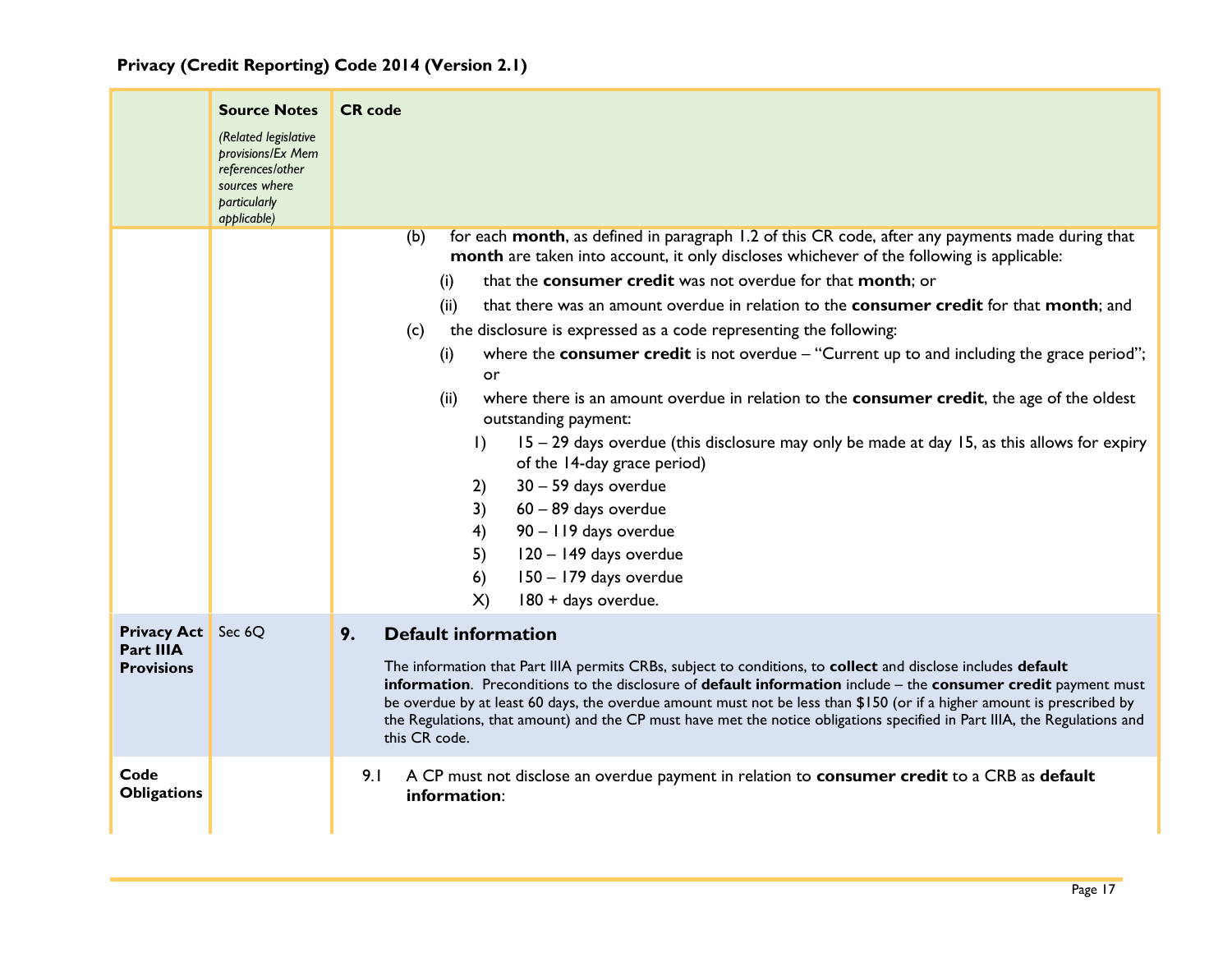**Privacy (Credit Reporting) Code 2014 (Version 2.1)**

| | Source Notes *(Related legislative provisions/Ex Mem references/other sources where particularly applicable)* | CR code |
|---|---|---|
| | | (b) for each **month**, as defined in paragraph 1.2 of this CR code, after any payments made during that **month** are taken into account, it only discloses whichever of the following is applicable:<br>(i) that the **consumer credit** was not overdue for that **month**; or<br>(ii) that there was an amount overdue in relation to the **consumer credit** for that **month**; and<br>(c) the disclosure is expressed as a code representing the following:<br>(i) where the **consumer credit** is not overdue – "Current up to and including the grace period"; or<br>(ii) where there is an amount overdue in relation to the **consumer credit**, the age of the oldest outstanding payment:<br>1) 15 – 29 days overdue (this disclosure may only be made at day 15, as this allows for expiry of the 14-day grace period)<br>2) 30 – 59 days overdue<br>3) 60 – 89 days overdue<br>4) 90 – 119 days overdue<br>5) 120 – 149 days overdue<br>6) 150 – 179 days overdue<br>X) 180 + days overdue. |
| **Privacy Act Part IIIA Provisions** | Sec 6Q | **9. Default information**<br><br>The information that Part IIIA permits CRBs, subject to conditions, to **collect** and disclose includes **default information**. Preconditions to the disclosure of **default information** include – the **consumer credit** payment must be overdue by at least 60 days, the overdue amount must not be less than $150 (or if a higher amount is prescribed by the Regulations, that amount) and the CP must have met the notice obligations specified in Part IIIA, the Regulations and this CR code. |
| **Code Obligations** | | 9.1 A CP must not disclose an overdue payment in relation to **consumer credit** to a CRB as **default information**: |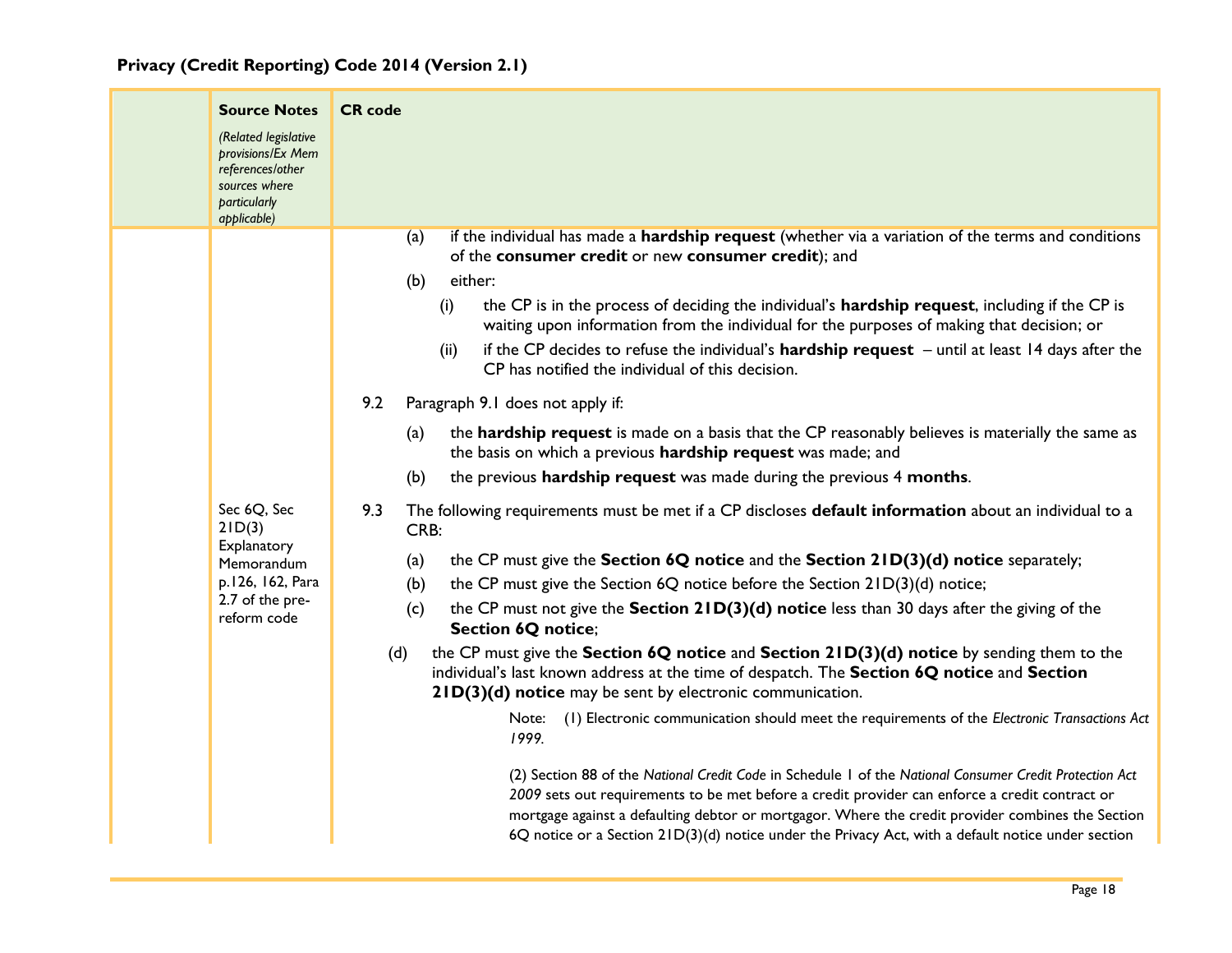**Privacy (Credit Reporting) Code 2014 (Version 2.1)**

| | Source Notes<br>*(Related legislative provisions/Ex Mem references/other sources where particularly applicable)* | CR code |
|---|---|---|
| | | (a) if the individual has made a **hardship request** (whether via a variation of the terms and conditions of the **consumer credit** or new **consumer credit**); and<br>(b) either:<br>(i) the CP is in the process of deciding the individual's **hardship request**, including if the CP is waiting upon information from the individual for the purposes of making that decision; or<br>(ii) if the CP decides to refuse the individual's **hardship request** – until at least 14 days after the CP has notified the individual of this decision.<br>9.2 Paragraph 9.1 does not apply if:<br>(a) the **hardship request** is made on a basis that the CP reasonably believes is materially the same as the basis on which a previous **hardship request** was made; and<br>(b) the previous **hardship request** was made during the previous 4 **months**. |
| | Sec 6Q, Sec 21D(3) Explanatory Memorandum p.126, 162, Para 2.7 of the pre-reform code | 9.3 The following requirements must be met if a CP discloses **default information** about an individual to a CRB:<br>(a) the CP must give the **Section 6Q notice** and the **Section 21D(3)(d) notice** separately;<br>(b) the CP must give the Section 6Q notice before the Section 21D(3)(d) notice;<br>(c) the CP must not give the **Section 21D(3)(d) notice** less than 30 days after the giving of the **Section 6Q notice**;<br>(d) the CP must give the **Section 6Q notice** and **Section 21D(3)(d) notice** by sending them to the individual's last known address at the time of despatch. The **Section 6Q notice** and **Section 21D(3)(d) notice** may be sent by electronic communication.<br>Note: (1) Electronic communication should meet the requirements of the *Electronic Transactions Act 1999*.<br>(2) Section 88 of the *National Credit Code* in Schedule 1 of the *National Consumer Credit Protection Act 2009* sets out requirements to be met before a credit provider can enforce a credit contract or mortgage against a defaulting debtor or mortgagor. Where the credit provider combines the Section 6Q notice or a Section 21D(3)(d) notice under the Privacy Act, with a default notice under section |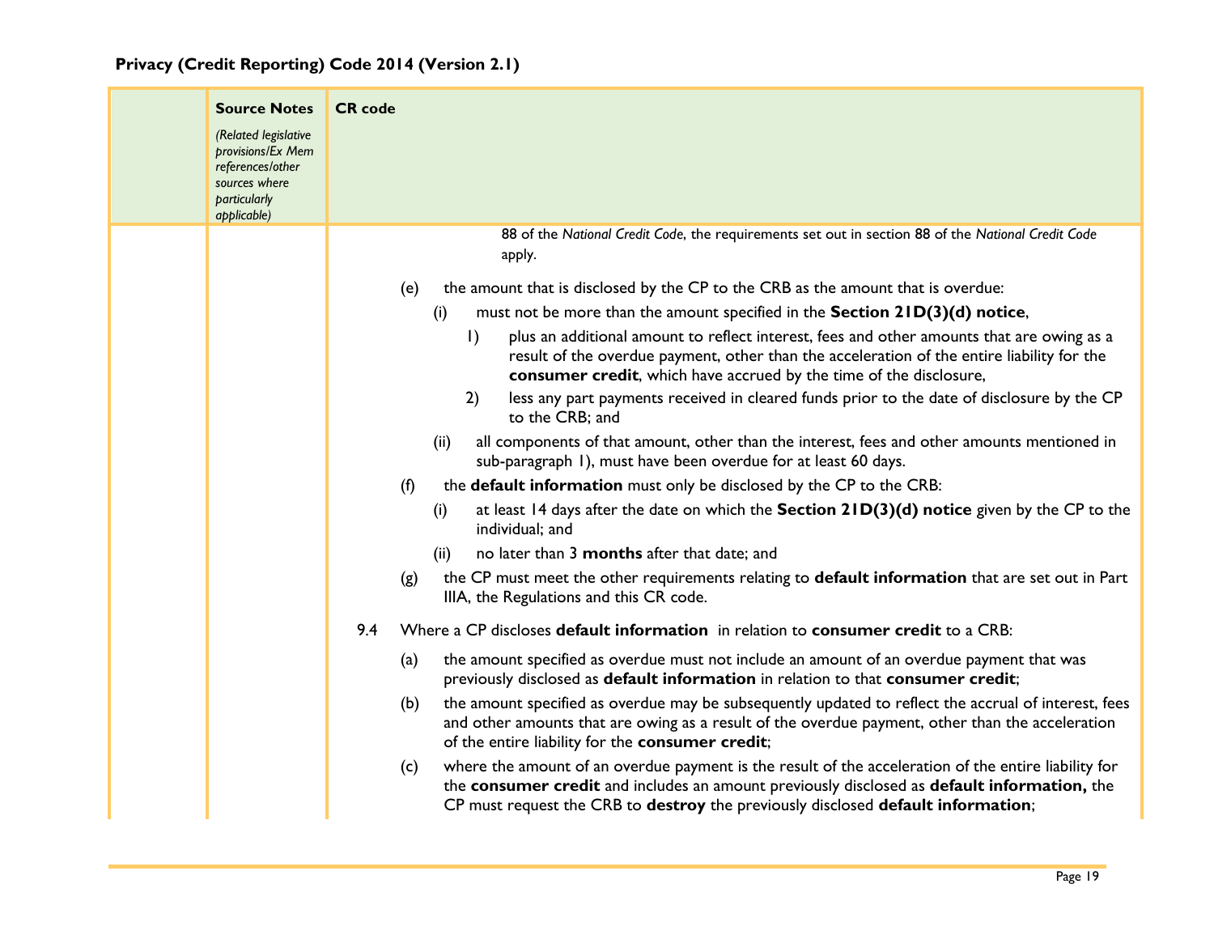| | Source Notes *(Related legislative provisions/Ex Mem references/other sources where particularly applicable)* | CR code |
|---|---|---|
| | | 88 of the *National Credit Code*, the requirements set out in section 88 of the *National Credit Code* apply.<br><br>(e) the amount that is disclosed by the CP to the CRB as the amount that is overdue:<br>(i) must not be more than the amount specified in the **Section 21D(3)(d) notice**,<br>1) plus an additional amount to reflect interest, fees and other amounts that are owing as a result of the overdue payment, other than the acceleration of the entire liability for the **consumer credit**, which have accrued by the time of the disclosure,<br>2) less any part payments received in cleared funds prior to the date of disclosure by the CP to the CRB; and<br>(ii) all components of that amount, other than the interest, fees and other amounts mentioned in sub-paragraph 1), must have been overdue for at least 60 days.<br><br>(f) the **default information** must only be disclosed by the CP to the CRB:<br>(i) at least 14 days after the date on which the **Section 21D(3)(d) notice** given by the CP to the individual; and<br>(ii) no later than 3 **months** after that date; and<br><br>(g) the CP must meet the other requirements relating to **default information** that are set out in Part IIIA, the Regulations and this CR code.<br><br>9.4 Where a CP discloses **default information** in relation to **consumer credit** to a CRB:<br>(a) the amount specified as overdue must not include an amount of an overdue payment that was previously disclosed as **default information** in relation to that **consumer credit**;<br>(b) the amount specified as overdue may be subsequently updated to reflect the accrual of interest, fees and other amounts that are owing as a result of the overdue payment, other than the acceleration of the entire liability for the **consumer credit**;<br>(c) where the amount of an overdue payment is the result of the acceleration of the entire liability for the **consumer credit** and includes an amount previously disclosed as **default information,** the CP must request the CRB to **destroy** the previously disclosed **default information**; |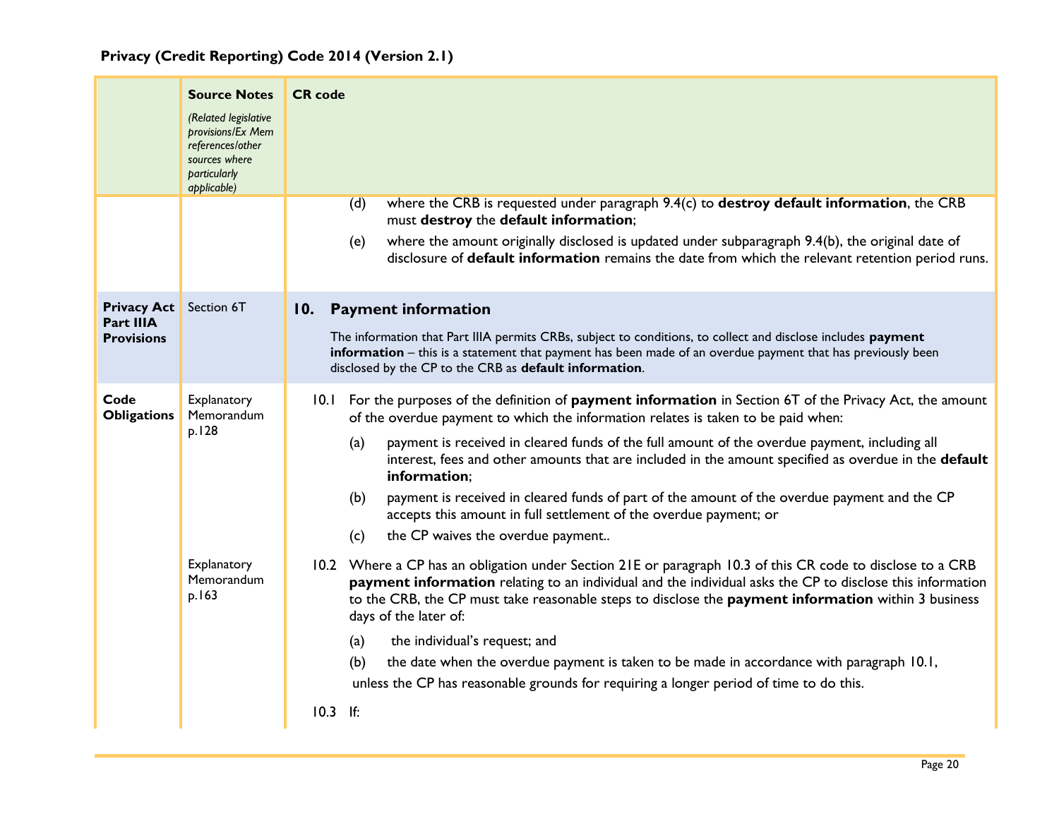| | Source Notes *(Related legislative provisions/Ex Mem references/other sources where particularly applicable)* | CR code |
|---|---|---|
| | | (d) where the CRB is requested under paragraph 9.4(c) to **destroy default information**, the CRB must **destroy** the **default information**;<br><br>(e) where the amount originally disclosed is updated under subparagraph 9.4(b), the original date of disclosure of **default information** remains the date from which the relevant retention period runs. |
| **Privacy Act Part IIIA Provisions** | Section 6T | **10. Payment information**<br><br>The information that Part IIIA permits CRBs, subject to conditions, to collect and disclose includes **payment information** – this is a statement that payment has been made of an overdue payment that has previously been disclosed by the CP to the CRB as **default information**. |
| **Code Obligations** | Explanatory Memorandum p.128 | 10.1 For the purposes of the definition of **payment information** in Section 6T of the Privacy Act, the amount of the overdue payment to which the information relates is taken to be paid when:<br><br>(a) payment is received in cleared funds of the full amount of the overdue payment, including all interest, fees and other amounts that are included in the amount specified as overdue in the **default information**;<br><br>(b) payment is received in cleared funds of part of the amount of the overdue payment and the CP accepts this amount in full settlement of the overdue payment; or<br><br>(c) the CP waives the overdue payment.. |
| | Explanatory Memorandum p.163 | 10.2 Where a CP has an obligation under Section 21E or paragraph 10.3 of this CR code to disclose to a CRB **payment information** relating to an individual and the individual asks the CP to disclose this information to the CRB, the CP must take reasonable steps to disclose the **payment information** within 3 business days of the later of:<br><br>(a) the individual's request; and<br><br>(b) the date when the overdue payment is taken to be made in accordance with paragraph 10.1,<br><br>unless the CP has reasonable grounds for requiring a longer period of time to do this.<br><br>10.3 If: |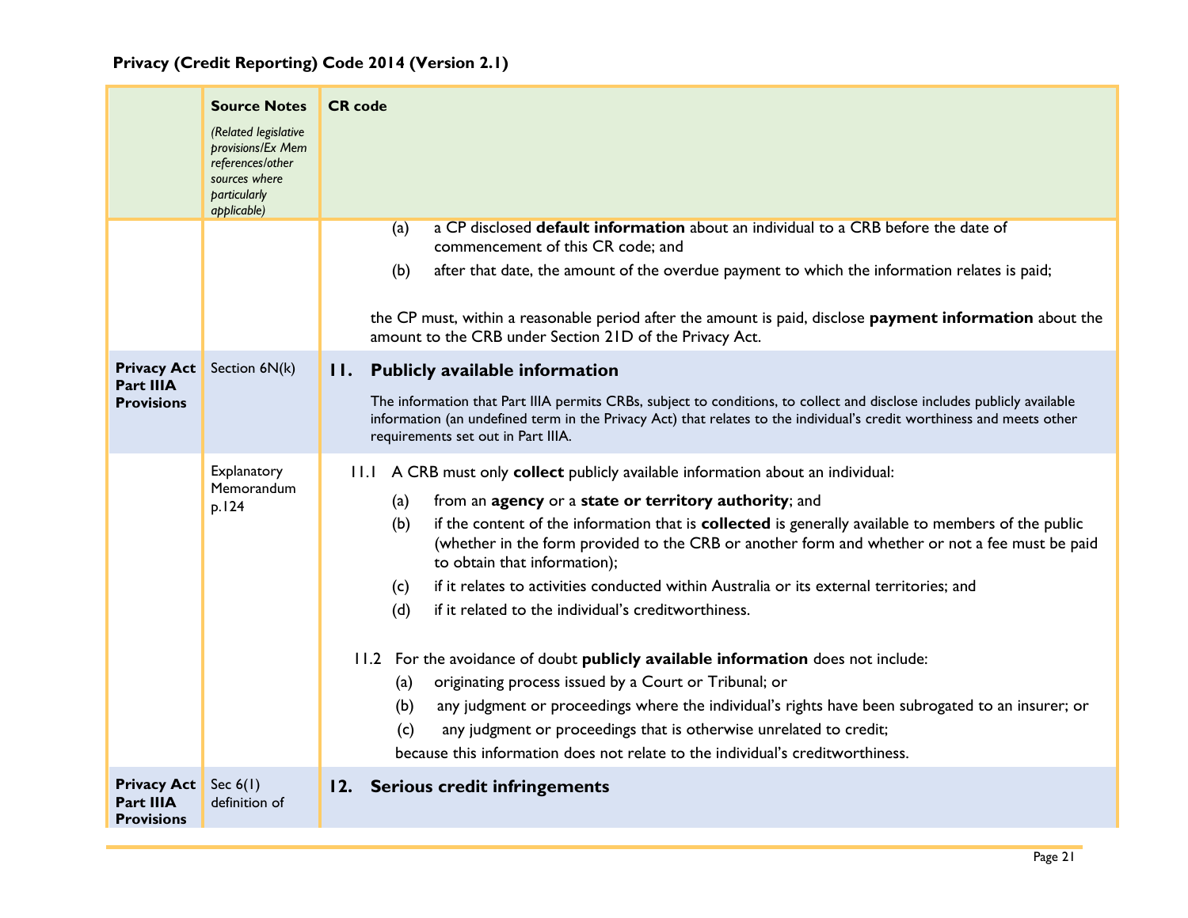| | Source Notes *(Related legislative provisions/Ex Mem references/other sources where particularly applicable)* | CR code |
|---|---|---|
| | | (a) a CP disclosed **default information** about an individual to a CRB before the date of commencement of this CR code; and<br><br>(b) after that date, the amount of the overdue payment to which the information relates is paid;<br><br>the CP must, within a reasonable period after the amount is paid, disclose **payment information** about the amount to the CRB under Section 21D of the Privacy Act. |
| **Privacy Act Part IIIA Provisions** | Section 6N(k) | **11. Publicly available information**<br><br>The information that Part IIIA permits CRBs, subject to conditions, to collect and disclose includes publicly available information (an undefined term in the Privacy Act) that relates to the individual's credit worthiness and meets other requirements set out in Part IIIA. |
| | Explanatory Memorandum p.124 | 11.1 A CRB must only **collect** publicly available information about an individual:<br><br>(a) from an **agency** or a **state or territory authority**; and<br><br>(b) if the content of the information that is **collected** is generally available to members of the public (whether in the form provided to the CRB or another form and whether or not a fee must be paid to obtain that information);<br><br>(c) if it relates to activities conducted within Australia or its external territories; and<br><br>(d) if it related to the individual's creditworthiness.<br><br>11.2 For the avoidance of doubt **publicly available information** does not include:<br><br>(a) originating process issued by a Court or Tribunal; or<br><br>(b) any judgment or proceedings where the individual's rights have been subrogated to an insurer; or<br><br>(c) any judgment or proceedings that is otherwise unrelated to credit;<br><br>because this information does not relate to the individual's creditworthiness. |
| **Privacy Act Part IIIA Provisions** | Sec 6(1) definition of | **12. Serious credit infringements** |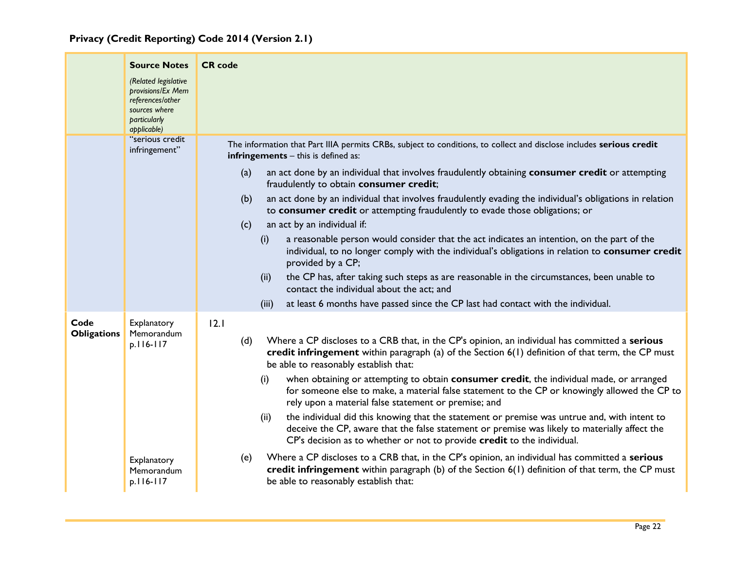**Privacy (Credit Reporting) Code 2014 (Version 2.1)**

| | **Source Notes** *(Related legislative provisions/Ex Mem references/other sources where particularly applicable)* | **CR code** |
|---|---|---|
| | "serious credit infringement" | The information that Part IIIA permits CRBs, subject to conditions, to collect and disclose includes **serious credit infringements** – this is defined as:<br><br>(a) an act done by an individual that involves fraudulently obtaining **consumer credit** or attempting fraudulently to obtain **consumer credit**;<br><br>(b) an act done by an individual that involves fraudulently evading the individual's obligations in relation to **consumer credit** or attempting fraudulently to evade those obligations; or<br><br>(c) an act by an individual if:<br><br>(i) a reasonable person would consider that the act indicates an intention, on the part of the individual, to no longer comply with the individual's obligations in relation to **consumer credit** provided by a CP;<br><br>(ii) the CP has, after taking such steps as are reasonable in the circumstances, been unable to contact the individual about the act; and<br><br>(iii) at least 6 months have passed since the CP last had contact with the individual. |
| **Code Obligations** | Explanatory Memorandum p.116-117 | 12.1<br><br>(d) Where a CP discloses to a CRB that, in the CP's opinion, an individual has committed a **serious credit infringement** within paragraph (a) of the Section 6(1) definition of that term, the CP must be able to reasonably establish that:<br><br>(i) when obtaining or attempting to obtain **consumer credit**, the individual made, or arranged for someone else to make, a material false statement to the CP or knowingly allowed the CP to rely upon a material false statement or premise; and<br><br>(ii) the individual did this knowing that the statement or premise was untrue and, with intent to deceive the CP, aware that the false statement or premise was likely to materially affect the CP's decision as to whether or not to provide **credit** to the individual. |
| | Explanatory Memorandum p.116-117 | (e) Where a CP discloses to a CRB that, in the CP's opinion, an individual has committed a **serious credit infringement** within paragraph (b) of the Section 6(1) definition of that term, the CP must be able to reasonably establish that: |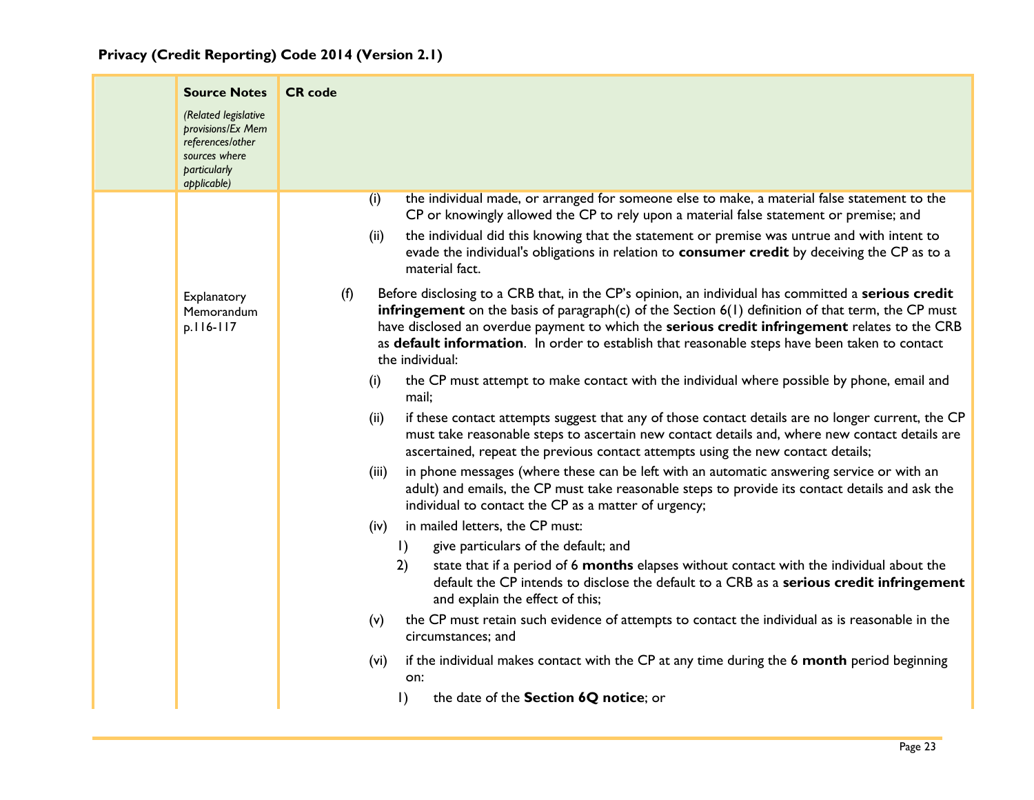**Privacy (Credit Reporting) Code 2014 (Version 2.1)**

| | Source Notes *(Related legislative provisions/Ex Mem references/other sources where particularly applicable)* | CR code |
|---|---|---|
| | | (i) the individual made, or arranged for someone else to make, a material false statement to the CP or knowingly allowed the CP to rely upon a material false statement or premise; and<br><br>(ii) the individual did this knowing that the statement or premise was untrue and with intent to evade the individual's obligations in relation to **consumer credit** by deceiving the CP as to a material fact. |
| | Explanatory Memorandum p.116-117 | (f) Before disclosing to a CRB that, in the CP's opinion, an individual has committed a **serious credit infringement** on the basis of paragraph(c) of the Section 6(1) definition of that term, the CP must have disclosed an overdue payment to which the **serious credit infringement** relates to the CRB as **default information**. In order to establish that reasonable steps have been taken to contact the individual:<br><br>(i) the CP must attempt to make contact with the individual where possible by phone, email and mail;<br><br>(ii) if these contact attempts suggest that any of those contact details are no longer current, the CP must take reasonable steps to ascertain new contact details and, where new contact details are ascertained, repeat the previous contact attempts using the new contact details;<br><br>(iii) in phone messages (where these can be left with an automatic answering service or with an adult) and emails, the CP must take reasonable steps to provide its contact details and ask the individual to contact the CP as a matter of urgency;<br><br>(iv) in mailed letters, the CP must:<br><br>1) give particulars of the default; and<br><br>2) state that if a period of 6 **months** elapses without contact with the individual about the default the CP intends to disclose the default to a CRB as a **serious credit infringement** and explain the effect of this;<br><br>(v) the CP must retain such evidence of attempts to contact the individual as is reasonable in the circumstances; and<br><br>(vi) if the individual makes contact with the CP at any time during the 6 **month** period beginning on:<br><br>1) the date of the **Section 6Q notice**; or |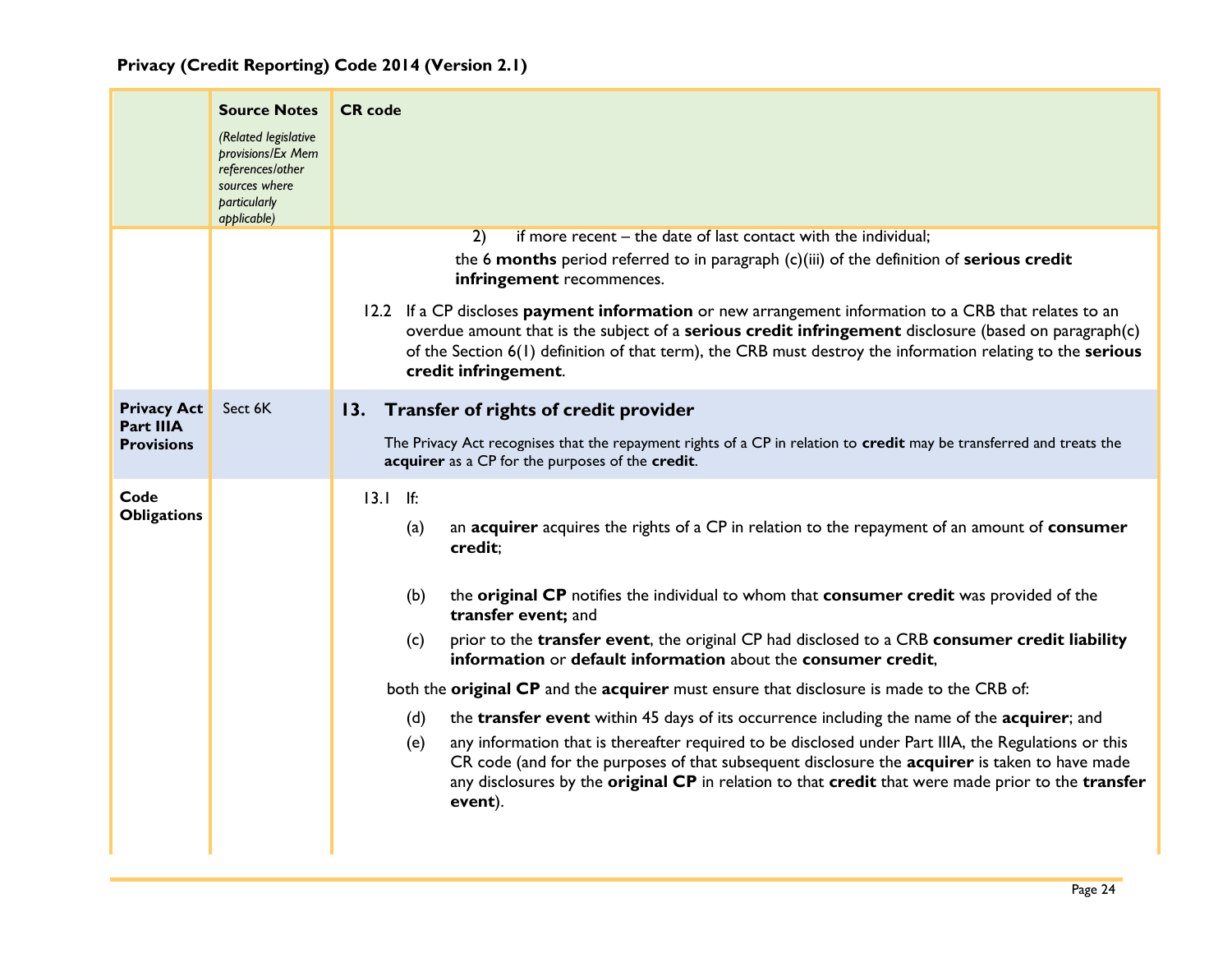| | Source Notes *(Related legislative provisions/Ex Mem references/other sources where particularly applicable)* | CR code |
|---|---|---|
| | | 2) if more recent – the date of last contact with the individual;<br><br>the 6 **months** period referred to in paragraph (c)(iii) of the definition of **serious credit infringement** recommences.<br><br>12.2 If a CP discloses **payment information** or new arrangement information to a CRB that relates to an overdue amount that is the subject of a **serious credit infringement** disclosure (based on paragraph(c) of the Section 6(1) definition of that term), the CRB must destroy the information relating to the **serious credit infringement**. |
| **Privacy Act Part IIIA Provisions** | Sect 6K | **13. Transfer of rights of credit provider**<br><br>The Privacy Act recognises that the repayment rights of a CP in relation to **credit** may be transferred and treats the **acquirer** as a CP for the purposes of the **credit**. |
| **Code Obligations** | | 13.1 If:<br><br>(a) an **acquirer** acquires the rights of a CP in relation to the repayment of an amount of **consumer credit**;<br><br>(b) the **original CP** notifies the individual to whom that **consumer credit** was provided of the **transfer event;** and<br><br>(c) prior to the **transfer event**, the original CP had disclosed to a CRB **consumer credit liability information** or **default information** about the **consumer credit**,<br><br>both the **original CP** and the **acquirer** must ensure that disclosure is made to the CRB of:<br><br>(d) the **transfer event** within 45 days of its occurrence including the name of the **acquirer**; and<br><br>(e) any information that is thereafter required to be disclosed under Part IIIA, the Regulations or this CR code (and for the purposes of that subsequent disclosure the **acquirer** is taken to have made any disclosures by the **original CP** in relation to that **credit** that were made prior to the **transfer event**). |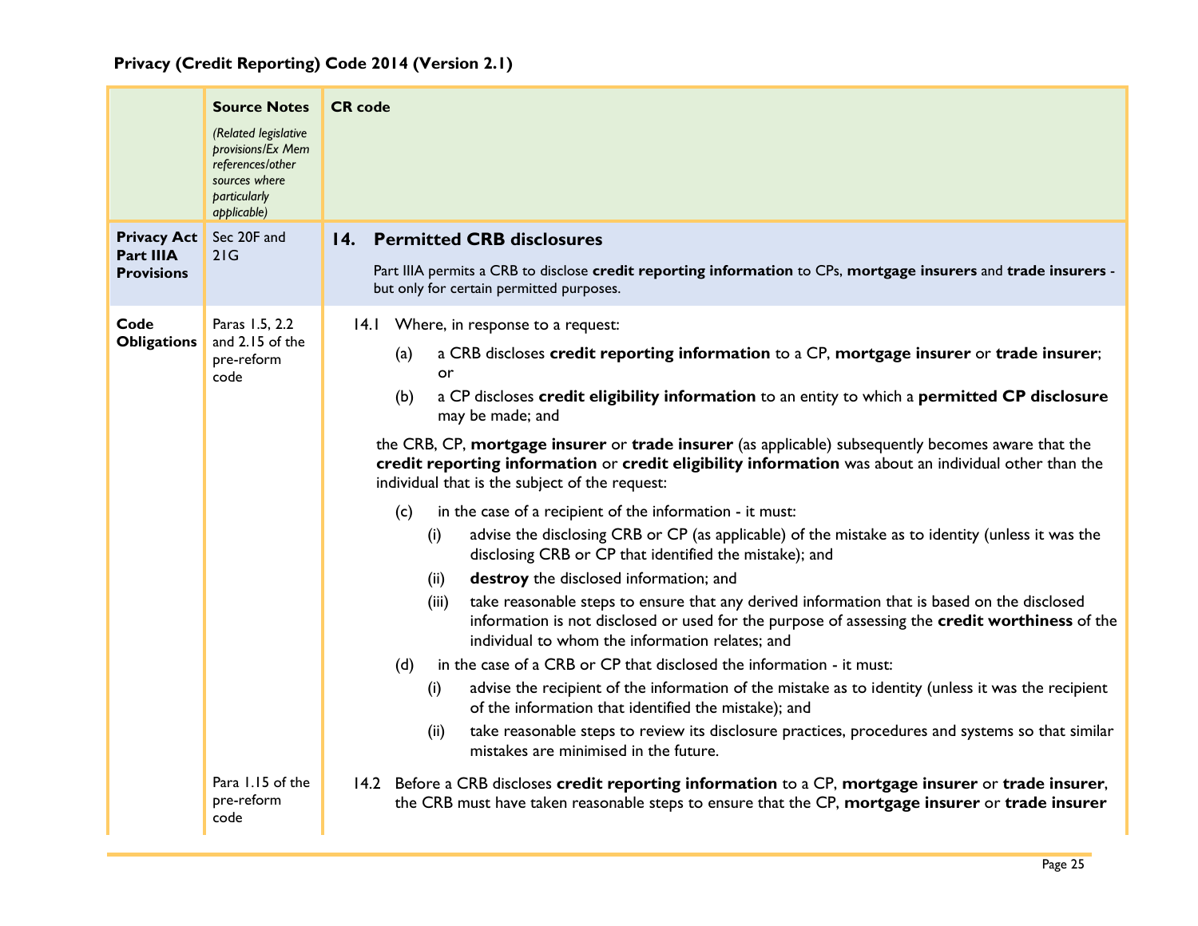**Privacy (Credit Reporting) Code 2014 (Version 2.1)**

| | **Source Notes** *(Related legislative provisions/Ex Mem references/other sources where particularly applicable)* | **CR code** |
|---|---|---|
| **Privacy Act Part IIIA Provisions** | Sec 20F and 21G | **14. Permitted CRB disclosures**<br><br>Part IIIA permits a CRB to disclose **credit reporting information** to CPs, **mortgage insurers** and **trade insurers** - but only for certain permitted purposes. |
| **Code Obligations** | Paras 1.5, 2.2 and 2.15 of the pre-reform code | 14.1 Where, in response to a request:<br><br>(a) a CRB discloses **credit reporting information** to a CP, **mortgage insurer** or **trade insurer**; or<br><br>(b) a CP discloses **credit eligibility information** to an entity to which a **permitted CP disclosure** may be made; and<br><br>the CRB, CP, **mortgage insurer** or **trade insurer** (as applicable) subsequently becomes aware that the **credit reporting information** or **credit eligibility information** was about an individual other than the individual that is the subject of the request:<br><br>(c) in the case of a recipient of the information - it must:<br><br>(i) advise the disclosing CRB or CP (as applicable) of the mistake as to identity (unless it was the disclosing CRB or CP that identified the mistake); and<br><br>(ii) **destroy** the disclosed information; and<br><br>(iii) take reasonable steps to ensure that any derived information that is based on the disclosed information is not disclosed or used for the purpose of assessing the **credit worthiness** of the individual to whom the information relates; and<br><br>(d) in the case of a CRB or CP that disclosed the information - it must:<br><br>(i) advise the recipient of the information of the mistake as to identity (unless it was the recipient of the information that identified the mistake); and<br><br>(ii) take reasonable steps to review its disclosure practices, procedures and systems so that similar mistakes are minimised in the future. |
| | Para 1.15 of the pre-reform code | 14.2 Before a CRB discloses **credit reporting information** to a CP, **mortgage insurer** or **trade insurer**, the CRB must have taken reasonable steps to ensure that the CP, **mortgage insurer** or **trade insurer** |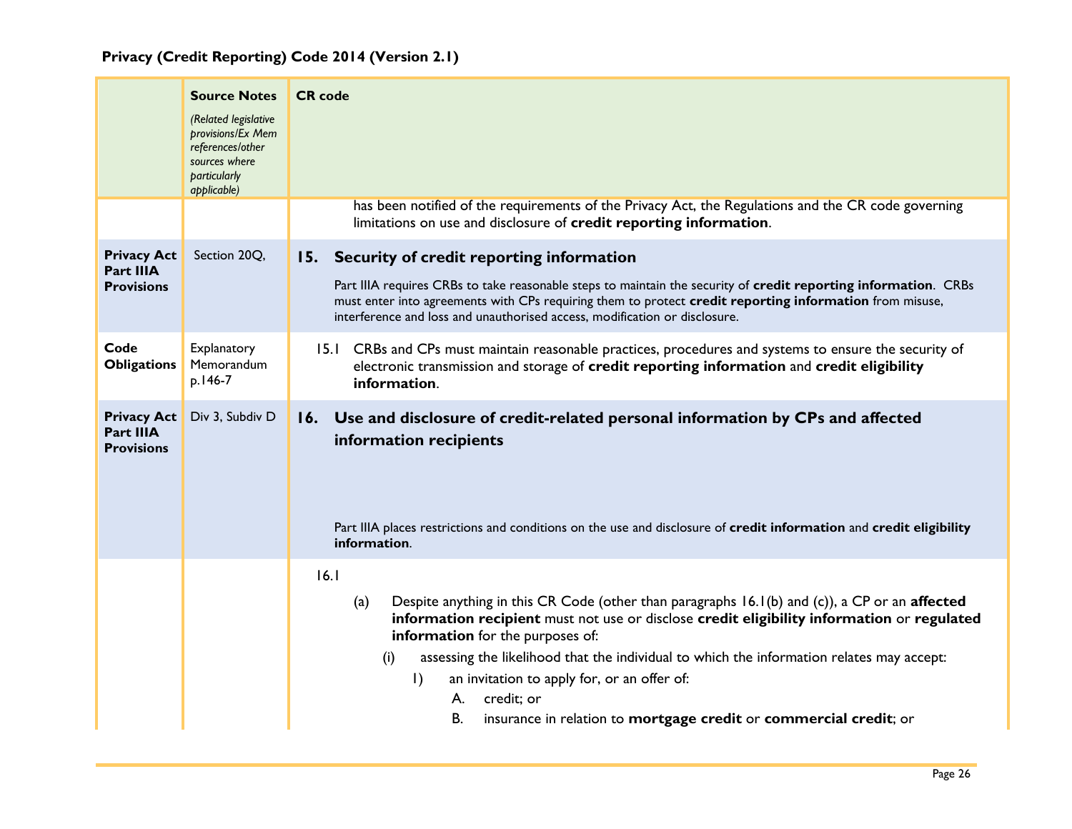**Privacy (Credit Reporting) Code 2014 (Version 2.1)**

| | Source Notes *(Related legislative provisions/Ex Mem references/other sources where particularly applicable)* | CR code |
|---|---|---|
| | | has been notified of the requirements of the Privacy Act, the Regulations and the CR code governing limitations on use and disclosure of **credit reporting information**. |
| **Privacy Act Part IIIA Provisions** | Section 20Q, | **15. Security of credit reporting information**<br><br>Part IIIA requires CRBs to take reasonable steps to maintain the security of **credit reporting information**. CRBs must enter into agreements with CPs requiring them to protect **credit reporting information** from misuse, interference and loss and unauthorised access, modification or disclosure. |
| **Code Obligations** | Explanatory Memorandum p.146-7 | 15.1 CRBs and CPs must maintain reasonable practices, procedures and systems to ensure the security of electronic transmission and storage of **credit reporting information** and **credit eligibility information**. |
| **Privacy Act Part IIIA Provisions** | Div 3, Subdiv D | **16. Use and disclosure of credit-related personal information by CPs and affected information recipients**<br><br>Part IIIA places restrictions and conditions on the use and disclosure of **credit information** and **credit eligibility information**. |
| | | 16.1<br><br>(a) Despite anything in this CR Code (other than paragraphs 16.1(b) and (c)), a CP or an **affected information recipient** must not use or disclose **credit eligibility information** or **regulated information** for the purposes of:<br><br>(i) assessing the likelihood that the individual to which the information relates may accept:<br><br>1) an invitation to apply for, or an offer of:<br><br>A. credit; or<br><br>B. insurance in relation to **mortgage credit** or **commercial credit**; or |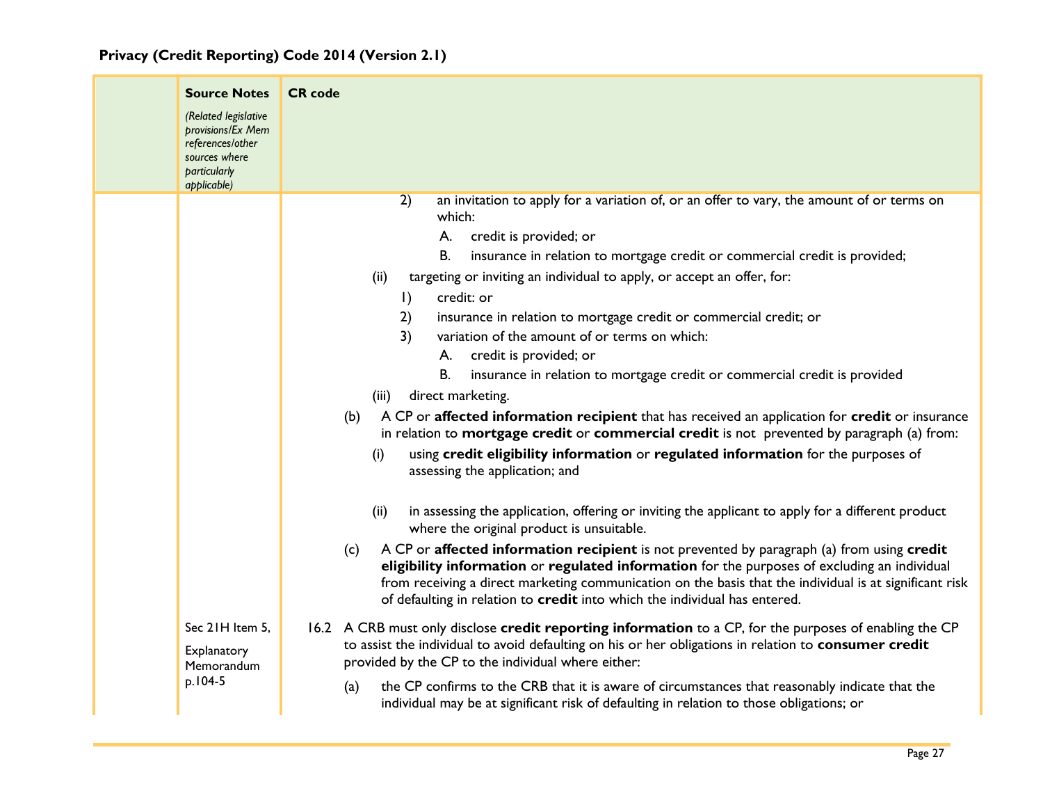| | Source Notes *(Related legislative provisions/Ex Mem references/other sources where particularly applicable)* | CR code |
|---|---|---|
| | | 2) an invitation to apply for a variation of, or an offer to vary, the amount of or terms on which:<br>A. credit is provided; or<br>B. insurance in relation to mortgage credit or commercial credit is provided;<br>(ii) targeting or inviting an individual to apply, or accept an offer, for:<br>1) credit: or<br>2) insurance in relation to mortgage credit or commercial credit; or<br>3) variation of the amount of or terms on which:<br>A. credit is provided; or<br>B. insurance in relation to mortgage credit or commercial credit is provided<br>(iii) direct marketing.<br>(b) A CP or **affected information recipient** that has received an application for **credit** or insurance in relation to **mortgage credit** or **commercial credit** is not prevented by paragraph (a) from:<br>(i) using **credit eligibility information** or **regulated information** for the purposes of assessing the application; and<br>(ii) in assessing the application, offering or inviting the applicant to apply for a different product where the original product is unsuitable.<br>(c) A CP or **affected information recipient** is not prevented by paragraph (a) from using **credit eligibility information** or **regulated information** for the purposes of excluding an individual from receiving a direct marketing communication on the basis that the individual is at significant risk of defaulting in relation to **credit** into which the individual has entered. |
| | Sec 21H Item 5,<br>Explanatory Memorandum p.104-5 | 16.2 A CRB must only disclose **credit reporting information** to a CP, for the purposes of enabling the CP to assist the individual to avoid defaulting on his or her obligations in relation to **consumer credit** provided by the CP to the individual where either:<br>(a) the CP confirms to the CRB that it is aware of circumstances that reasonably indicate that the individual may be at significant risk of defaulting in relation to those obligations; or |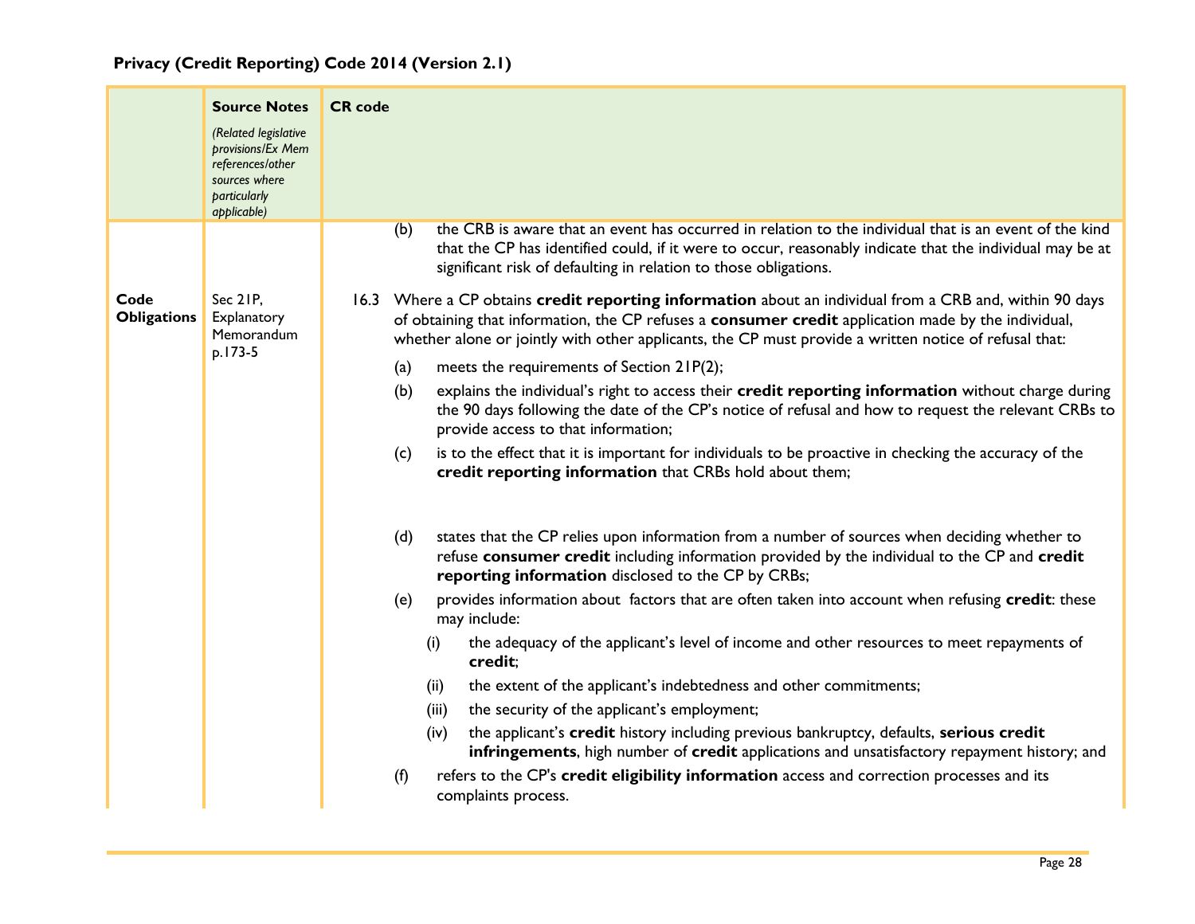**Privacy (Credit Reporting) Code 2014 (Version 2.1)**

| | Source Notes *(Related legislative provisions/Ex Mem references/other sources where particularly applicable)* | CR code |
|---|---|---|
| | | (b) the CRB is aware that an event has occurred in relation to the individual that is an event of the kind that the CP has identified could, if it were to occur, reasonably indicate that the individual may be at significant risk of defaulting in relation to those obligations. |
| **Code Obligations** | Sec 21P, Explanatory Memorandum p.173-5 | 16.3 Where a CP obtains **credit reporting information** about an individual from a CRB and, within 90 days of obtaining that information, the CP refuses a **consumer credit** application made by the individual, whether alone or jointly with other applicants, the CP must provide a written notice of refusal that:<br>(a) meets the requirements of Section 21P(2);<br>(b) explains the individual's right to access their **credit reporting information** without charge during the 90 days following the date of the CP's notice of refusal and how to request the relevant CRBs to provide access to that information;<br>(c) is to the effect that it is important for individuals to be proactive in checking the accuracy of the **credit reporting information** that CRBs hold about them;<br>(d) states that the CP relies upon information from a number of sources when deciding whether to refuse **consumer credit** including information provided by the individual to the CP and **credit reporting information** disclosed to the CP by CRBs;<br>(e) provides information about factors that are often taken into account when refusing **credit**: these may include:<br>(i) the adequacy of the applicant's level of income and other resources to meet repayments of **credit**;<br>(ii) the extent of the applicant's indebtedness and other commitments;<br>(iii) the security of the applicant's employment;<br>(iv) the applicant's **credit** history including previous bankruptcy, defaults, **serious credit infringements**, high number of **credit** applications and unsatisfactory repayment history; and<br>(f) refers to the CP's **credit eligibility information** access and correction processes and its complaints process. |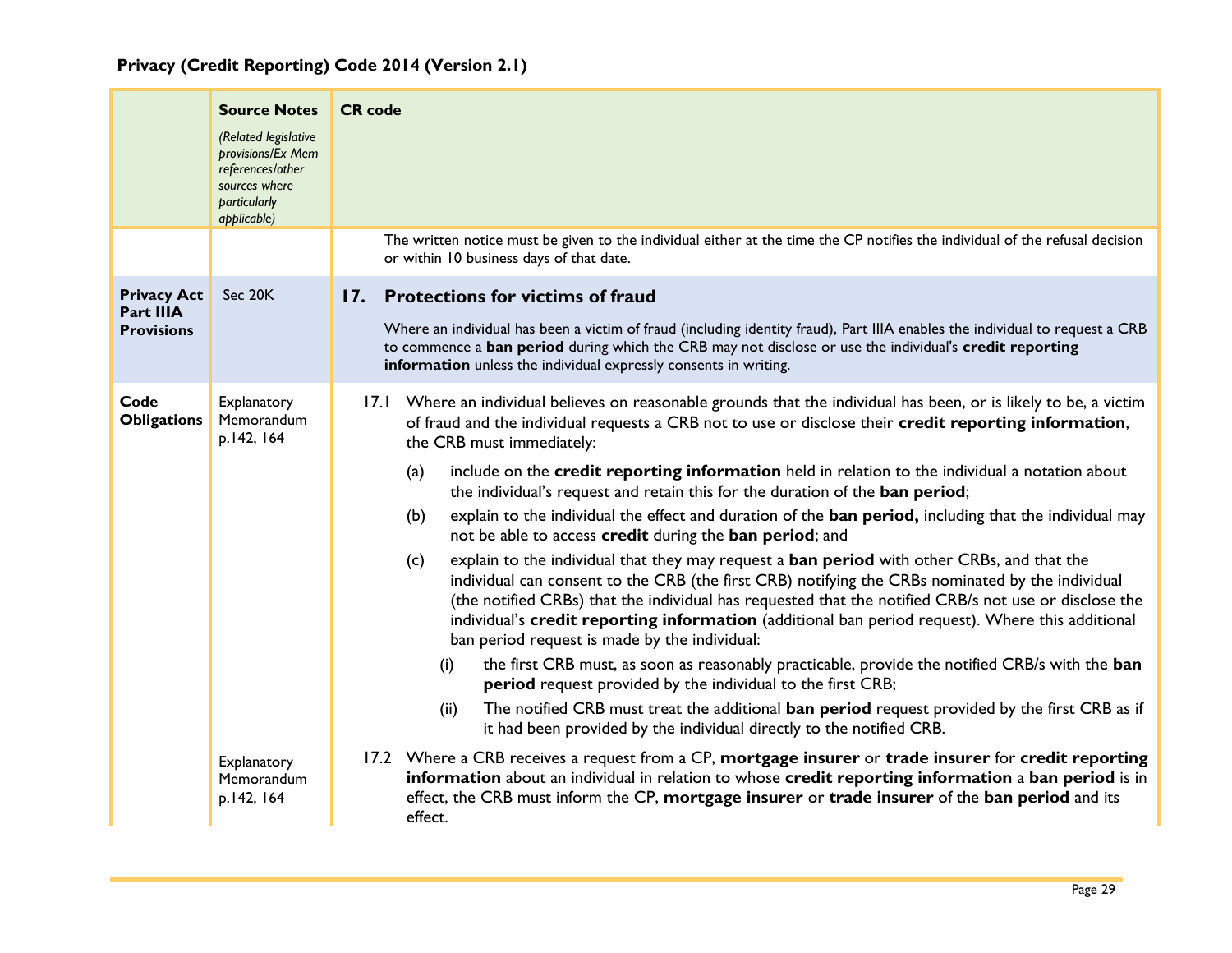**Privacy (Credit Reporting) Code 2014 (Version 2.1)**

| | Source Notes *(Related legislative provisions/Ex Mem references/other sources where particularly applicable)* | CR code |
|---|---|---|
| | | The written notice must be given to the individual either at the time the CP notifies the individual of the refusal decision or within 10 business days of that date. |
| **Privacy Act Part IIIA Provisions** | Sec 20K | **17. Protections for victims of fraud**<br><br>Where an individual has been a victim of fraud (including identity fraud), Part IIIA enables the individual to request a CRB to commence a **ban period** during which the CRB may not disclose or use the individual's **credit reporting information** unless the individual expressly consents in writing. |
| **Code Obligations** | Explanatory Memorandum p.142, 164 | 17.1 Where an individual believes on reasonable grounds that the individual has been, or is likely to be, a victim of fraud and the individual requests a CRB not to use or disclose their **credit reporting information**, the CRB must immediately:<br><br>(a) include on the **credit reporting information** held in relation to the individual a notation about the individual's request and retain this for the duration of the **ban period**;<br><br>(b) explain to the individual the effect and duration of the **ban period,** including that the individual may not be able to access **credit** during the **ban period**; and<br><br>(c) explain to the individual that they may request a **ban period** with other CRBs, and that the individual can consent to the CRB (the first CRB) notifying the CRBs nominated by the individual (the notified CRBs) that the individual has requested that the notified CRB/s not use or disclose the individual's **credit reporting information** (additional ban period request). Where this additional ban period request is made by the individual:<br><br>(i) the first CRB must, as soon as reasonably practicable, provide the notified CRB/s with the **ban period** request provided by the individual to the first CRB;<br><br>(ii) The notified CRB must treat the additional **ban period** request provided by the first CRB as if it had been provided by the individual directly to the notified CRB. |
| | Explanatory Memorandum p.142, 164 | 17.2 Where a CRB receives a request from a CP, **mortgage insurer** or **trade insurer** for **credit reporting information** about an individual in relation to whose **credit reporting information** a **ban period** is in effect, the CRB must inform the CP, **mortgage insurer** or **trade insurer** of the **ban period** and its effect. |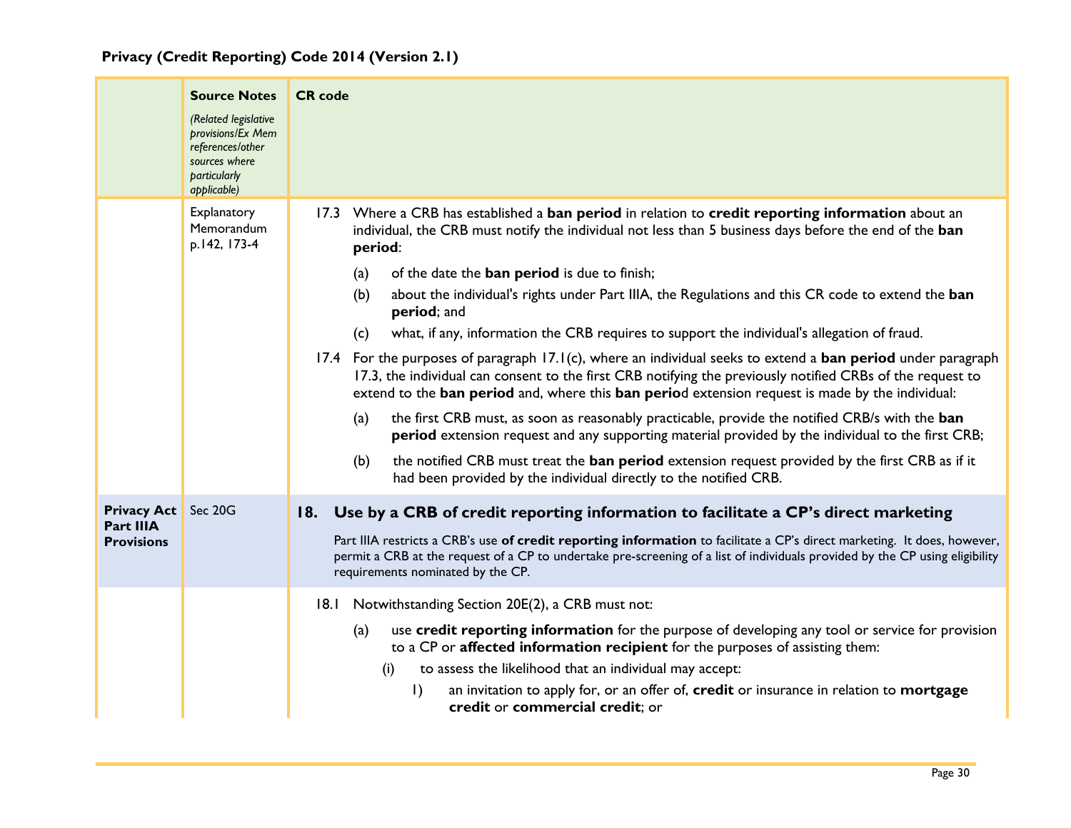**Privacy (Credit Reporting) Code 2014 (Version 2.1)**

| | Source Notes *(Related legislative provisions/Ex Mem references/other sources where particularly applicable)* | CR code |
|---|---|---|
| | Explanatory Memorandum p.142, 173-4 | 17.3 Where a CRB has established a **ban period** in relation to **credit reporting information** about an individual, the CRB must notify the individual not less than 5 business days before the end of the **ban period**:<br>(a) of the date the **ban period** is due to finish;<br>(b) about the individual's rights under Part IIIA, the Regulations and this CR code to extend the **ban period**; and<br>(c) what, if any, information the CRB requires to support the individual's allegation of fraud.<br>17.4 For the purposes of paragraph 17.1(c), where an individual seeks to extend a **ban period** under paragraph 17.3, the individual can consent to the first CRB notifying the previously notified CRBs of the request to extend to the **ban period** and, where this **ban perio**d extension request is made by the individual:<br>(a) the first CRB must, as soon as reasonably practicable, provide the notified CRB/s with the **ban period** extension request and any supporting material provided by the individual to the first CRB;<br>(b) the notified CRB must treat the **ban period** extension request provided by the first CRB as if it had been provided by the individual directly to the notified CRB. |
| **Privacy Act Part IIIA Provisions** | Sec 20G | **18. Use by a CRB of credit reporting information to facilitate a CP's direct marketing**<br>Part IIIA restricts a CRB's use **of credit reporting information** to facilitate a CP's direct marketing. It does, however, permit a CRB at the request of a CP to undertake pre-screening of a list of individuals provided by the CP using eligibility requirements nominated by the CP. |
| | | 18.1 Notwithstanding Section 20E(2), a CRB must not:<br>(a) use **credit reporting information** for the purpose of developing any tool or service for provision to a CP or **affected information recipient** for the purposes of assisting them:<br>(i) to assess the likelihood that an individual may accept:<br>1) an invitation to apply for, or an offer of, **credit** or insurance in relation to **mortgage credit** or **commercial credit**; or |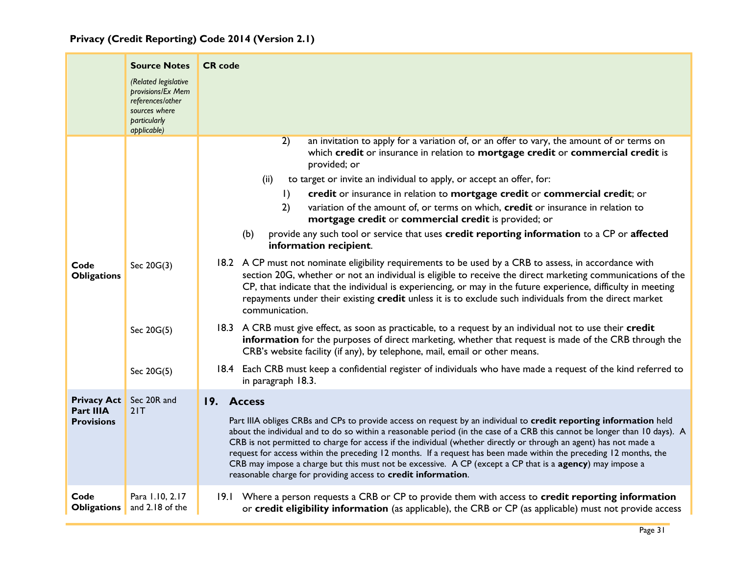| | Source Notes *(Related legislative provisions/Ex Mem references/other sources where particularly applicable)* | CR code |
|---|---|---|
| | | 2) an invitation to apply for a variation of, or an offer to vary, the amount of or terms on which **credit** or insurance in relation to **mortgage credit** or **commercial credit** is provided; or<br><br>(ii) to target or invite an individual to apply, or accept an offer, for:<br><br>1) **credit** or insurance in relation to **mortgage credit** or **commercial credit**; or<br><br>2) variation of the amount of, or terms on which, **credit** or insurance in relation to **mortgage credit** or **commercial credit** is provided; or<br><br>(b) provide any such tool or service that uses **credit reporting information** to a CP or **affected information recipient**. |
| **Code Obligations** | Sec 20G(3) | 18.2 A CP must not nominate eligibility requirements to be used by a CRB to assess, in accordance with section 20G, whether or not an individual is eligible to receive the direct marketing communications of the CP, that indicate that the individual is experiencing, or may in the future experience, difficulty in meeting repayments under their existing **credit** unless it is to exclude such individuals from the direct market communication. |
| | Sec 20G(5) | 18.3 A CRB must give effect, as soon as practicable, to a request by an individual not to use their **credit information** for the purposes of direct marketing, whether that request is made of the CRB through the CRB's website facility (if any), by telephone, mail, email or other means. |
| | Sec 20G(5) | 18.4 Each CRB must keep a confidential register of individuals who have made a request of the kind referred to in paragraph 18.3. |
| **Privacy Act Part IIIA Provisions** | Sec 20R and 21T | **19. Access**<br><br>Part IIIA obliges CRBs and CPs to provide access on request by an individual to **credit reporting information** held about the individual and to do so within a reasonable period (in the case of a CRB this cannot be longer than 10 days). A CRB is not permitted to charge for access if the individual (whether directly or through an agent) has not made a request for access within the preceding 12 months. If a request has been made within the preceding 12 months, the CRB may impose a charge but this must not be excessive. A CP (except a CP that is a **agency**) may impose a reasonable charge for providing access to **credit information**. |
| **Code Obligations** | Para 1.10, 2.17 and 2.18 of the | 19.1 Where a person requests a CRB or CP to provide them with access to **credit reporting information** or **credit eligibility information** (as applicable), the CRB or CP (as applicable) must not provide access |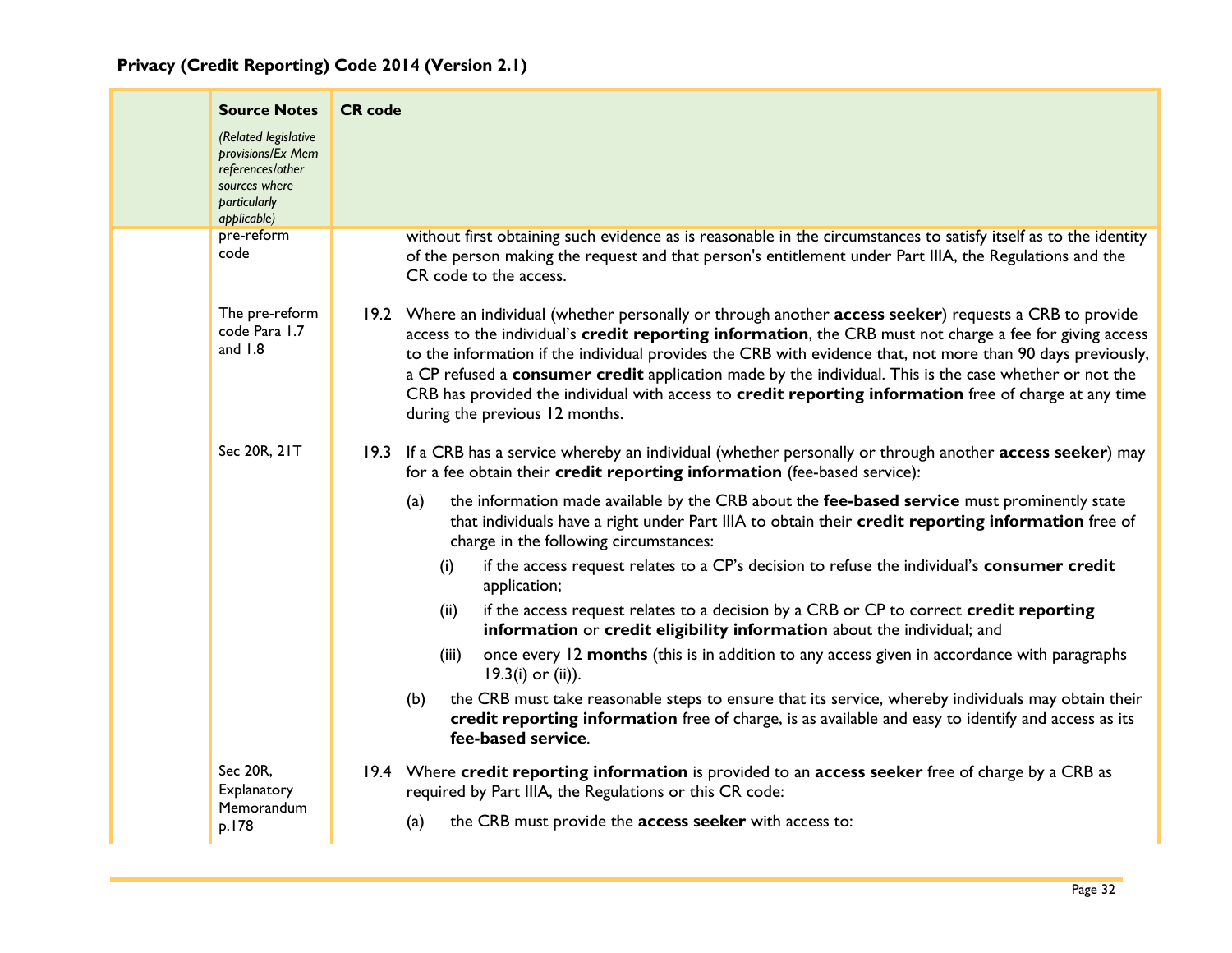| | Source Notes *(Related legislative provisions/Ex Mem references/other sources where particularly applicable)* | CR code |
|---|---|---|
| | pre-reform code | without first obtaining such evidence as is reasonable in the circumstances to satisfy itself as to the identity of the person making the request and that person's entitlement under Part IIIA, the Regulations and the CR code to the access. |
| | The pre-reform code Para 1.7 and 1.8 | 19.2 Where an individual (whether personally or through another **access seeker**) requests a CRB to provide access to the individual's **credit reporting information**, the CRB must not charge a fee for giving access to the information if the individual provides the CRB with evidence that, not more than 90 days previously, a CP refused a **consumer credit** application made by the individual. This is the case whether or not the CRB has provided the individual with access to **credit reporting information** free of charge at any time during the previous 12 months. |
| | Sec 20R, 21T | 19.3 If a CRB has a service whereby an individual (whether personally or through another **access seeker**) may for a fee obtain their **credit reporting information** (fee-based service):<br><br>(a) the information made available by the CRB about the **fee-based service** must prominently state that individuals have a right under Part IIIA to obtain their **credit reporting information** free of charge in the following circumstances:<br><br>(i) if the access request relates to a CP's decision to refuse the individual's **consumer credit** application;<br><br>(ii) if the access request relates to a decision by a CRB or CP to correct **credit reporting information** or **credit eligibility information** about the individual; and<br><br>(iii) once every 12 **months** (this is in addition to any access given in accordance with paragraphs 19.3(i) or (ii)).<br><br>(b) the CRB must take reasonable steps to ensure that its service, whereby individuals may obtain their **credit reporting information** free of charge, is as available and easy to identify and access as its **fee-based service**. |
| | Sec 20R, Explanatory Memorandum p.178 | 19.4 Where **credit reporting information** is provided to an **access seeker** free of charge by a CRB as required by Part IIIA, the Regulations or this CR code:<br><br>(a) the CRB must provide the **access seeker** with access to: |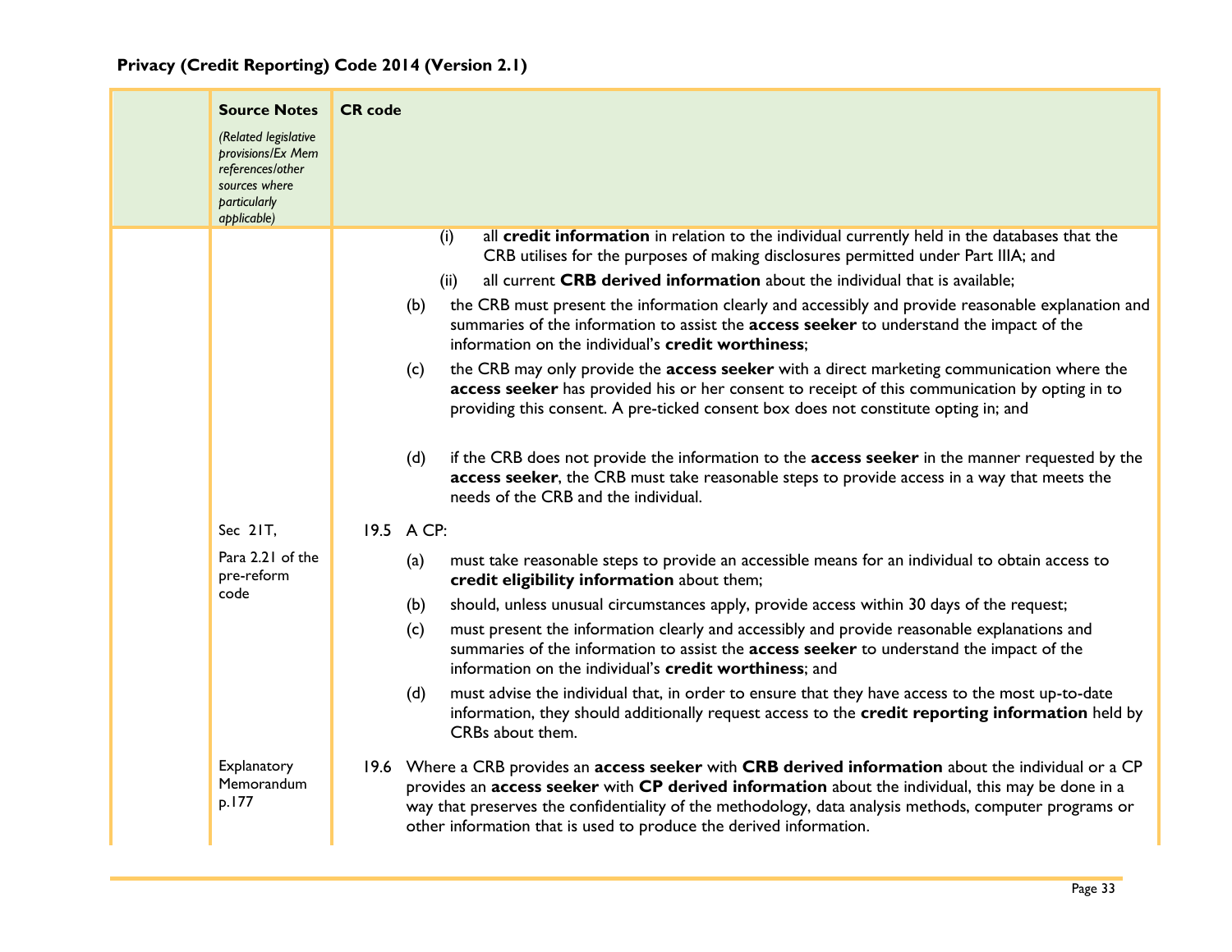| | Source Notes<br>*(Related legislative provisions/Ex Mem references/other sources where particularly applicable)* | CR code |
|---|---|---|
| | | (i) all **credit information** in relation to the individual currently held in the databases that the CRB utilises for the purposes of making disclosures permitted under Part IIIA; and<br>(ii) all current **CRB derived information** about the individual that is available;<br>(b) the CRB must present the information clearly and accessibly and provide reasonable explanation and summaries of the information to assist the **access seeker** to understand the impact of the information on the individual's **credit worthiness**;<br>(c) the CRB may only provide the **access seeker** with a direct marketing communication where the **access seeker** has provided his or her consent to receipt of this communication by opting in to providing this consent. A pre-ticked consent box does not constitute opting in; and<br>(d) if the CRB does not provide the information to the **access seeker** in the manner requested by the **access seeker**, the CRB must take reasonable steps to provide access in a way that meets the needs of the CRB and the individual. |
| | Sec 21T,<br>Para 2.21 of the pre-reform code | 19.5 A CP:<br>(a) must take reasonable steps to provide an accessible means for an individual to obtain access to **credit eligibility information** about them;<br>(b) should, unless unusual circumstances apply, provide access within 30 days of the request;<br>(c) must present the information clearly and accessibly and provide reasonable explanations and summaries of the information to assist the **access seeker** to understand the impact of the information on the individual's **credit worthiness**; and<br>(d) must advise the individual that, in order to ensure that they have access to the most up-to-date information, they should additionally request access to the **credit reporting information** held by CRBs about them. |
| | Explanatory Memorandum p.177 | 19.6 Where a CRB provides an **access seeker** with **CRB derived information** about the individual or a CP provides an **access seeker** with **CP derived information** about the individual, this may be done in a way that preserves the confidentiality of the methodology, data analysis methods, computer programs or other information that is used to produce the derived information. |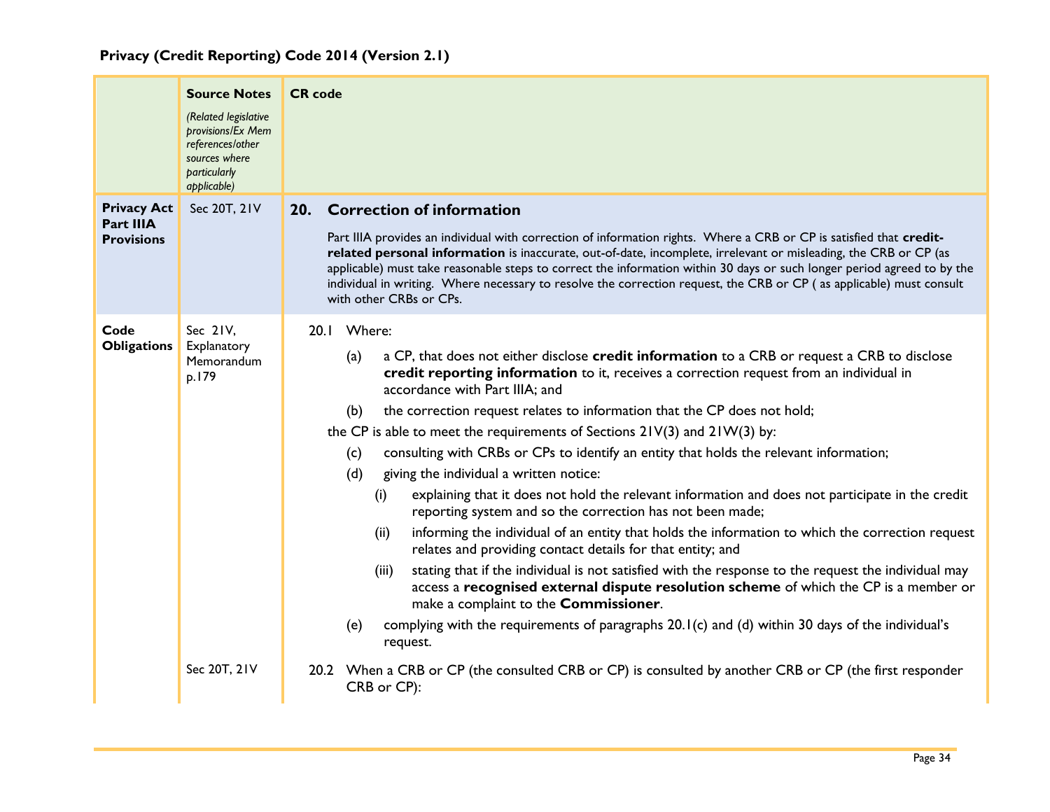**Privacy (Credit Reporting) Code 2014 (Version 2.1)**

| | **Source Notes** *(Related legislative provisions/Ex Mem references/other sources where particularly applicable)* | **CR code** |
|---|---|---|
| **Privacy Act Part IIIA Provisions** | Sec 20T, 21V | **20. Correction of information**<br><br>Part IIIA provides an individual with correction of information rights. Where a CRB or CP is satisfied that **credit-related personal information** is inaccurate, out-of-date, incomplete, irrelevant or misleading, the CRB or CP (as applicable) must take reasonable steps to correct the information within 30 days or such longer period agreed to by the individual in writing. Where necessary to resolve the correction request, the CRB or CP ( as applicable) must consult with other CRBs or CPs. |
| **Code Obligations** | Sec 21V, Explanatory Memorandum p.179 | 20.1 Where:<br>(a) a CP, that does not either disclose **credit information** to a CRB or request a CRB to disclose **credit reporting information** to it, receives a correction request from an individual in accordance with Part IIIA; and<br>(b) the correction request relates to information that the CP does not hold;<br>the CP is able to meet the requirements of Sections 21V(3) and 21W(3) by:<br>(c) consulting with CRBs or CPs to identify an entity that holds the relevant information;<br>(d) giving the individual a written notice:<br>(i) explaining that it does not hold the relevant information and does not participate in the credit reporting system and so the correction has not been made;<br>(ii) informing the individual of an entity that holds the information to which the correction request relates and providing contact details for that entity; and<br>(iii) stating that if the individual is not satisfied with the response to the request the individual may access a **recognised external dispute resolution scheme** of which the CP is a member or make a complaint to the **Commissioner**.<br>(e) complying with the requirements of paragraphs 20.1(c) and (d) within 30 days of the individual's request. |
| | Sec 20T, 21V | 20.2 When a CRB or CP (the consulted CRB or CP) is consulted by another CRB or CP (the first responder CRB or CP): |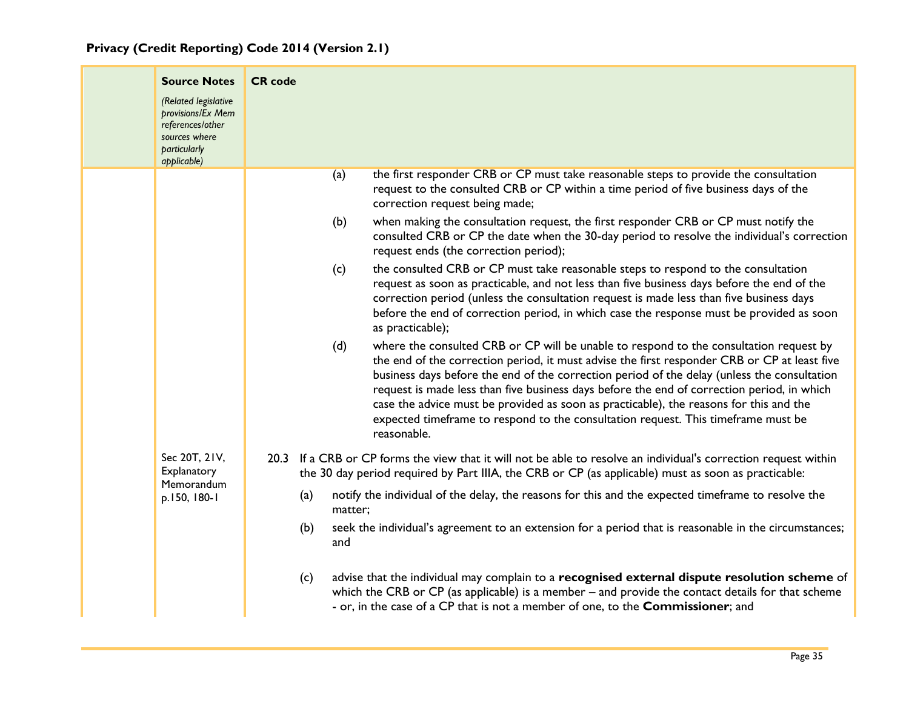| | Source Notes *(Related legislative provisions/Ex Mem references/other sources where particularly applicable)* | CR code |
|---|---|---|
| | | (a) the first responder CRB or CP must take reasonable steps to provide the consultation request to the consulted CRB or CP within a time period of five business days of the correction request being made;<br><br>(b) when making the consultation request, the first responder CRB or CP must notify the consulted CRB or CP the date when the 30-day period to resolve the individual's correction request ends (the correction period);<br><br>(c) the consulted CRB or CP must take reasonable steps to respond to the consultation request as soon as practicable, and not less than five business days before the end of the correction period (unless the consultation request is made less than five business days before the end of correction period, in which case the response must be provided as soon as practicable);<br><br>(d) where the consulted CRB or CP will be unable to respond to the consultation request by the end of the correction period, it must advise the first responder CRB or CP at least five business days before the end of the correction period of the delay (unless the consultation request is made less than five business days before the end of correction period, in which case the advice must be provided as soon as practicable), the reasons for this and the expected timeframe to respond to the consultation request. This timeframe must be reasonable. |
| | Sec 20T, 21V, Explanatory Memorandum p.150, 180-1 | 20.3 If a CRB or CP forms the view that it will not be able to resolve an individual's correction request within the 30 day period required by Part IIIA, the CRB or CP (as applicable) must as soon as practicable:<br><br>(a) notify the individual of the delay, the reasons for this and the expected timeframe to resolve the matter;<br><br>(b) seek the individual's agreement to an extension for a period that is reasonable in the circumstances; and<br><br>(c) advise that the individual may complain to a **recognised external dispute resolution scheme** of which the CRB or CP (as applicable) is a member – and provide the contact details for that scheme - or, in the case of a CP that is not a member of one, to the **Commissioner**; and |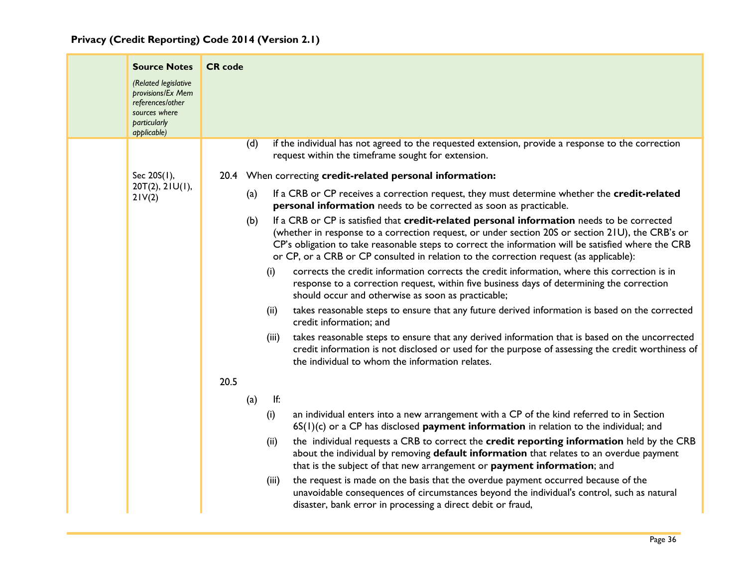| | Source Notes *(Related legislative provisions/Ex Mem references/other sources where particularly applicable)* | CR code |
|---|---|---|
| | | (d) if the individual has not agreed to the requested extension, provide a response to the correction request within the timeframe sought for extension. |
| | Sec 20S(1), 20T(2), 21U(1), 21V(2) | 20.4 When correcting **credit-related personal information:**<br><br>(a) If a CRB or CP receives a correction request, they must determine whether the **credit-related personal information** needs to be corrected as soon as practicable.<br><br>(b) If a CRB or CP is satisfied that **credit-related personal information** needs to be corrected (whether in response to a correction request, or under section 20S or section 21U), the CRB's or CP's obligation to take reasonable steps to correct the information will be satisfied where the CRB or CP, or a CRB or CP consulted in relation to the correction request (as applicable):<br><br>(i) corrects the credit information corrects the credit information, where this correction is in response to a correction request, within five business days of determining the correction should occur and otherwise as soon as practicable;<br><br>(ii) takes reasonable steps to ensure that any future derived information is based on the corrected credit information; and<br><br>(iii) takes reasonable steps to ensure that any derived information that is based on the uncorrected credit information is not disclosed or used for the purpose of assessing the credit worthiness of the individual to whom the information relates. |
| | | 20.5<br><br>(a) If:<br><br>(i) an individual enters into a new arrangement with a CP of the kind referred to in Section 6S(1)(c) or a CP has disclosed **payment information** in relation to the individual; and<br><br>(ii) the individual requests a CRB to correct the **credit reporting information** held by the CRB about the individual by removing **default information** that relates to an overdue payment that is the subject of that new arrangement or **payment information**; and<br><br>(iii) the request is made on the basis that the overdue payment occurred because of the unavoidable consequences of circumstances beyond the individual's control, such as natural disaster, bank error in processing a direct debit or fraud, |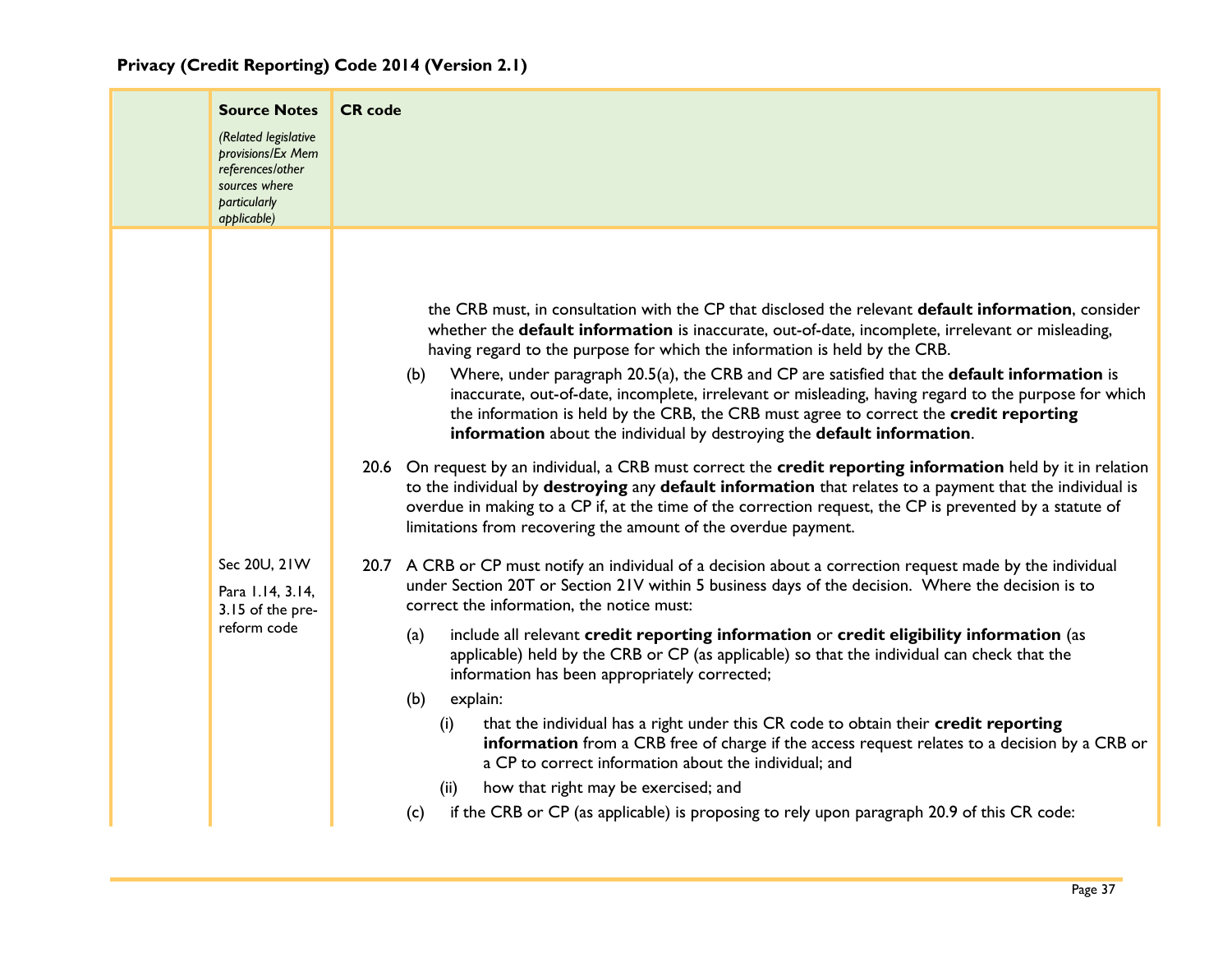**Privacy (Credit Reporting) Code 2014 (Version 2.1)**

| | Source Notes<br>*(Related legislative provisions/Ex Mem references/other sources where particularly applicable)* | CR code |
|---|---|---|
| | | the CRB must, in consultation with the CP that disclosed the relevant **default information**, consider whether the **default information** is inaccurate, out-of-date, incomplete, irrelevant or misleading, having regard to the purpose for which the information is held by the CRB.<br><br>(b) Where, under paragraph 20.5(a), the CRB and CP are satisfied that the **default information** is inaccurate, out-of-date, incomplete, irrelevant or misleading, having regard to the purpose for which the information is held by the CRB, the CRB must agree to correct the **credit reporting information** about the individual by destroying the **default information**. |
| | | 20.6 On request by an individual, a CRB must correct the **credit reporting information** held by it in relation to the individual by **destroying** any **default information** that relates to a payment that the individual is overdue in making to a CP if, at the time of the correction request, the CP is prevented by a statute of limitations from recovering the amount of the overdue payment. |
| | Sec 20U, 21W<br><br>Para 1.14, 3.14, 3.15 of the pre-reform code | 20.7 A CRB or CP must notify an individual of a decision about a correction request made by the individual under Section 20T or Section 21V within 5 business days of the decision. Where the decision is to correct the information, the notice must:<br><br>(a) include all relevant **credit reporting information** or **credit eligibility information** (as applicable) held by the CRB or CP (as applicable) so that the individual can check that the information has been appropriately corrected;<br><br>(b) explain:<br><br>(i) that the individual has a right under this CR code to obtain their **credit reporting information** from a CRB free of charge if the access request relates to a decision by a CRB or a CP to correct information about the individual; and<br><br>(ii) how that right may be exercised; and<br><br>(c) if the CRB or CP (as applicable) is proposing to rely upon paragraph 20.9 of this CR code: |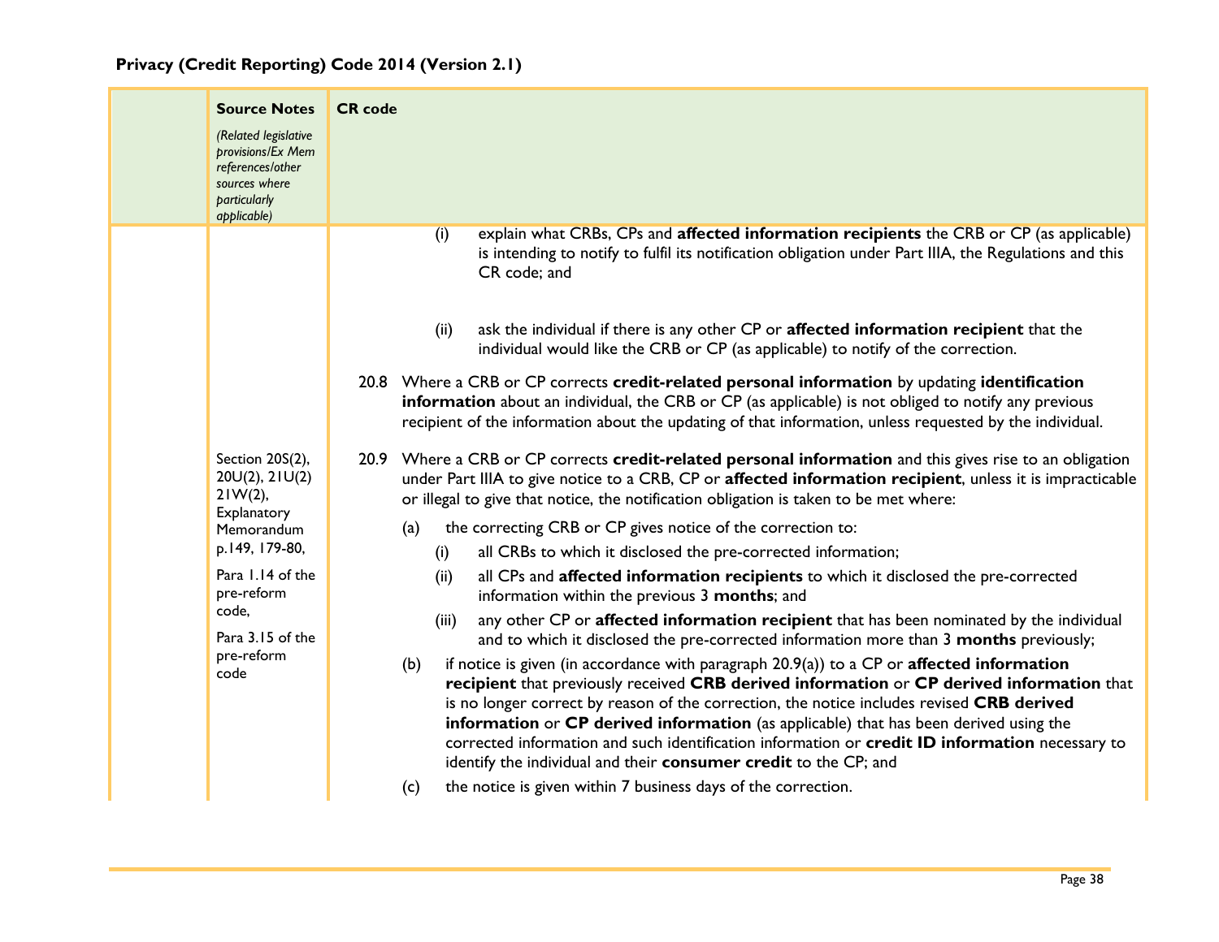| | Source Notes *(Related legislative provisions/Ex Mem references/other sources where particularly applicable)* | CR code |
|---|---|---|
| | | (i) explain what CRBs, CPs and **affected information recipients** the CRB or CP (as applicable) is intending to notify to fulfil its notification obligation under Part IIIA, the Regulations and this CR code; and<br><br>(ii) ask the individual if there is any other CP or **affected information recipient** that the individual would like the CRB or CP (as applicable) to notify of the correction.<br><br>20.8 Where a CRB or CP corrects **credit-related personal information** by updating **identification information** about an individual, the CRB or CP (as applicable) is not obliged to notify any previous recipient of the information about the updating of that information, unless requested by the individual. |
| | Section 20S(2), 20U(2), 21U(2) 21W(2), Explanatory Memorandum p.149, 179-80,<br><br>Para 1.14 of the pre-reform code,<br><br>Para 3.15 of the pre-reform code | 20.9 Where a CRB or CP corrects **credit-related personal information** and this gives rise to an obligation under Part IIIA to give notice to a CRB, CP or **affected information recipient**, unless it is impracticable or illegal to give that notice, the notification obligation is taken to be met where:<br><br>(a) the correcting CRB or CP gives notice of the correction to:<br>(i) all CRBs to which it disclosed the pre-corrected information;<br>(ii) all CPs and **affected information recipients** to which it disclosed the pre-corrected information within the previous 3 **months**; and<br>(iii) any other CP or **affected information recipient** that has been nominated by the individual and to which it disclosed the pre-corrected information more than 3 **months** previously;<br><br>(b) if notice is given (in accordance with paragraph 20.9(a)) to a CP or **affected information recipient** that previously received **CRB derived information** or **CP derived information** that is no longer correct by reason of the correction, the notice includes revised **CRB derived information** or **CP derived information** (as applicable) that has been derived using the corrected information and such identification information or **credit ID information** necessary to identify the individual and their **consumer credit** to the CP; and<br><br>(c) the notice is given within 7 business days of the correction. |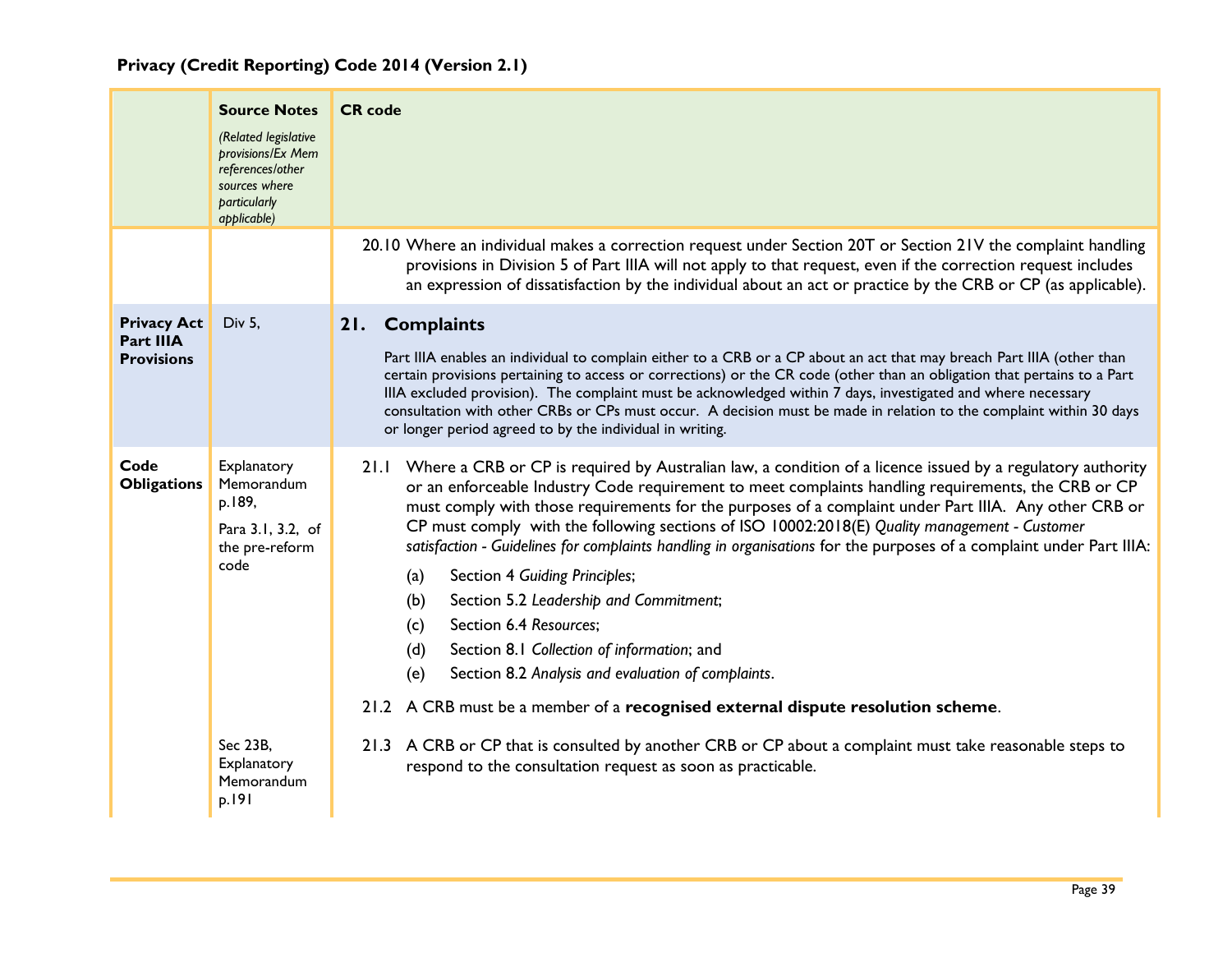| | Source Notes *(Related legislative provisions/Ex Mem references/other sources where particularly applicable)* | CR code |
|---|---|---|
| | | 20.10 Where an individual makes a correction request under Section 20T or Section 21V the complaint handling provisions in Division 5 of Part IIIA will not apply to that request, even if the correction request includes an expression of dissatisfaction by the individual about an act or practice by the CRB or CP (as applicable). |
| **Privacy Act Part IIIA Provisions** | Div 5, | **21. Complaints**<br><br>Part IIIA enables an individual to complain either to a CRB or a CP about an act that may breach Part IIIA (other than certain provisions pertaining to access or corrections) or the CR code (other than an obligation that pertains to a Part IIIA excluded provision). The complaint must be acknowledged within 7 days, investigated and where necessary consultation with other CRBs or CPs must occur. A decision must be made in relation to the complaint within 30 days or longer period agreed to by the individual in writing. |
| **Code Obligations** | Explanatory Memorandum p.189,<br><br>Para 3.1, 3.2, of the pre-reform code | 21.1 Where a CRB or CP is required by Australian law, a condition of a licence issued by a regulatory authority or an enforceable Industry Code requirement to meet complaints handling requirements, the CRB or CP must comply with those requirements for the purposes of a complaint under Part IIIA. Any other CRB or CP must comply with the following sections of ISO 10002:2018(E) *Quality management - Customer satisfaction - Guidelines for complaints handling in organisations* for the purposes of a complaint under Part IIIA:<br><br>(a) Section 4 *Guiding Principles*;<br>(b) Section 5.2 *Leadership and Commitment*;<br>(c) Section 6.4 *Resources*;<br>(d) Section 8.1 *Collection of information*; and<br>(e) Section 8.2 *Analysis and evaluation of complaints*.<br><br>21.2 A CRB must be a member of a **recognised external dispute resolution scheme**. |
| | Sec 23B, Explanatory Memorandum p.191 | 21.3 A CRB or CP that is consulted by another CRB or CP about a complaint must take reasonable steps to respond to the consultation request as soon as practicable. |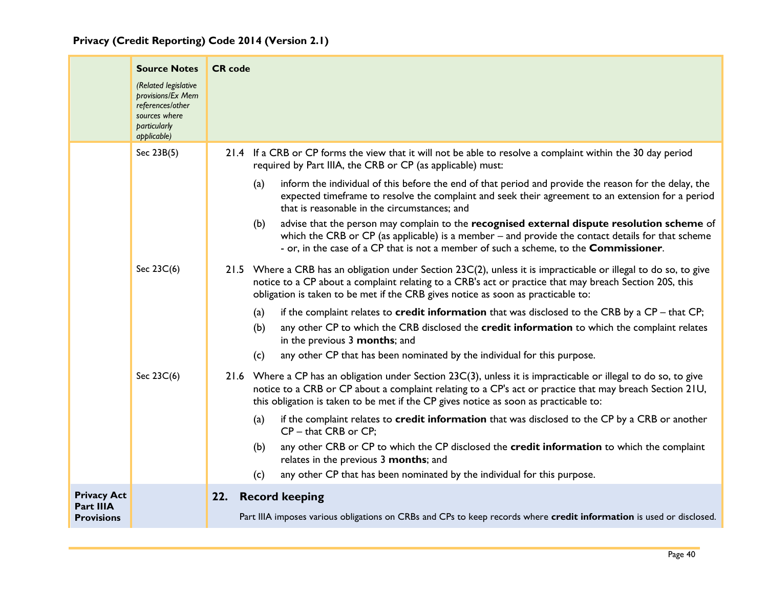| | **Source Notes** *(Related legislative provisions/Ex Mem references/other sources where particularly applicable)* | **CR code** |
|---|---|---|
| | Sec 23B(5) | 21.4 If a CRB or CP forms the view that it will not be able to resolve a complaint within the 30 day period required by Part IIIA, the CRB or CP (as applicable) must:<br><br>(a) inform the individual of this before the end of that period and provide the reason for the delay, the expected timeframe to resolve the complaint and seek their agreement to an extension for a period that is reasonable in the circumstances; and<br><br>(b) advise that the person may complain to the **recognised external dispute resolution scheme** of which the CRB or CP (as applicable) is a member – and provide the contact details for that scheme - or, in the case of a CP that is not a member of such a scheme, to the **Commissioner**. |
| | Sec 23C(6) | 21.5 Where a CRB has an obligation under Section 23C(2), unless it is impracticable or illegal to do so, to give notice to a CP about a complaint relating to a CRB's act or practice that may breach Section 20S, this obligation is taken to be met if the CRB gives notice as soon as practicable to:<br><br>(a) if the complaint relates to **credit information** that was disclosed to the CRB by a CP – that CP;<br><br>(b) any other CP to which the CRB disclosed the **credit information** to which the complaint relates in the previous 3 **months**; and<br><br>(c) any other CP that has been nominated by the individual for this purpose. |
| | Sec 23C(6) | 21.6 Where a CP has an obligation under Section 23C(3), unless it is impracticable or illegal to do so, to give notice to a CRB or CP about a complaint relating to a CP's act or practice that may breach Section 21U, this obligation is taken to be met if the CP gives notice as soon as practicable to:<br><br>(a) if the complaint relates to **credit information** that was disclosed to the CP by a CRB or another CP – that CRB or CP;<br><br>(b) any other CRB or CP to which the CP disclosed the **credit information** to which the complaint relates in the previous 3 **months**; and<br><br>(c) any other CP that has been nominated by the individual for this purpose. |
| **Privacy Act Part IIIA Provisions** | | **22. Record keeping**<br><br>Part IIIA imposes various obligations on CRBs and CPs to keep records where **credit information** is used or disclosed. |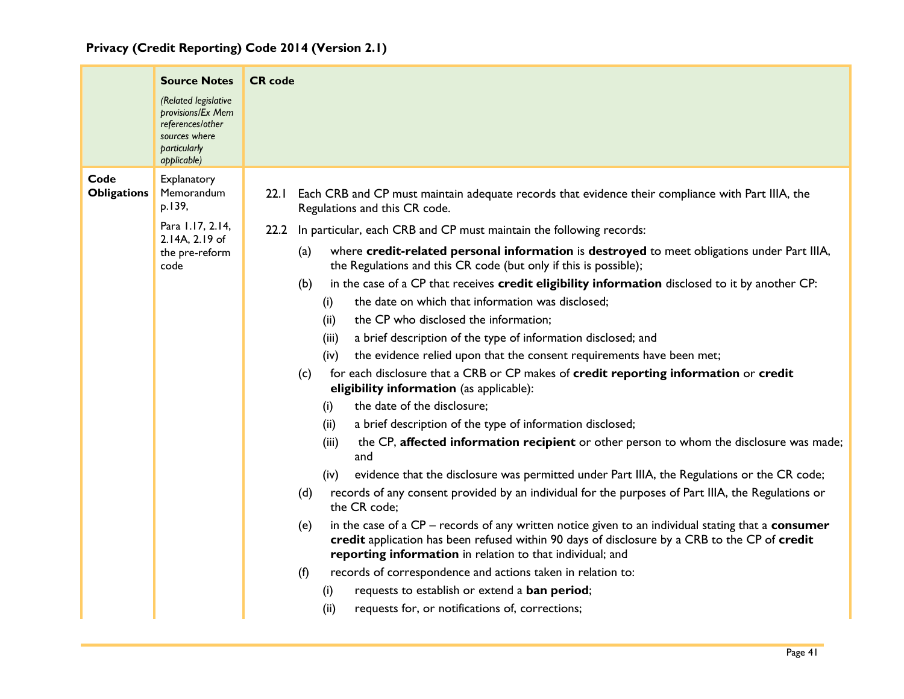**Privacy (Credit Reporting) Code 2014 (Version 2.1)**

| | **Source Notes** *(Related legislative provisions/Ex Mem references/other sources where particularly applicable)* | **CR code** |
|---|---|---|
| **Code Obligations** | Explanatory Memorandum p.139,<br><br>Para 1.17, 2.14, 2.14A, 2.19 of the pre-reform code | 22.1 Each CRB and CP must maintain adequate records that evidence their compliance with Part IIIA, the Regulations and this CR code.<br><br>22.2 In particular, each CRB and CP must maintain the following records:<br><br>(a) where **credit-related personal information** is **destroyed** to meet obligations under Part IIIA, the Regulations and this CR code (but only if this is possible);<br><br>(b) in the case of a CP that receives **credit eligibility information** disclosed to it by another CP:<br>(i) the date on which that information was disclosed;<br>(ii) the CP who disclosed the information;<br>(iii) a brief description of the type of information disclosed; and<br>(iv) the evidence relied upon that the consent requirements have been met;<br><br>(c) for each disclosure that a CRB or CP makes of **credit reporting information** or **credit eligibility information** (as applicable):<br>(i) the date of the disclosure;<br>(ii) a brief description of the type of information disclosed;<br>(iii) the CP, **affected information recipient** or other person to whom the disclosure was made; and<br>(iv) evidence that the disclosure was permitted under Part IIIA, the Regulations or the CR code;<br><br>(d) records of any consent provided by an individual for the purposes of Part IIIA, the Regulations or the CR code;<br><br>(e) in the case of a CP – records of any written notice given to an individual stating that a **consumer credit** application has been refused within 90 days of disclosure by a CRB to the CP of **credit reporting information** in relation to that individual; and<br><br>(f) records of correspondence and actions taken in relation to:<br>(i) requests to establish or extend a **ban period**;<br>(ii) requests for, or notifications of, corrections; |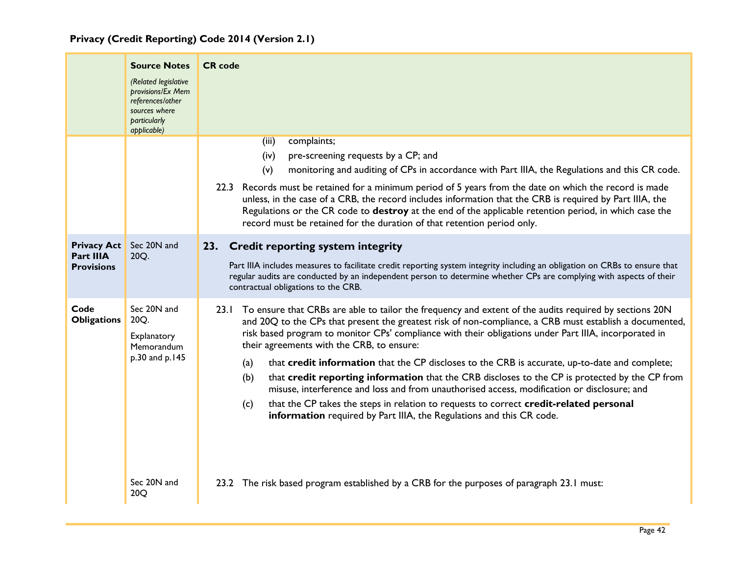**Privacy (Credit Reporting) Code 2014 (Version 2.1)**

| | **Source Notes** *(Related legislative provisions/Ex Mem references/other sources where particularly applicable)* | **CR code** |
|---|---|---|
| | | (iii) complaints;<br>(iv) pre-screening requests by a CP; and<br>(v) monitoring and auditing of CPs in accordance with Part IIIA, the Regulations and this CR code.<br><br>22.3 Records must be retained for a minimum period of 5 years from the date on which the record is made unless, in the case of a CRB, the record includes information that the CRB is required by Part IIIA, the Regulations or the CR code to **destroy** at the end of the applicable retention period, in which case the record must be retained for the duration of that retention period only. |
| **Privacy Act Part IIIA Provisions** | Sec 20N and 20Q. | **23. Credit reporting system integrity**<br><br>Part IIIA includes measures to facilitate credit reporting system integrity including an obligation on CRBs to ensure that regular audits are conducted by an independent person to determine whether CPs are complying with aspects of their contractual obligations to the CRB. |
| **Code Obligations** | Sec 20N and 20Q.<br><br>Explanatory Memorandum p.30 and p.145 | 23.1 To ensure that CRBs are able to tailor the frequency and extent of the audits required by sections 20N and 20Q to the CPs that present the greatest risk of non-compliance, a CRB must establish a documented, risk based program to monitor CPs' compliance with their obligations under Part IIIA, incorporated in their agreements with the CRB, to ensure:<br><br>(a) that **credit information** that the CP discloses to the CRB is accurate, up-to-date and complete;<br>(b) that **credit reporting information** that the CRB discloses to the CP is protected by the CP from misuse, interference and loss and from unauthorised access, modification or disclosure; and<br>(c) that the CP takes the steps in relation to requests to correct **credit-related personal information** required by Part IIIA, the Regulations and this CR code. |
| | Sec 20N and 20Q | 23.2 The risk based program established by a CRB for the purposes of paragraph 23.1 must: |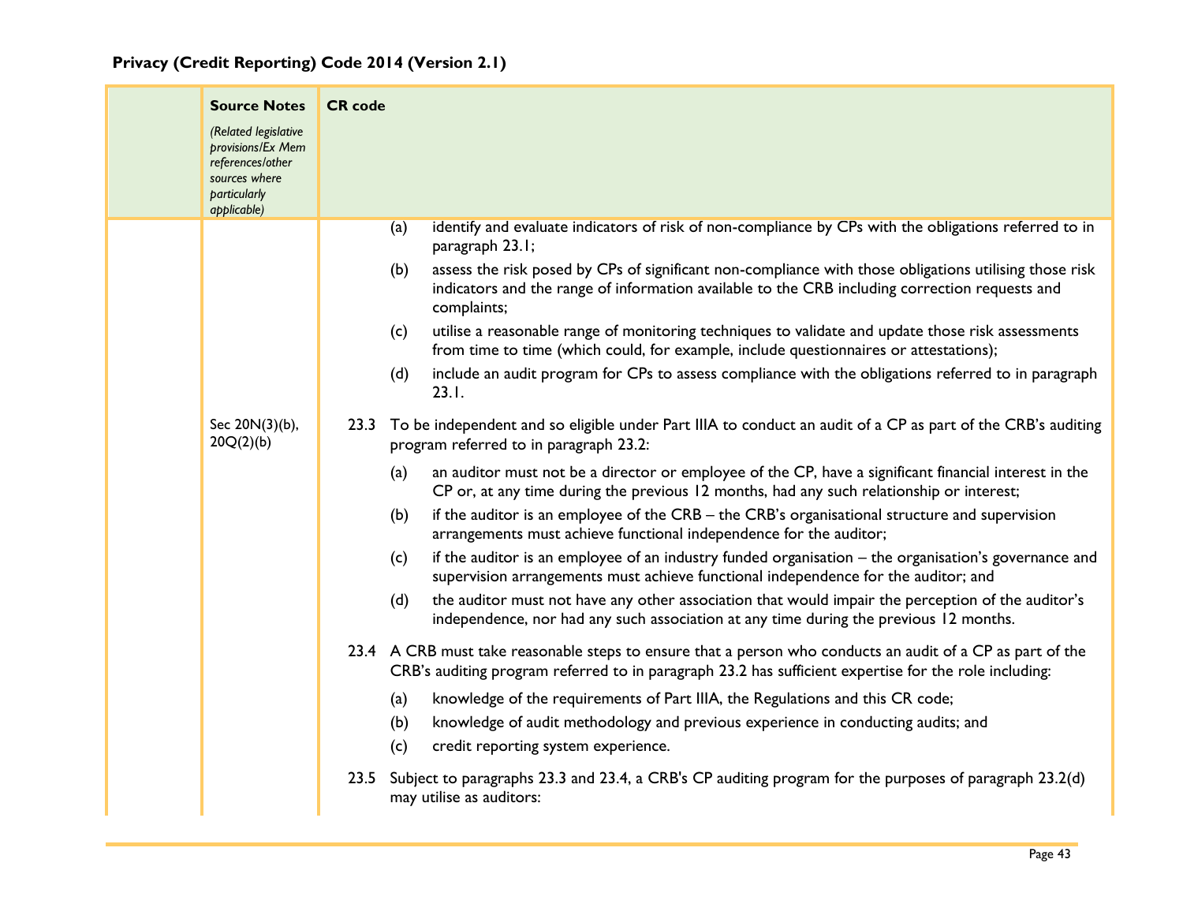| | Source Notes *(Related legislative provisions/Ex Mem references/other sources where particularly applicable)* | CR code |
|---|---|---|
| | | (a) identify and evaluate indicators of risk of non-compliance by CPs with the obligations referred to in paragraph 23.1;<br>(b) assess the risk posed by CPs of significant non-compliance with those obligations utilising those risk indicators and the range of information available to the CRB including correction requests and complaints;<br>(c) utilise a reasonable range of monitoring techniques to validate and update those risk assessments from time to time (which could, for example, include questionnaires or attestations);<br>(d) include an audit program for CPs to assess compliance with the obligations referred to in paragraph 23.1. |
| | Sec 20N(3)(b), 20Q(2)(b) | 23.3 To be independent and so eligible under Part IIIA to conduct an audit of a CP as part of the CRB's auditing program referred to in paragraph 23.2:<br>(a) an auditor must not be a director or employee of the CP, have a significant financial interest in the CP or, at any time during the previous 12 months, had any such relationship or interest;<br>(b) if the auditor is an employee of the CRB – the CRB's organisational structure and supervision arrangements must achieve functional independence for the auditor;<br>(c) if the auditor is an employee of an industry funded organisation – the organisation's governance and supervision arrangements must achieve functional independence for the auditor; and<br>(d) the auditor must not have any other association that would impair the perception of the auditor's independence, nor had any such association at any time during the previous 12 months. |
| | | 23.4 A CRB must take reasonable steps to ensure that a person who conducts an audit of a CP as part of the CRB's auditing program referred to in paragraph 23.2 has sufficient expertise for the role including:<br>(a) knowledge of the requirements of Part IIIA, the Regulations and this CR code;<br>(b) knowledge of audit methodology and previous experience in conducting audits; and<br>(c) credit reporting system experience. |
| | | 23.5 Subject to paragraphs 23.3 and 23.4, a CRB's CP auditing program for the purposes of paragraph 23.2(d) may utilise as auditors: |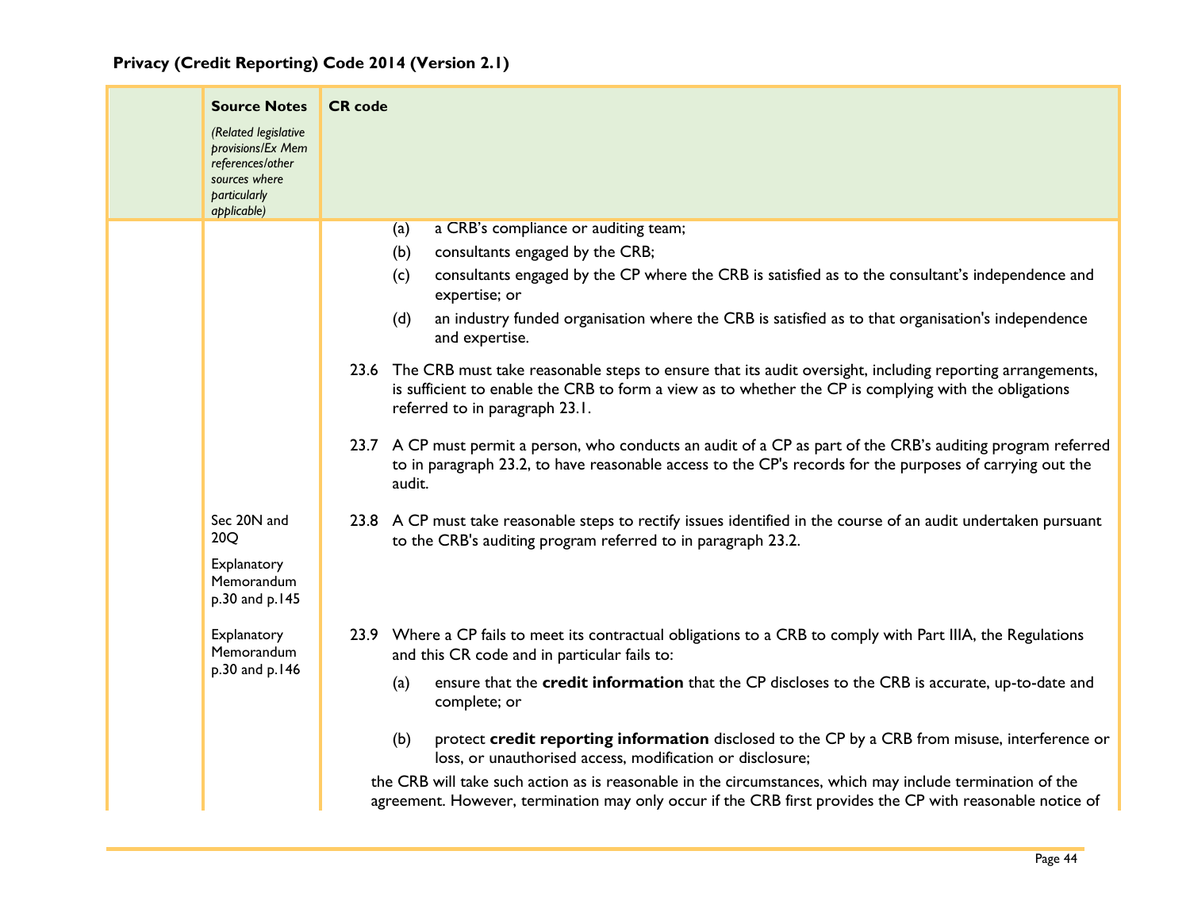| | Source Notes *(Related legislative provisions/Ex Mem references/other sources where particularly applicable)* | CR code |
|---|---|---|
| | | (a) a CRB's compliance or auditing team;<br>(b) consultants engaged by the CRB;<br>(c) consultants engaged by the CP where the CRB is satisfied as to the consultant's independence and expertise; or<br>(d) an industry funded organisation where the CRB is satisfied as to that organisation's independence and expertise. |
| | | 23.6 The CRB must take reasonable steps to ensure that its audit oversight, including reporting arrangements, is sufficient to enable the CRB to form a view as to whether the CP is complying with the obligations referred to in paragraph 23.1. |
| | | 23.7 A CP must permit a person, who conducts an audit of a CP as part of the CRB's auditing program referred to in paragraph 23.2, to have reasonable access to the CP's records for the purposes of carrying out the audit. |
| | Sec 20N and 20Q<br>Explanatory Memorandum p.30 and p.145 | 23.8 A CP must take reasonable steps to rectify issues identified in the course of an audit undertaken pursuant to the CRB's auditing program referred to in paragraph 23.2. |
| | Explanatory Memorandum p.30 and p.146 | 23.9 Where a CP fails to meet its contractual obligations to a CRB to comply with Part IIIA, the Regulations and this CR code and in particular fails to:<br>(a) ensure that the **credit information** that the CP discloses to the CRB is accurate, up-to-date and complete; or<br>(b) protect **credit reporting information** disclosed to the CP by a CRB from misuse, interference or loss, or unauthorised access, modification or disclosure;<br>the CRB will take such action as is reasonable in the circumstances, which may include termination of the agreement. However, termination may only occur if the CRB first provides the CP with reasonable notice of |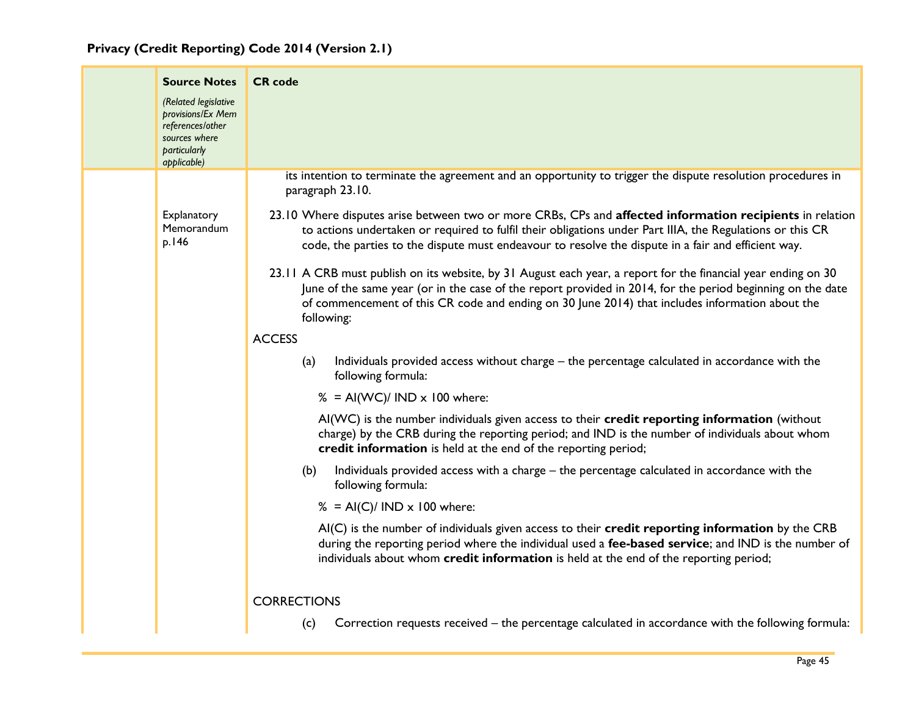**Privacy (Credit Reporting) Code 2014 (Version 2.1)**

| | Source Notes *(Related legislative provisions/Ex Mem references/other sources where particularly applicable)* | CR code |
|---|---|---|
| | | its intention to terminate the agreement and an opportunity to trigger the dispute resolution procedures in paragraph 23.10. |
| | Explanatory Memorandum p.146 | 23.10 Where disputes arise between two or more CRBs, CPs and **affected information recipients** in relation to actions undertaken or required to fulfil their obligations under Part IIIA, the Regulations or this CR code, the parties to the dispute must endeavour to resolve the dispute in a fair and efficient way. |
| | | 23.11 A CRB must publish on its website, by 31 August each year, a report for the financial year ending on 30 June of the same year (or in the case of the report provided in 2014, for the period beginning on the date of commencement of this CR code and ending on 30 June 2014) that includes information about the following: |
| | | ACCESS |
| | | (a) Individuals provided access without charge – the percentage calculated in accordance with the following formula: |
| | | % = AI(WC)/ IND x 100 where: |
| | | AI(WC) is the number individuals given access to their **credit reporting information** (without charge) by the CRB during the reporting period; and IND is the number of individuals about whom **credit information** is held at the end of the reporting period; |
| | | (b) Individuals provided access with a charge – the percentage calculated in accordance with the following formula: |
| | | % = AI(C)/ IND x 100 where: |
| | | AI(C) is the number of individuals given access to their **credit reporting information** by the CRB during the reporting period where the individual used a **fee-based service**; and IND is the number of individuals about whom **credit information** is held at the end of the reporting period; |
| | | CORRECTIONS |
| | | (c) Correction requests received – the percentage calculated in accordance with the following formula: |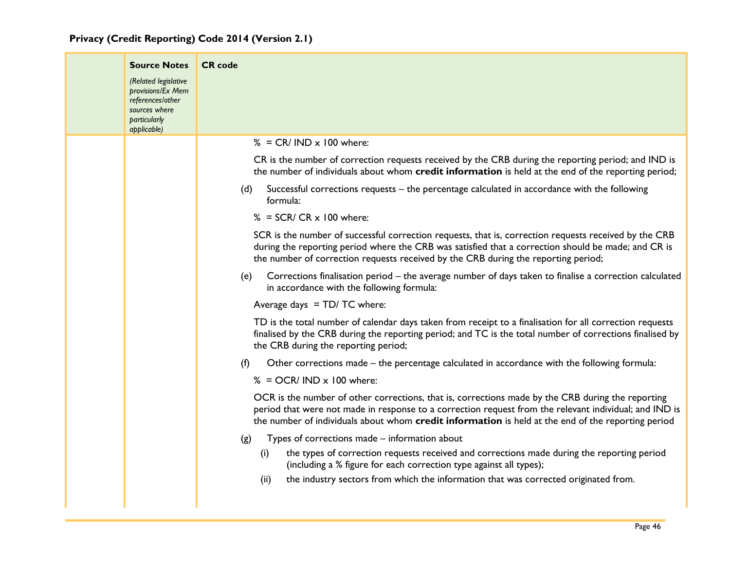| | Source Notes *(Related legislative provisions/Ex Mem references/other sources where particularly applicable)* | CR code |
|---|---|---|
| | | % = CR/ IND x 100 where:<br><br>CR is the number of correction requests received by the CRB during the reporting period; and IND is the number of individuals about whom **credit information** is held at the end of the reporting period;<br><br>(d) Successful corrections requests – the percentage calculated in accordance with the following formula:<br><br>% = SCR/ CR x 100 where:<br><br>SCR is the number of successful correction requests, that is, correction requests received by the CRB during the reporting period where the CRB was satisfied that a correction should be made; and CR is the number of correction requests received by the CRB during the reporting period;<br><br>(e) Corrections finalisation period – the average number of days taken to finalise a correction calculated in accordance with the following formula:<br><br>Average days = TD/ TC where:<br><br>TD is the total number of calendar days taken from receipt to a finalisation for all correction requests finalised by the CRB during the reporting period; and TC is the total number of corrections finalised by the CRB during the reporting period;<br><br>(f) Other corrections made – the percentage calculated in accordance with the following formula:<br><br>% = OCR/ IND x 100 where:<br><br>OCR is the number of other corrections, that is, corrections made by the CRB during the reporting period that were not made in response to a correction request from the relevant individual; and IND is the number of individuals about whom **credit information** is held at the end of the reporting period<br><br>(g) Types of corrections made – information about<br><br>(i) the types of correction requests received and corrections made during the reporting period (including a % figure for each correction type against all types);<br><br>(ii) the industry sectors from which the information that was corrected originated from. |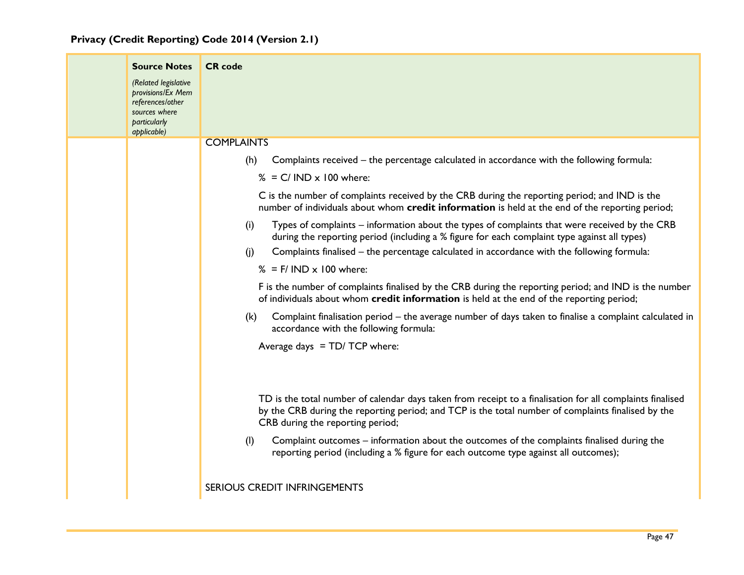| | Source Notes *(Related legislative provisions/Ex Mem references/other sources where particularly applicable)* | CR code |
|---|---|---|
| | | COMPLAINTS<br><br>(h) Complaints received – the percentage calculated in accordance with the following formula:<br><br>$\% = C / IND \times 100$ where:<br><br>C is the number of complaints received by the CRB during the reporting period; and IND is the number of individuals about whom **credit information** is held at the end of the reporting period;<br><br>(i) Types of complaints – information about the types of complaints that were received by the CRB during the reporting period (including a % figure for each complaint type against all types)<br><br>(j) Complaints finalised – the percentage calculated in accordance with the following formula:<br><br>$\% = F / IND \times 100$ where:<br><br>F is the number of complaints finalised by the CRB during the reporting period; and IND is the number of individuals about whom **credit information** is held at the end of the reporting period;<br><br>(k) Complaint finalisation period – the average number of days taken to finalise a complaint calculated in accordance with the following formula:<br><br>Average days $= TD / TCP$ where:<br><br>TD is the total number of calendar days taken from receipt to a finalisation for all complaints finalised by the CRB during the reporting period; and TCP is the total number of complaints finalised by the CRB during the reporting period;<br><br>(l) Complaint outcomes – information about the outcomes of the complaints finalised during the reporting period (including a % figure for each outcome type against all outcomes);<br><br>SERIOUS CREDIT INFRINGEMENTS |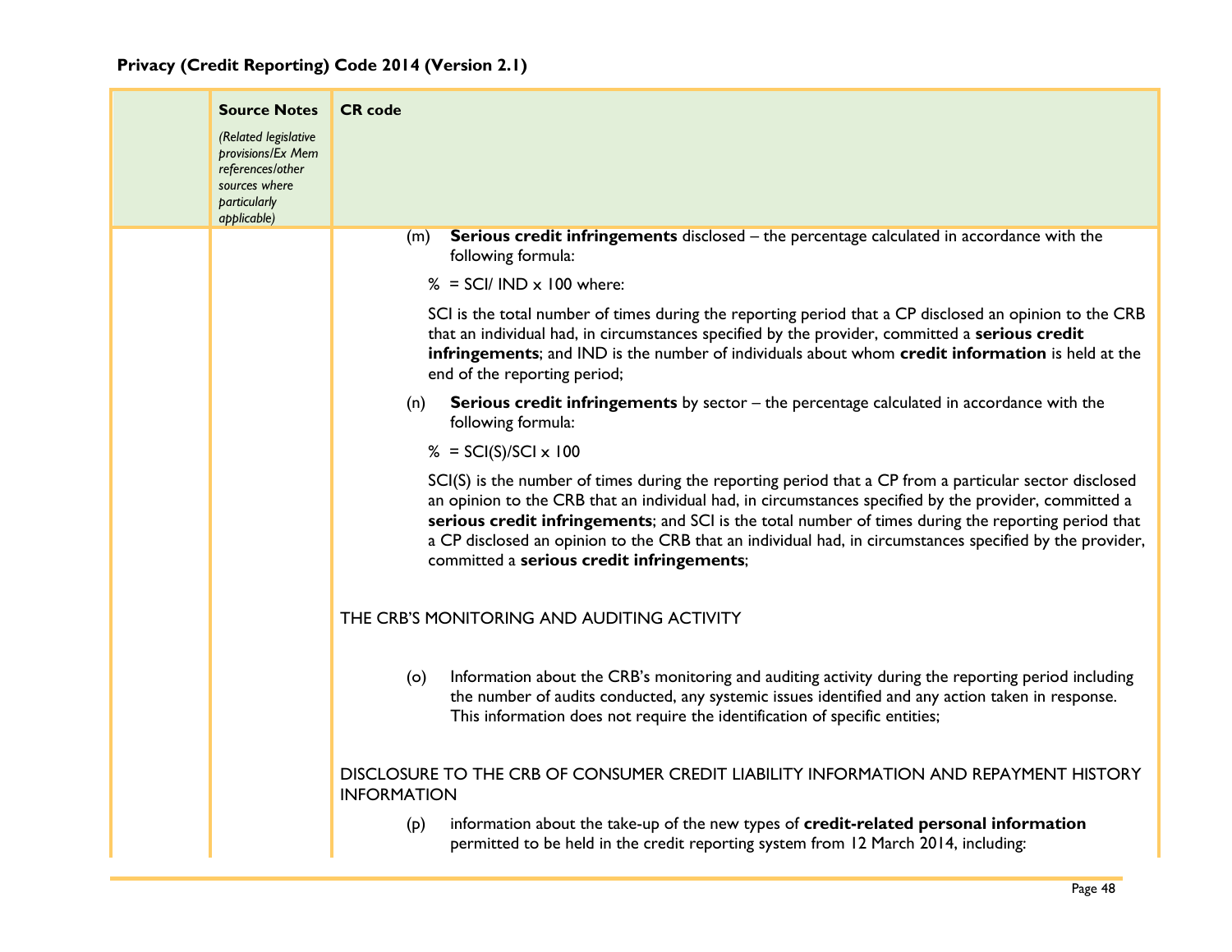| | Source Notes *(Related legislative provisions/Ex Mem references/other sources where particularly applicable)* | CR code |
|---|---|---|
| | | (m) **Serious credit infringements** disclosed – the percentage calculated in accordance with the following formula:<br><br>% = SCI/ IND x 100 where:<br><br>SCI is the total number of times during the reporting period that a CP disclosed an opinion to the CRB that an individual had, in circumstances specified by the provider, committed a **serious credit infringements**; and IND is the number of individuals about whom **credit information** is held at the end of the reporting period;<br><br>(n) **Serious credit infringements** by sector – the percentage calculated in accordance with the following formula:<br><br>% = SCI(S)/SCI x 100<br><br>SCI(S) is the number of times during the reporting period that a CP from a particular sector disclosed an opinion to the CRB that an individual had, in circumstances specified by the provider, committed a **serious credit infringements**; and SCI is the total number of times during the reporting period that a CP disclosed an opinion to the CRB that an individual had, in circumstances specified by the provider, committed a **serious credit infringements**;<br><br>THE CRB'S MONITORING AND AUDITING ACTIVITY<br><br>(o) Information about the CRB's monitoring and auditing activity during the reporting period including the number of audits conducted, any systemic issues identified and any action taken in response. This information does not require the identification of specific entities;<br><br>DISCLOSURE TO THE CRB OF CONSUMER CREDIT LIABILITY INFORMATION AND REPAYMENT HISTORY INFORMATION<br><br>(p) information about the take-up of the new types of **credit-related personal information** permitted to be held in the credit reporting system from 12 March 2014, including: |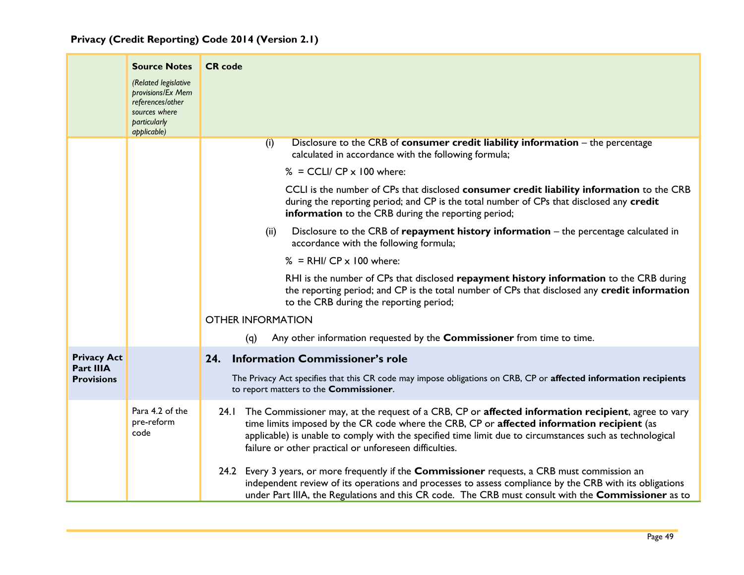**Privacy (Credit Reporting) Code 2014 (Version 2.1)**

| | **Source Notes** *(Related legislative provisions/Ex Mem references/other sources where particularly applicable)* | **CR code** |
|---|---|---|
| | | (i) Disclosure to the CRB of **consumer credit liability information** – the percentage calculated in accordance with the following formula; <br><br> % = CCLI/ CP x 100 where: <br><br> CCLI is the number of CPs that disclosed **consumer credit liability information** to the CRB during the reporting period; and CP is the total number of CPs that disclosed any **credit information** to the CRB during the reporting period; <br><br> (ii) Disclosure to the CRB of **repayment history information** – the percentage calculated in accordance with the following formula; <br><br> % = RHI/ CP x 100 where: <br><br> RHI is the number of CPs that disclosed **repayment history information** to the CRB during the reporting period; and CP is the total number of CPs that disclosed any **credit information** to the CRB during the reporting period; <br><br> OTHER INFORMATION <br><br> (q) Any other information requested by the **Commissioner** from time to time. |
| **Privacy Act Part IIIA Provisions** | | **24. Information Commissioner's role** <br><br> The Privacy Act specifies that this CR code may impose obligations on CRB, CP or **affected information recipients** to report matters to the **Commissioner**. |
| | Para 4.2 of the pre-reform code | 24.1 The Commissioner may, at the request of a CRB, CP or **affected information recipient**, agree to vary time limits imposed by the CR code where the CRB, CP or **affected information recipient** (as applicable) is unable to comply with the specified time limit due to circumstances such as technological failure or other practical or unforeseen difficulties. <br><br> 24.2 Every 3 years, or more frequently if the **Commissioner** requests, a CRB must commission an independent review of its operations and processes to assess compliance by the CRB with its obligations under Part IIIA, the Regulations and this CR code. The CRB must consult with the **Commissioner** as to |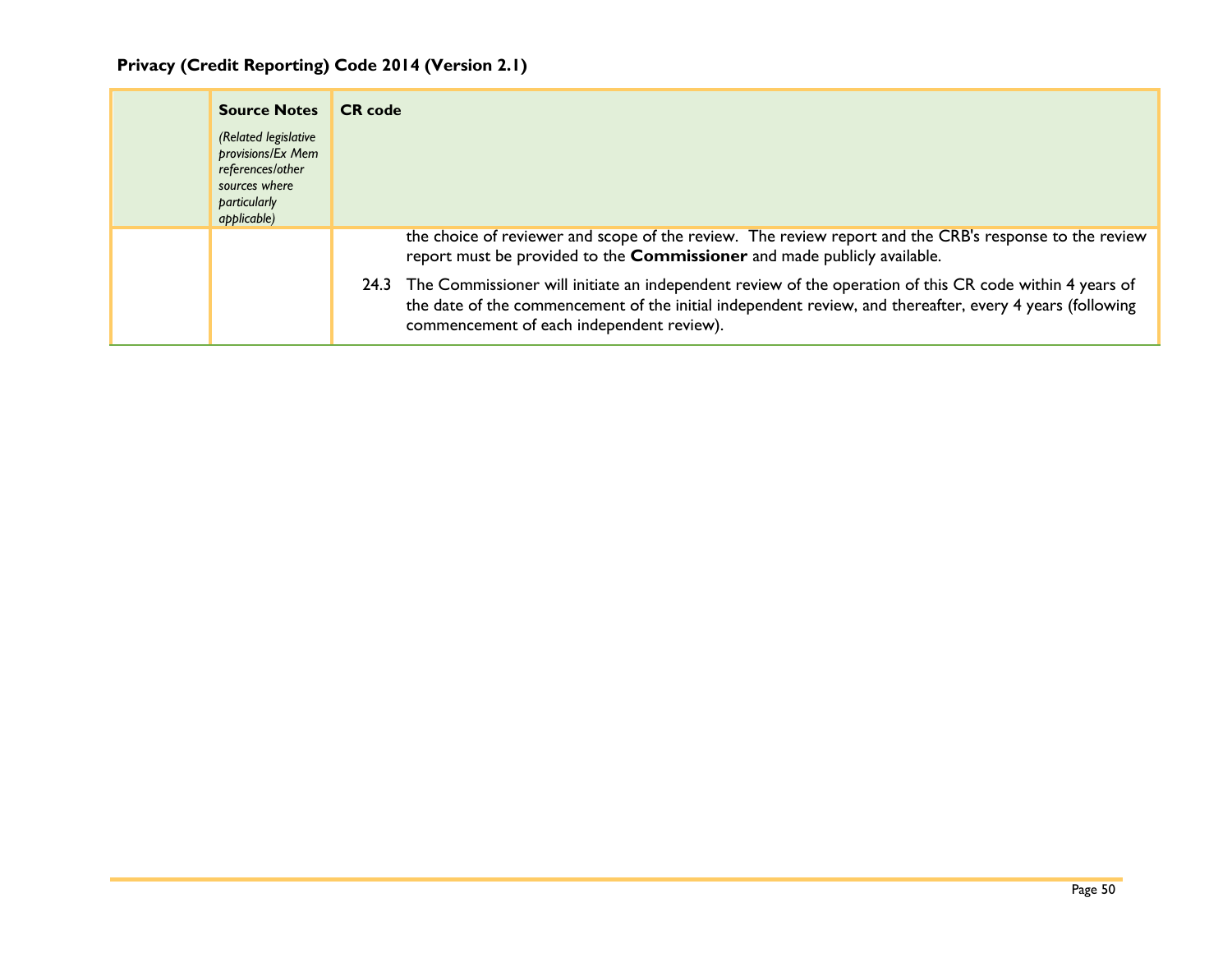| | Source Notes *(Related legislative provisions/Ex Mem references/other sources where particularly applicable)* | CR code |
|---|---|---|
| | | the choice of reviewer and scope of the review. The review report and the CRB's response to the review report must be provided to the **Commissioner** and made publicly available.<br><br>24.3 The Commissioner will initiate an independent review of the operation of this CR code within 4 years of the date of the commencement of the initial independent review, and thereafter, every 4 years (following commencement of each independent review). |